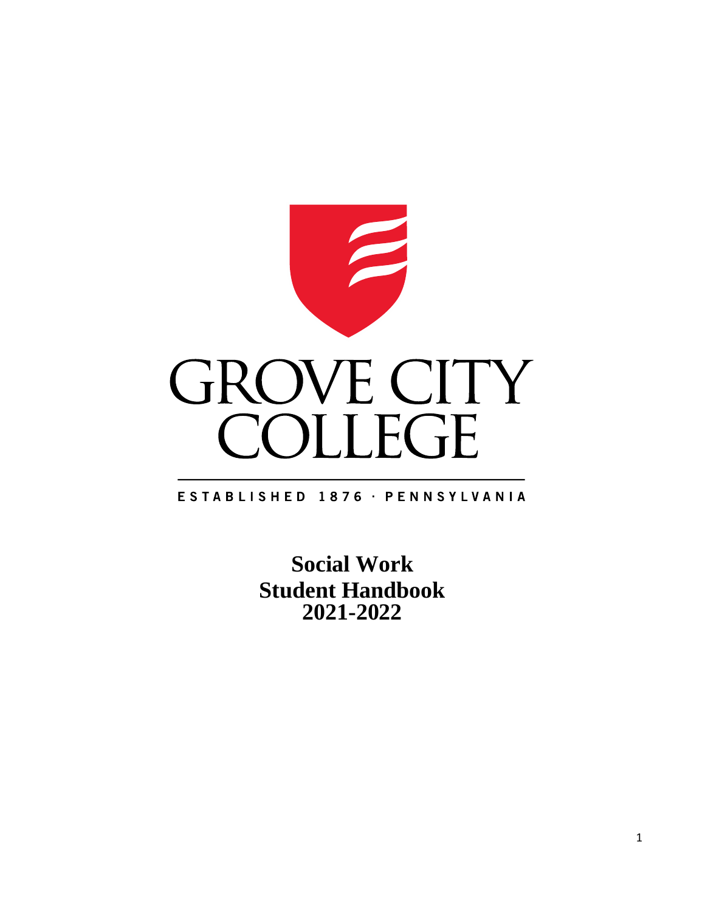GROVE CITY COLLEGE

ESTABLISHED 1876 · PENNSYLVANIA

# Social Work Student Handbook 2021-2022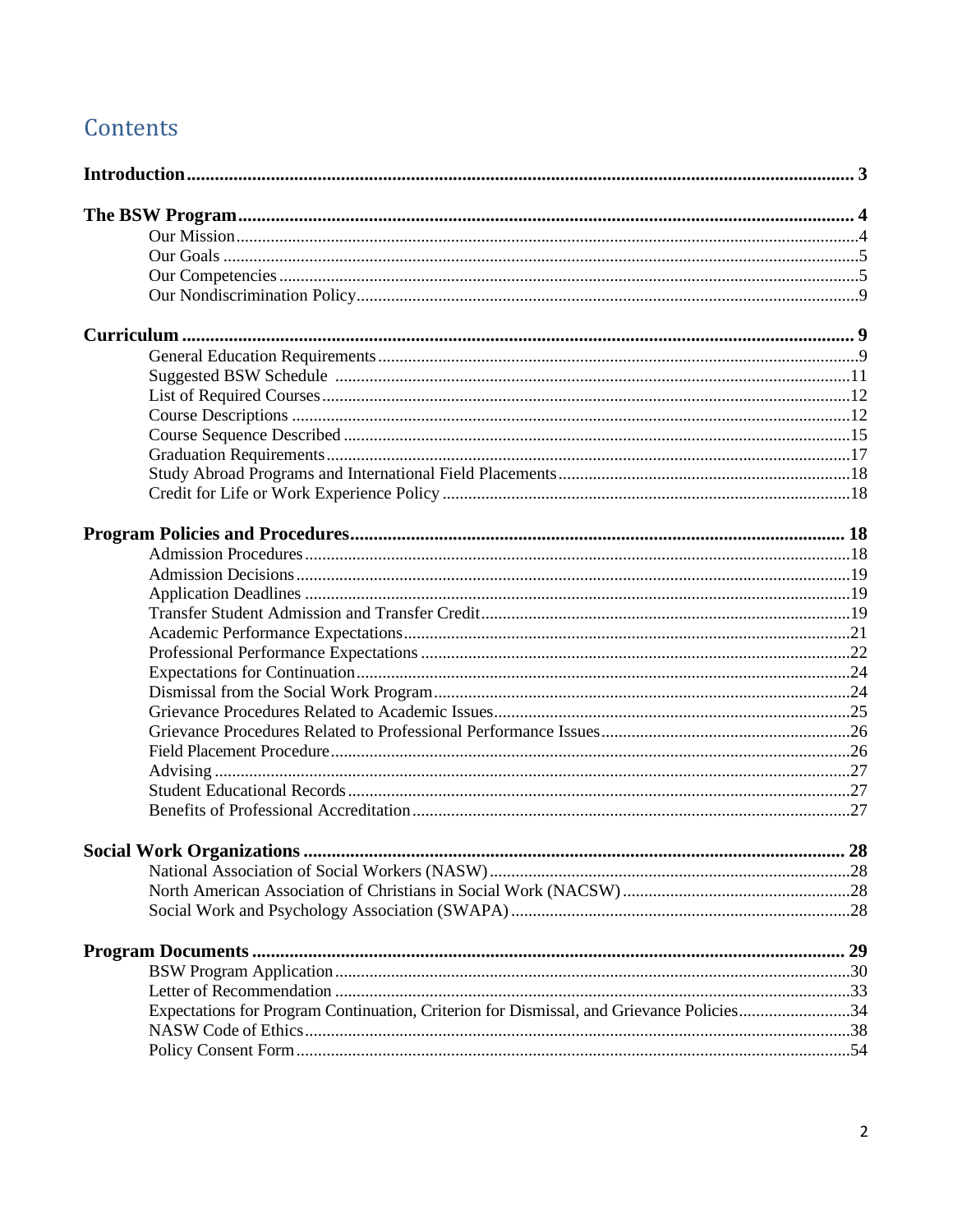# Contents

**Introduction** .......... **3**

**The BSW Program** .......... **4**

- Our Mission .......... 4
- Our Goals .......... 5
- Our Competencies .......... 5
- Our Nondiscrimination Policy .......... 9

**Curriculum** .......... **9**

- General Education Requirements .......... 9
- Suggested BSW Schedule .......... 11
- List of Required Courses .......... 12
- Course Descriptions .......... 12
- Course Sequence Described .......... 15
- Graduation Requirements .......... 17
- Study Abroad Programs and International Field Placements .......... 18
- Credit for Life or Work Experience Policy .......... 18

**Program Policies and Procedures** .......... **18**

- Admission Procedures .......... 18
- Admission Decisions .......... 19
- Application Deadlines .......... 19
- Transfer Student Admission and Transfer Credit .......... 19
- Academic Performance Expectations .......... 21
- Professional Performance Expectations .......... 22
- Expectations for Continuation .......... 24
- Dismissal from the Social Work Program .......... 24
- Grievance Procedures Related to Academic Issues .......... 25
- Grievance Procedures Related to Professional Performance Issues .......... 26
- Field Placement Procedure .......... 26
- Advising .......... 27
- Student Educational Records .......... 27
- Benefits of Professional Accreditation .......... 27

**Social Work Organizations** .......... **28**

- National Association of Social Workers (NASW) .......... 28
- North American Association of Christians in Social Work (NACSW) .......... 28
- Social Work and Psychology Association (SWAPA) .......... 28

**Program Documents** .......... **29**

- BSW Program Application .......... 30
- Letter of Recommendation .......... 33
- Expectations for Program Continuation, Criterion for Dismissal, and Grievance Policies .......... 34
- NASW Code of Ethics .......... 38
- Policy Consent Form .......... 54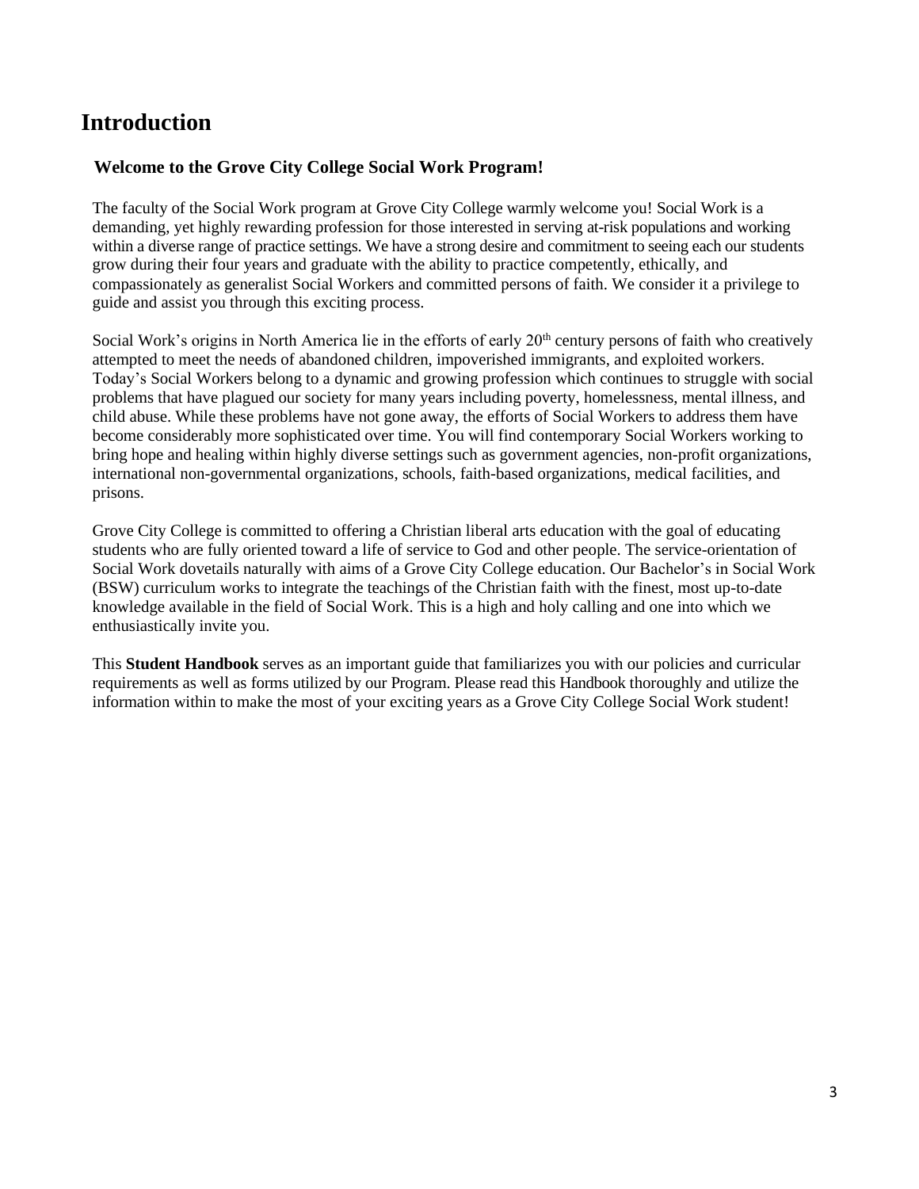# Introduction

### Welcome to the Grove City College Social Work Program!

The faculty of the Social Work program at Grove City College warmly welcome you! Social Work is a demanding, yet highly rewarding profession for those interested in serving at-risk populations and working within a diverse range of practice settings. We have a strong desire and commitment to seeing each our students grow during their four years and graduate with the ability to practice competently, ethically, and compassionately as generalist Social Workers and committed persons of faith. We consider it a privilege to guide and assist you through this exciting process.

Social Work's origins in North America lie in the efforts of early 20th century persons of faith who creatively attempted to meet the needs of abandoned children, impoverished immigrants, and exploited workers. Today's Social Workers belong to a dynamic and growing profession which continues to struggle with social problems that have plagued our society for many years including poverty, homelessness, mental illness, and child abuse. While these problems have not gone away, the efforts of Social Workers to address them have become considerably more sophisticated over time. You will find contemporary Social Workers working to bring hope and healing within highly diverse settings such as government agencies, non-profit organizations, international non-governmental organizations, schools, faith-based organizations, medical facilities, and prisons.

Grove City College is committed to offering a Christian liberal arts education with the goal of educating students who are fully oriented toward a life of service to God and other people. The service-orientation of Social Work dovetails naturally with aims of a Grove City College education. Our Bachelor's in Social Work (BSW) curriculum works to integrate the teachings of the Christian faith with the finest, most up-to-date knowledge available in the field of Social Work. This is a high and holy calling and one into which we enthusiastically invite you.

This **Student Handbook** serves as an important guide that familiarizes you with our policies and curricular requirements as well as forms utilized by our Program. Please read this Handbook thoroughly and utilize the information within to make the most of your exciting years as a Grove City College Social Work student!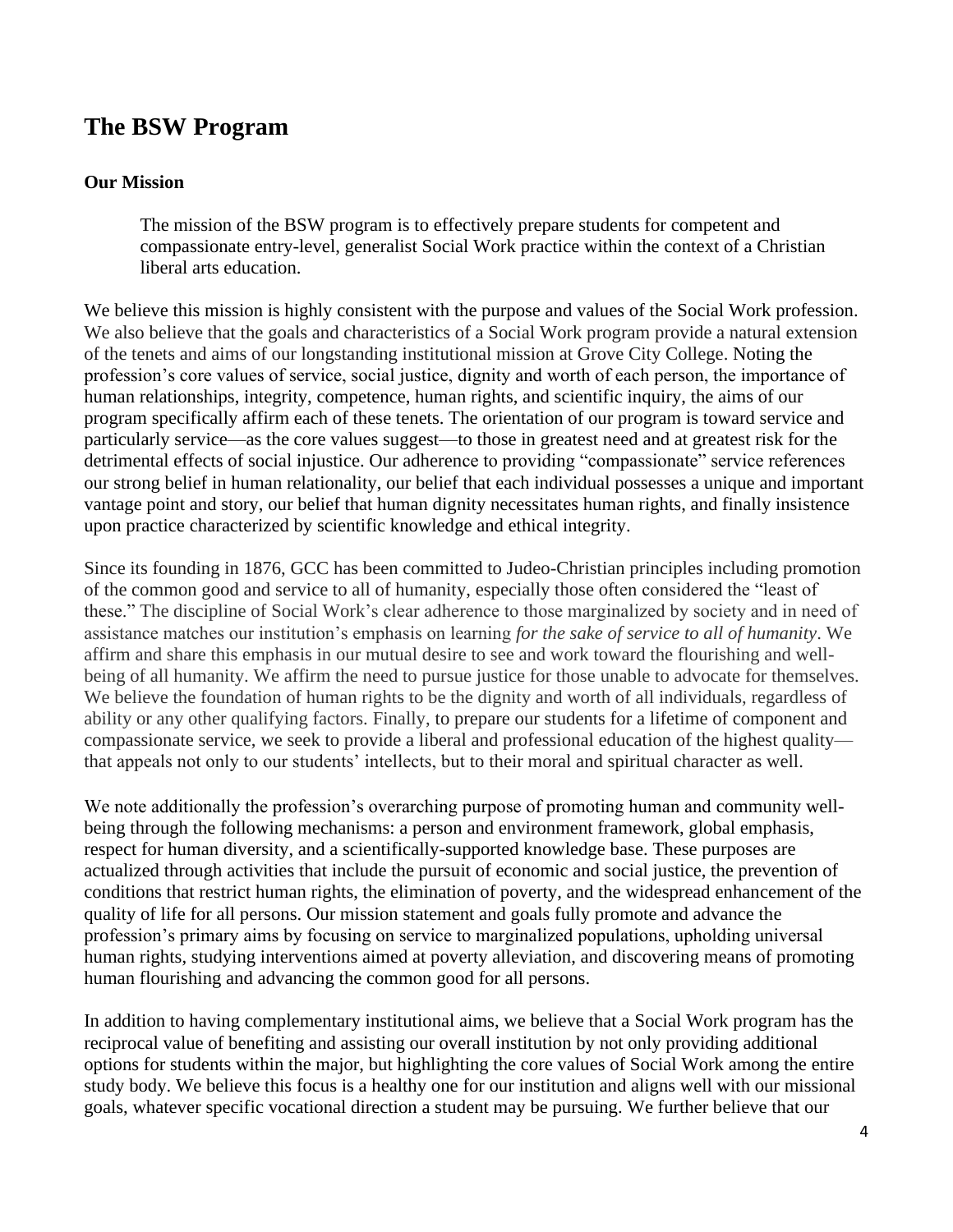## The BSW Program

### Our Mission

> The mission of the BSW program is to effectively prepare students for competent and compassionate entry-level, generalist Social Work practice within the context of a Christian liberal arts education.

We believe this mission is highly consistent with the purpose and values of the Social Work profession. We also believe that the goals and characteristics of a Social Work program provide a natural extension of the tenets and aims of our longstanding institutional mission at Grove City College. Noting the profession's core values of service, social justice, dignity and worth of each person, the importance of human relationships, integrity, competence, human rights, and scientific inquiry, the aims of our program specifically affirm each of these tenets. The orientation of our program is toward service and particularly service—as the core values suggest—to those in greatest need and at greatest risk for the detrimental effects of social injustice. Our adherence to providing "compassionate" service references our strong belief in human relationality, our belief that each individual possesses a unique and important vantage point and story, our belief that human dignity necessitates human rights, and finally insistence upon practice characterized by scientific knowledge and ethical integrity.

Since its founding in 1876, GCC has been committed to Judeo-Christian principles including promotion of the common good and service to all of humanity, especially those often considered the "least of these." The discipline of Social Work's clear adherence to those marginalized by society and in need of assistance matches our institution's emphasis on learning *for the sake of service to all of humanity*. We affirm and share this emphasis in our mutual desire to see and work toward the flourishing and well-being of all humanity. We affirm the need to pursue justice for those unable to advocate for themselves. We believe the foundation of human rights to be the dignity and worth of all individuals, regardless of ability or any other qualifying factors. Finally, to prepare our students for a lifetime of component and compassionate service, we seek to provide a liberal and professional education of the highest quality—that appeals not only to our students' intellects, but to their moral and spiritual character as well.

We note additionally the profession's overarching purpose of promoting human and community well-being through the following mechanisms: a person and environment framework, global emphasis, respect for human diversity, and a scientifically-supported knowledge base. These purposes are actualized through activities that include the pursuit of economic and social justice, the prevention of conditions that restrict human rights, the elimination of poverty, and the widespread enhancement of the quality of life for all persons. Our mission statement and goals fully promote and advance the profession's primary aims by focusing on service to marginalized populations, upholding universal human rights, studying interventions aimed at poverty alleviation, and discovering means of promoting human flourishing and advancing the common good for all persons.

In addition to having complementary institutional aims, we believe that a Social Work program has the reciprocal value of benefiting and assisting our overall institution by not only providing additional options for students within the major, but highlighting the core values of Social Work among the entire study body. We believe this focus is a healthy one for our institution and aligns well with our missional goals, whatever specific vocational direction a student may be pursuing. We further believe that our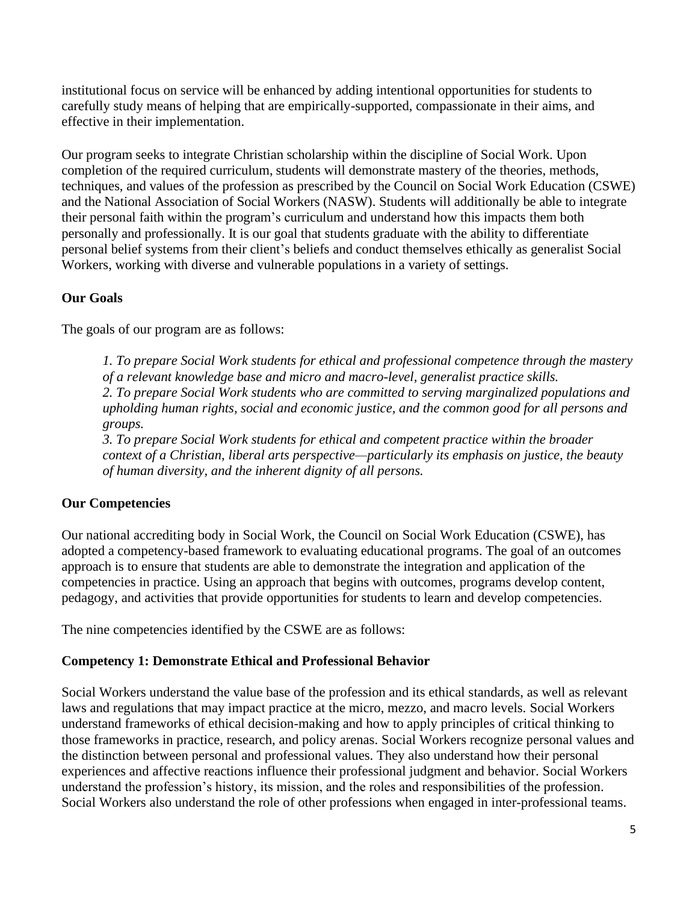institutional focus on service will be enhanced by adding intentional opportunities for students to carefully study means of helping that are empirically-supported, compassionate in their aims, and effective in their implementation.

Our program seeks to integrate Christian scholarship within the discipline of Social Work. Upon completion of the required curriculum, students will demonstrate mastery of the theories, methods, techniques, and values of the profession as prescribed by the Council on Social Work Education (CSWE) and the National Association of Social Workers (NASW). Students will additionally be able to integrate their personal faith within the program's curriculum and understand how this impacts them both personally and professionally. It is our goal that students graduate with the ability to differentiate personal belief systems from their client's beliefs and conduct themselves ethically as generalist Social Workers, working with diverse and vulnerable populations in a variety of settings.

**Our Goals**

The goals of our program are as follows:

> *1. To prepare Social Work students for ethical and professional competence through the mastery of a relevant knowledge base and micro and macro-level, generalist practice skills.*
> *2. To prepare Social Work students who are committed to serving marginalized populations and upholding human rights, social and economic justice, and the common good for all persons and groups.*
> *3. To prepare Social Work students for ethical and competent practice within the broader context of a Christian, liberal arts perspective—particularly its emphasis on justice, the beauty of human diversity, and the inherent dignity of all persons.*

**Our Competencies**

Our national accrediting body in Social Work, the Council on Social Work Education (CSWE), has adopted a competency-based framework to evaluating educational programs. The goal of an outcomes approach is to ensure that students are able to demonstrate the integration and application of the competencies in practice. Using an approach that begins with outcomes, programs develop content, pedagogy, and activities that provide opportunities for students to learn and develop competencies.

The nine competencies identified by the CSWE are as follows:

**Competency 1: Demonstrate Ethical and Professional Behavior**

Social Workers understand the value base of the profession and its ethical standards, as well as relevant laws and regulations that may impact practice at the micro, mezzo, and macro levels. Social Workers understand frameworks of ethical decision-making and how to apply principles of critical thinking to those frameworks in practice, research, and policy arenas. Social Workers recognize personal values and the distinction between personal and professional values. They also understand how their personal experiences and affective reactions influence their professional judgment and behavior. Social Workers understand the profession's history, its mission, and the roles and responsibilities of the profession. Social Workers also understand the role of other professions when engaged in inter-professional teams.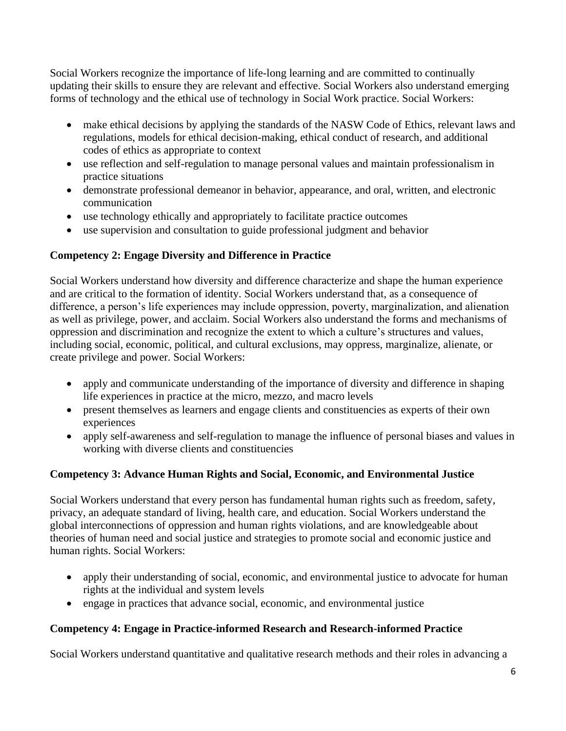Social Workers recognize the importance of life-long learning and are committed to continually updating their skills to ensure they are relevant and effective. Social Workers also understand emerging forms of technology and the ethical use of technology in Social Work practice. Social Workers:

- make ethical decisions by applying the standards of the NASW Code of Ethics, relevant laws and regulations, models for ethical decision-making, ethical conduct of research, and additional codes of ethics as appropriate to context
- use reflection and self-regulation to manage personal values and maintain professionalism in practice situations
- demonstrate professional demeanor in behavior, appearance, and oral, written, and electronic communication
- use technology ethically and appropriately to facilitate practice outcomes
- use supervision and consultation to guide professional judgment and behavior

**Competency 2: Engage Diversity and Difference in Practice**

Social Workers understand how diversity and difference characterize and shape the human experience and are critical to the formation of identity. Social Workers understand that, as a consequence of difference, a person's life experiences may include oppression, poverty, marginalization, and alienation as well as privilege, power, and acclaim. Social Workers also understand the forms and mechanisms of oppression and discrimination and recognize the extent to which a culture's structures and values, including social, economic, political, and cultural exclusions, may oppress, marginalize, alienate, or create privilege and power. Social Workers:

- apply and communicate understanding of the importance of diversity and difference in shaping life experiences in practice at the micro, mezzo, and macro levels
- present themselves as learners and engage clients and constituencies as experts of their own experiences
- apply self-awareness and self-regulation to manage the influence of personal biases and values in working with diverse clients and constituencies

**Competency 3: Advance Human Rights and Social, Economic, and Environmental Justice**

Social Workers understand that every person has fundamental human rights such as freedom, safety, privacy, an adequate standard of living, health care, and education. Social Workers understand the global interconnections of oppression and human rights violations, and are knowledgeable about theories of human need and social justice and strategies to promote social and economic justice and human rights. Social Workers:

- apply their understanding of social, economic, and environmental justice to advocate for human rights at the individual and system levels
- engage in practices that advance social, economic, and environmental justice

**Competency 4: Engage in Practice-informed Research and Research-informed Practice**

Social Workers understand quantitative and qualitative research methods and their roles in advancing a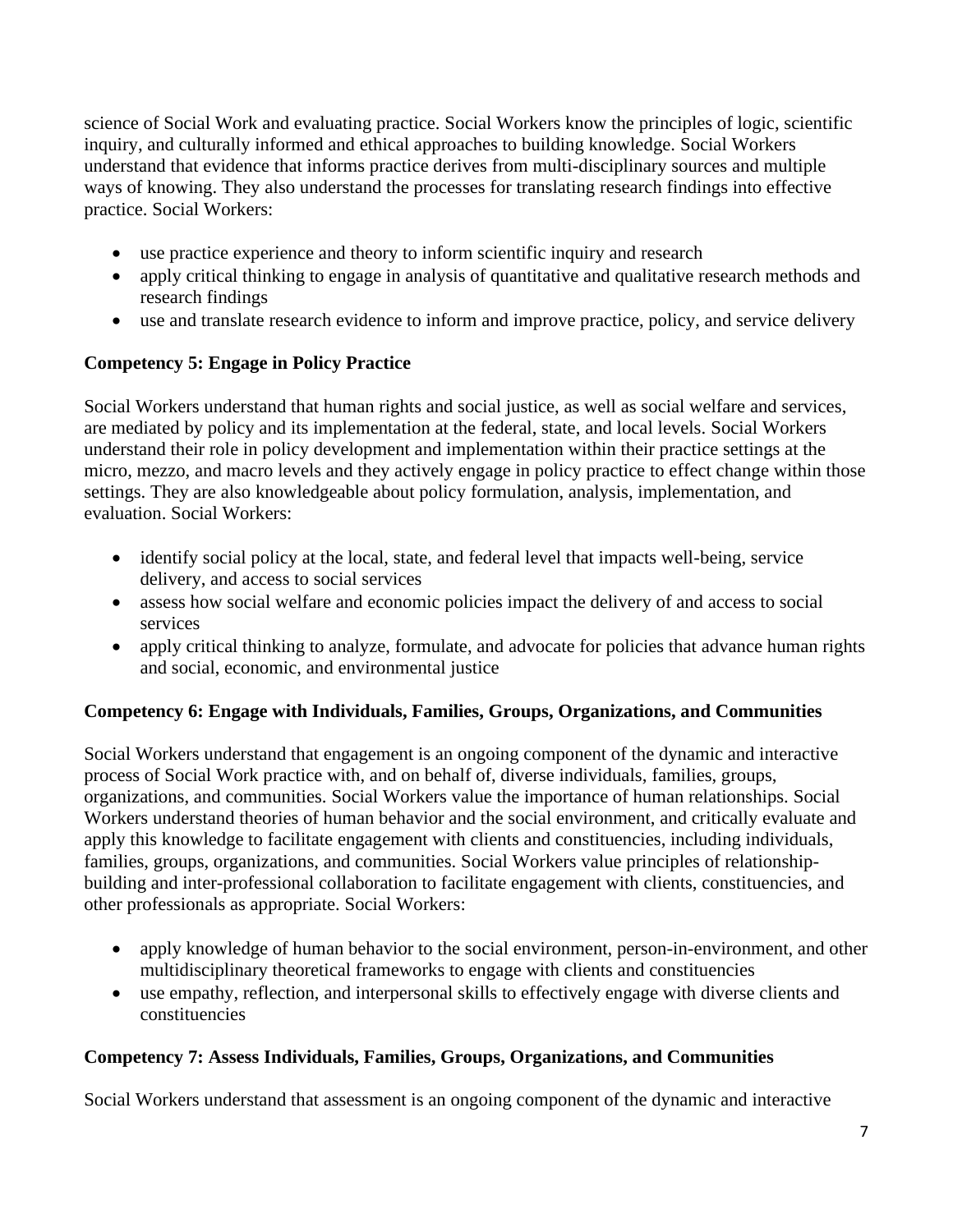science of Social Work and evaluating practice. Social Workers know the principles of logic, scientific inquiry, and culturally informed and ethical approaches to building knowledge. Social Workers understand that evidence that informs practice derives from multi-disciplinary sources and multiple ways of knowing. They also understand the processes for translating research findings into effective practice. Social Workers:

- use practice experience and theory to inform scientific inquiry and research
- apply critical thinking to engage in analysis of quantitative and qualitative research methods and research findings
- use and translate research evidence to inform and improve practice, policy, and service delivery

**Competency 5: Engage in Policy Practice**

Social Workers understand that human rights and social justice, as well as social welfare and services, are mediated by policy and its implementation at the federal, state, and local levels. Social Workers understand their role in policy development and implementation within their practice settings at the micro, mezzo, and macro levels and they actively engage in policy practice to effect change within those settings. They are also knowledgeable about policy formulation, analysis, implementation, and evaluation. Social Workers:

- identify social policy at the local, state, and federal level that impacts well-being, service delivery, and access to social services
- assess how social welfare and economic policies impact the delivery of and access to social services
- apply critical thinking to analyze, formulate, and advocate for policies that advance human rights and social, economic, and environmental justice

**Competency 6: Engage with Individuals, Families, Groups, Organizations, and Communities**

Social Workers understand that engagement is an ongoing component of the dynamic and interactive process of Social Work practice with, and on behalf of, diverse individuals, families, groups, organizations, and communities. Social Workers value the importance of human relationships. Social Workers understand theories of human behavior and the social environment, and critically evaluate and apply this knowledge to facilitate engagement with clients and constituencies, including individuals, families, groups, organizations, and communities. Social Workers value principles of relationship-building and inter-professional collaboration to facilitate engagement with clients, constituencies, and other professionals as appropriate. Social Workers:

- apply knowledge of human behavior to the social environment, person-in-environment, and other multidisciplinary theoretical frameworks to engage with clients and constituencies
- use empathy, reflection, and interpersonal skills to effectively engage with diverse clients and constituencies

**Competency 7: Assess Individuals, Families, Groups, Organizations, and Communities**

Social Workers understand that assessment is an ongoing component of the dynamic and interactive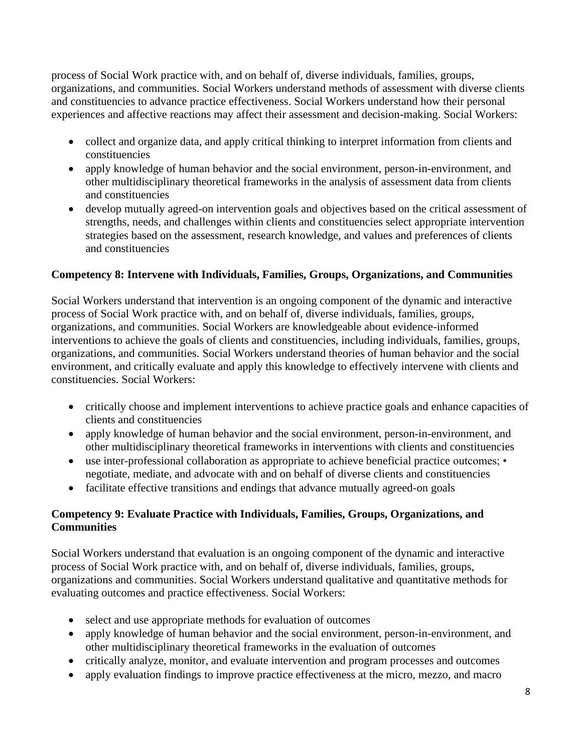process of Social Work practice with, and on behalf of, diverse individuals, families, groups, organizations, and communities. Social Workers understand methods of assessment with diverse clients and constituencies to advance practice effectiveness. Social Workers understand how their personal experiences and affective reactions may affect their assessment and decision-making. Social Workers:

- collect and organize data, and apply critical thinking to interpret information from clients and constituencies
- apply knowledge of human behavior and the social environment, person-in-environment, and other multidisciplinary theoretical frameworks in the analysis of assessment data from clients and constituencies
- develop mutually agreed-on intervention goals and objectives based on the critical assessment of strengths, needs, and challenges within clients and constituencies select appropriate intervention strategies based on the assessment, research knowledge, and values and preferences of clients and constituencies

**Competency 8: Intervene with Individuals, Families, Groups, Organizations, and Communities**

Social Workers understand that intervention is an ongoing component of the dynamic and interactive process of Social Work practice with, and on behalf of, diverse individuals, families, groups, organizations, and communities. Social Workers are knowledgeable about evidence-informed interventions to achieve the goals of clients and constituencies, including individuals, families, groups, organizations, and communities. Social Workers understand theories of human behavior and the social environment, and critically evaluate and apply this knowledge to effectively intervene with clients and constituencies. Social Workers:

- critically choose and implement interventions to achieve practice goals and enhance capacities of clients and constituencies
- apply knowledge of human behavior and the social environment, person-in-environment, and other multidisciplinary theoretical frameworks in interventions with clients and constituencies
- use inter-professional collaboration as appropriate to achieve beneficial practice outcomes; • negotiate, mediate, and advocate with and on behalf of diverse clients and constituencies
- facilitate effective transitions and endings that advance mutually agreed-on goals

**Competency 9: Evaluate Practice with Individuals, Families, Groups, Organizations, and Communities**

Social Workers understand that evaluation is an ongoing component of the dynamic and interactive process of Social Work practice with, and on behalf of, diverse individuals, families, groups, organizations and communities. Social Workers understand qualitative and quantitative methods for evaluating outcomes and practice effectiveness. Social Workers:

- select and use appropriate methods for evaluation of outcomes
- apply knowledge of human behavior and the social environment, person-in-environment, and other multidisciplinary theoretical frameworks in the evaluation of outcomes
- critically analyze, monitor, and evaluate intervention and program processes and outcomes
- apply evaluation findings to improve practice effectiveness at the micro, mezzo, and macro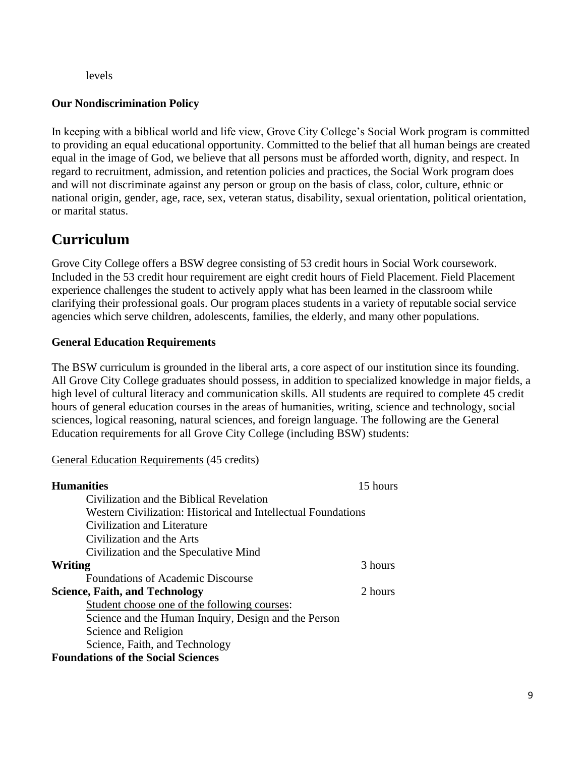levels

**Our Nondiscrimination Policy**

In keeping with a biblical world and life view, Grove City College's Social Work program is committed to providing an equal educational opportunity. Committed to the belief that all human beings are created equal in the image of God, we believe that all persons must be afforded worth, dignity, and respect. In regard to recruitment, admission, and retention policies and practices, the Social Work program does and will not discriminate against any person or group on the basis of class, color, culture, ethnic or national origin, gender, age, race, sex, veteran status, disability, sexual orientation, political orientation, or marital status.

# Curriculum

Grove City College offers a BSW degree consisting of 53 credit hours in Social Work coursework. Included in the 53 credit hour requirement are eight credit hours of Field Placement. Field Placement experience challenges the student to actively apply what has been learned in the classroom while clarifying their professional goals. Our program places students in a variety of reputable social service agencies which serve children, adolescents, families, the elderly, and many other populations.

**General Education Requirements**

The BSW curriculum is grounded in the liberal arts, a core aspect of our institution since its founding. All Grove City College graduates should possess, in addition to specialized knowledge in major fields, a high level of cultural literacy and communication skills. All students are required to complete 45 credit hours of general education courses in the areas of humanities, writing, science and technology, social sciences, logical reasoning, natural sciences, and foreign language. The following are the General Education requirements for all Grove City College (including BSW) students:

General Education Requirements (45 credits)

**Humanities** 15 hours

- Civilization and the Biblical Revelation
- Western Civilization: Historical and Intellectual Foundations
- Civilization and Literature
- Civilization and the Arts
- Civilization and the Speculative Mind

**Writing** 3 hours

- Foundations of Academic Discourse

**Science, Faith, and Technology** 2 hours

Student choose one of the following courses:

- Science and the Human Inquiry, Design and the Person
- Science and Religion
- Science, Faith, and Technology

**Foundations of the Social Sciences**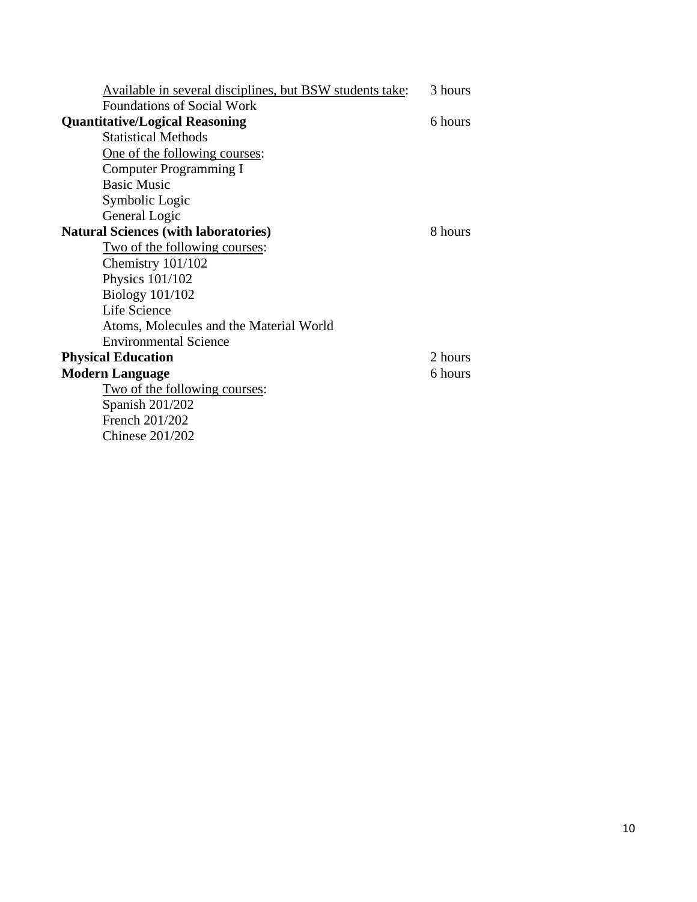<u>Available in several disciplines, but BSW students take</u>: 3 hours

Foundations of Social Work

**Quantitative/Logical Reasoning** 6 hours

Statistical Methods

<u>One of the following courses</u>:

Computer Programming I

Basic Music

Symbolic Logic

General Logic

**Natural Sciences (with laboratories)** 8 hours

<u>Two of the following courses</u>:

Chemistry 101/102

Physics 101/102

Biology 101/102

Life Science

Atoms, Molecules and the Material World

Environmental Science

**Physical Education** 2 hours

**Modern Language** 6 hours

<u>Two of the following courses</u>:

Spanish 201/202

French 201/202

Chinese 201/202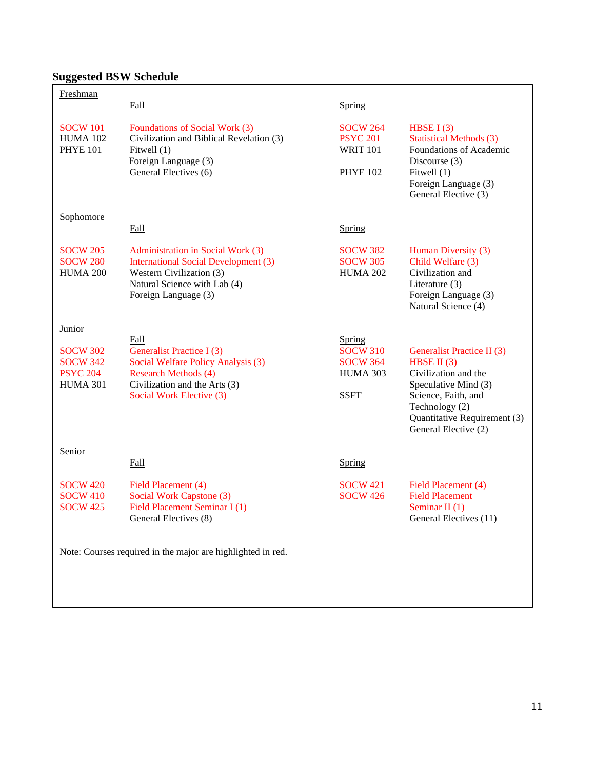## Suggested BSW Schedule

### Freshman

| Fall | | Spring | |
|---|---|---|---|
| SOCW 101 | Foundations of Social Work (3) | SOCW 264 | HBSE I (3) |
| HUMA 102 | Civilization and Biblical Revelation (3) | PSYC 201 | Statistical Methods (3) |
| PHYE 101 | Fitwell (1) | WRIT 101 | Foundations of Academic Discourse (3) |
| | Foreign Language (3) | PHYE 102 | Fitwell (1) |
| | General Electives (6) | | Foreign Language (3) |
| | | | General Elective (3) |

### Sophomore

| Fall | | Spring | |
|---|---|---|---|
| SOCW 205 | Administration in Social Work (3) | SOCW 382 | Human Diversity (3) |
| SOCW 280 | International Social Development (3) | SOCW 305 | Child Welfare (3) |
| HUMA 200 | Western Civilization (3) | HUMA 202 | Civilization and Literature (3) |
| | Natural Science with Lab (4) | | Foreign Language (3) |
| | Foreign Language (3) | | Natural Science (4) |

### Junior

| Fall | | Spring | |
|---|---|---|---|
| SOCW 302 | Generalist Practice I (3) | SOCW 310 | Generalist Practice II (3) |
| SOCW 342 | Social Welfare Policy Analysis (3) | SOCW 364 | HBSE II (3) |
| PSYC 204 | Research Methods (4) | HUMA 303 | Civilization and the Speculative Mind (3) |
| HUMA 301 | Civilization and the Arts (3) | SSFT | Science, Faith, and Technology (2) |
| | Social Work Elective (3) | | Quantitative Requirement (3) |
| | | | General Elective (2) |

### Senior

| Fall | | Spring | |
|---|---|---|---|
| SOCW 420 | Field Placement (4) | SOCW 421 | Field Placement (4) |
| SOCW 410 | Social Work Capstone (3) | SOCW 426 | Field Placement Seminar II (1) |
| SOCW 425 | Field Placement Seminar I (1) | | General Electives (11) |
| | General Electives (8) | | |

Note: Courses required in the major are highlighted in red.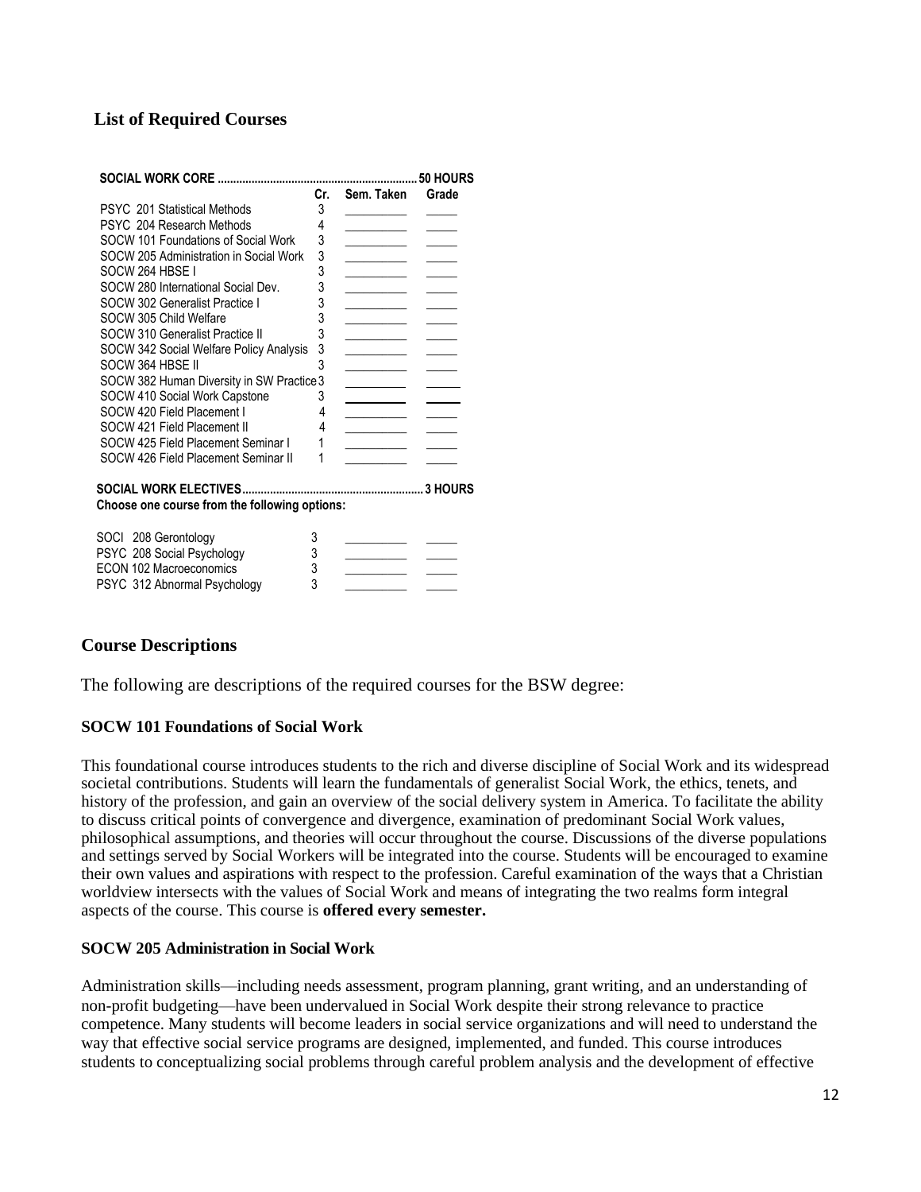## List of Required Courses

| SOCIAL WORK CORE .................................................................... 50 HOURS | | | |
|---|---|---|---|
| | Cr. | Sem. Taken | Grade |
| PSYC 201 Statistical Methods | 3 | _________ | _____ |
| PSYC 204 Research Methods | 4 | _________ | _____ |
| SOCW 101 Foundations of Social Work | 3 | _________ | _____ |
| SOCW 205 Administration in Social Work | 3 | _________ | _____ |
| SOCW 264 HBSE I | 3 | _________ | _____ |
| SOCW 280 International Social Dev. | 3 | _________ | _____ |
| SOCW 302 Generalist Practice I | 3 | _________ | _____ |
| SOCW 305 Child Welfare | 3 | _________ | _____ |
| SOCW 310 Generalist Practice II | 3 | _________ | _____ |
| SOCW 342 Social Welfare Policy Analysis | 3 | _________ | _____ |
| SOCW 364 HBSE II | 3 | _________ | _____ |
| SOCW 382 Human Diversity in SW Practice | 3 | _________ | _____ |
| SOCW 410 Social Work Capstone | 3 | _________ | _____ |
| SOCW 420 Field Placement I | 4 | _________ | _____ |
| SOCW 421 Field Placement II | 4 | _________ | _____ |
| SOCW 425 Field Placement Seminar I | 1 | _________ | _____ |
| SOCW 426 Field Placement Seminar II | 1 | _________ | _____ |

**SOCIAL WORK ELECTIVES............................................................ 3 HOURS**

**Choose one course from the following options:**

| Course | Cr. | Sem. Taken | Grade |
|---|---|---|---|
| SOCI 208 Gerontology | 3 | _________ | _____ |
| PSYC 208 Social Psychology | 3 | _________ | _____ |
| ECON 102 Macroeconomics | 3 | _________ | _____ |
| PSYC 312 Abnormal Psychology | 3 | _________ | _____ |

## Course Descriptions

The following are descriptions of the required courses for the BSW degree:

### SOCW 101 Foundations of Social Work

This foundational course introduces students to the rich and diverse discipline of Social Work and its widespread societal contributions. Students will learn the fundamentals of generalist Social Work, the ethics, tenets, and history of the profession, and gain an overview of the social delivery system in America. To facilitate the ability to discuss critical points of convergence and divergence, examination of predominant Social Work values, philosophical assumptions, and theories will occur throughout the course. Discussions of the diverse populations and settings served by Social Workers will be integrated into the course. Students will be encouraged to examine their own values and aspirations with respect to the profession. Careful examination of the ways that a Christian worldview intersects with the values of Social Work and means of integrating the two realms form integral aspects of the course. This course is **offered every semester.**

### SOCW 205 Administration in Social Work

Administration skills—including needs assessment, program planning, grant writing, and an understanding of non-profit budgeting—have been undervalued in Social Work despite their strong relevance to practice competence. Many students will become leaders in social service organizations and will need to understand the way that effective social service programs are designed, implemented, and funded. This course introduces students to conceptualizing social problems through careful problem analysis and the development of effective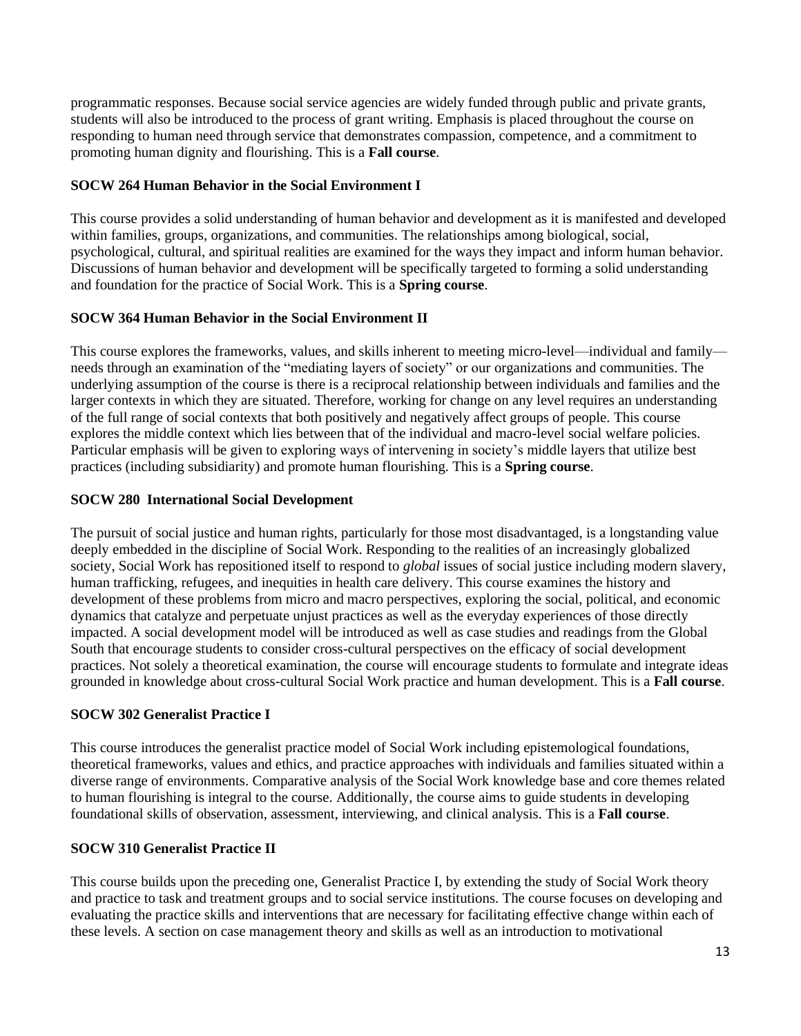programmatic responses. Because social service agencies are widely funded through public and private grants, students will also be introduced to the process of grant writing. Emphasis is placed throughout the course on responding to human need through service that demonstrates compassion, competence, and a commitment to promoting human dignity and flourishing. This is a **Fall course**.

### SOCW 264 Human Behavior in the Social Environment I

This course provides a solid understanding of human behavior and development as it is manifested and developed within families, groups, organizations, and communities. The relationships among biological, social, psychological, cultural, and spiritual realities are examined for the ways they impact and inform human behavior. Discussions of human behavior and development will be specifically targeted to forming a solid understanding and foundation for the practice of Social Work. This is a **Spring course**.

### SOCW 364 Human Behavior in the Social Environment II

This course explores the frameworks, values, and skills inherent to meeting micro-level—individual and family—needs through an examination of the "mediating layers of society" or our organizations and communities. The underlying assumption of the course is there is a reciprocal relationship between individuals and families and the larger contexts in which they are situated. Therefore, working for change on any level requires an understanding of the full range of social contexts that both positively and negatively affect groups of people. This course explores the middle context which lies between that of the individual and macro-level social welfare policies. Particular emphasis will be given to exploring ways of intervening in society's middle layers that utilize best practices (including subsidiarity) and promote human flourishing. This is a **Spring course**.

### SOCW 280 International Social Development

The pursuit of social justice and human rights, particularly for those most disadvantaged, is a longstanding value deeply embedded in the discipline of Social Work. Responding to the realities of an increasingly globalized society, Social Work has repositioned itself to respond to *global* issues of social justice including modern slavery, human trafficking, refugees, and inequities in health care delivery. This course examines the history and development of these problems from micro and macro perspectives, exploring the social, political, and economic dynamics that catalyze and perpetuate unjust practices as well as the everyday experiences of those directly impacted. A social development model will be introduced as well as case studies and readings from the Global South that encourage students to consider cross-cultural perspectives on the efficacy of social development practices. Not solely a theoretical examination, the course will encourage students to formulate and integrate ideas grounded in knowledge about cross-cultural Social Work practice and human development. This is a **Fall course**.

### SOCW 302 Generalist Practice I

This course introduces the generalist practice model of Social Work including epistemological foundations, theoretical frameworks, values and ethics, and practice approaches with individuals and families situated within a diverse range of environments. Comparative analysis of the Social Work knowledge base and core themes related to human flourishing is integral to the course. Additionally, the course aims to guide students in developing foundational skills of observation, assessment, interviewing, and clinical analysis. This is a **Fall course**.

### SOCW 310 Generalist Practice II

This course builds upon the preceding one, Generalist Practice I, by extending the study of Social Work theory and practice to task and treatment groups and to social service institutions. The course focuses on developing and evaluating the practice skills and interventions that are necessary for facilitating effective change within each of these levels. A section on case management theory and skills as well as an introduction to motivational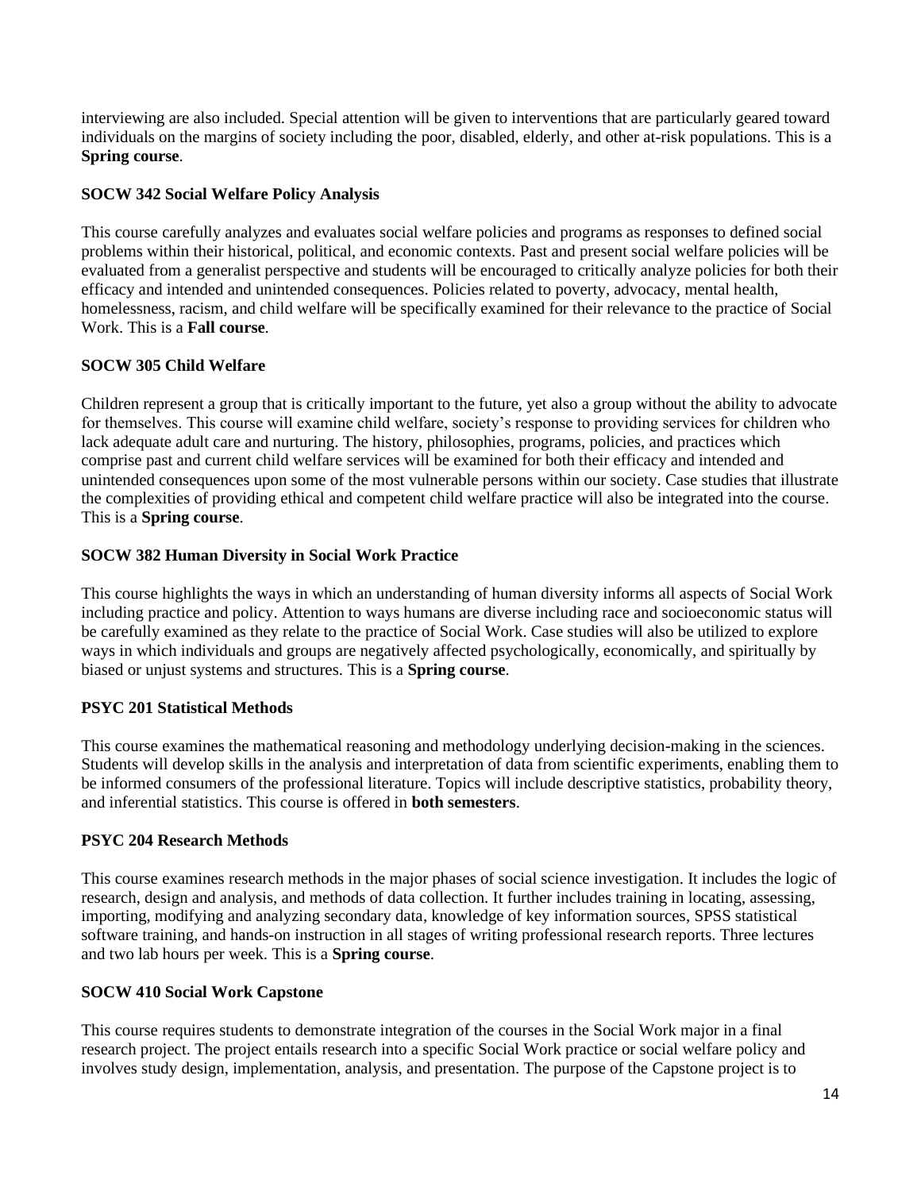interviewing are also included. Special attention will be given to interventions that are particularly geared toward individuals on the margins of society including the poor, disabled, elderly, and other at-risk populations. This is a **Spring course**.

**SOCW 342 Social Welfare Policy Analysis**

This course carefully analyzes and evaluates social welfare policies and programs as responses to defined social problems within their historical, political, and economic contexts. Past and present social welfare policies will be evaluated from a generalist perspective and students will be encouraged to critically analyze policies for both their efficacy and intended and unintended consequences. Policies related to poverty, advocacy, mental health, homelessness, racism, and child welfare will be specifically examined for their relevance to the practice of Social Work. This is a **Fall course**.

**SOCW 305 Child Welfare**

Children represent a group that is critically important to the future, yet also a group without the ability to advocate for themselves. This course will examine child welfare, society's response to providing services for children who lack adequate adult care and nurturing. The history, philosophies, programs, policies, and practices which comprise past and current child welfare services will be examined for both their efficacy and intended and unintended consequences upon some of the most vulnerable persons within our society. Case studies that illustrate the complexities of providing ethical and competent child welfare practice will also be integrated into the course. This is a **Spring course**.

**SOCW 382 Human Diversity in Social Work Practice**

This course highlights the ways in which an understanding of human diversity informs all aspects of Social Work including practice and policy. Attention to ways humans are diverse including race and socioeconomic status will be carefully examined as they relate to the practice of Social Work. Case studies will also be utilized to explore ways in which individuals and groups are negatively affected psychologically, economically, and spiritually by biased or unjust systems and structures. This is a **Spring course**.

**PSYC 201 Statistical Methods**

This course examines the mathematical reasoning and methodology underlying decision-making in the sciences. Students will develop skills in the analysis and interpretation of data from scientific experiments, enabling them to be informed consumers of the professional literature. Topics will include descriptive statistics, probability theory, and inferential statistics. This course is offered in **both semesters**.

**PSYC 204 Research Methods**

This course examines research methods in the major phases of social science investigation. It includes the logic of research, design and analysis, and methods of data collection. It further includes training in locating, assessing, importing, modifying and analyzing secondary data, knowledge of key information sources, SPSS statistical software training, and hands-on instruction in all stages of writing professional research reports. Three lectures and two lab hours per week. This is a **Spring course**.

**SOCW 410 Social Work Capstone**

This course requires students to demonstrate integration of the courses in the Social Work major in a final research project. The project entails research into a specific Social Work practice or social welfare policy and involves study design, implementation, analysis, and presentation. The purpose of the Capstone project is to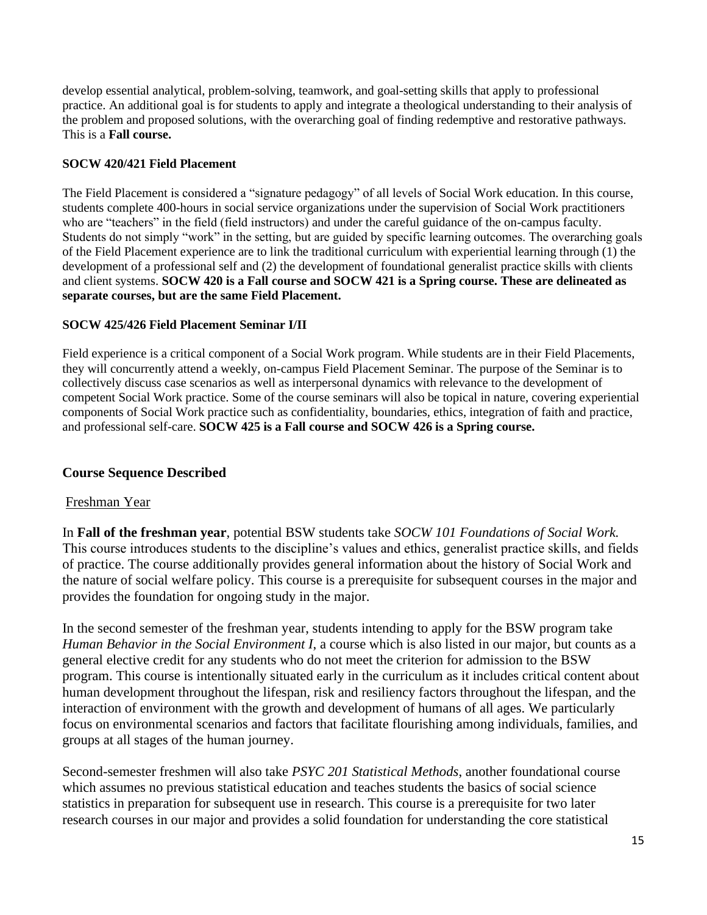develop essential analytical, problem-solving, teamwork, and goal-setting skills that apply to professional practice. An additional goal is for students to apply and integrate a theological understanding to their analysis of the problem and proposed solutions, with the overarching goal of finding redemptive and restorative pathways. This is a **Fall course.**

**SOCW 420/421 Field Placement**

The Field Placement is considered a "signature pedagogy" of all levels of Social Work education. In this course, students complete 400-hours in social service organizations under the supervision of Social Work practitioners who are "teachers" in the field (field instructors) and under the careful guidance of the on-campus faculty. Students do not simply "work" in the setting, but are guided by specific learning outcomes. The overarching goals of the Field Placement experience are to link the traditional curriculum with experiential learning through (1) the development of a professional self and (2) the development of foundational generalist practice skills with clients and client systems. **SOCW 420 is a Fall course and SOCW 421 is a Spring course. These are delineated as separate courses, but are the same Field Placement.**

**SOCW 425/426 Field Placement Seminar I/II**

Field experience is a critical component of a Social Work program. While students are in their Field Placements, they will concurrently attend a weekly, on-campus Field Placement Seminar. The purpose of the Seminar is to collectively discuss case scenarios as well as interpersonal dynamics with relevance to the development of competent Social Work practice. Some of the course seminars will also be topical in nature, covering experiential components of Social Work practice such as confidentiality, boundaries, ethics, integration of faith and practice, and professional self-care. **SOCW 425 is a Fall course and SOCW 426 is a Spring course.**

### Course Sequence Described

Freshman Year

In **Fall of the freshman year**, potential BSW students take *SOCW 101 Foundations of Social Work.* This course introduces students to the discipline's values and ethics, generalist practice skills, and fields of practice. The course additionally provides general information about the history of Social Work and the nature of social welfare policy. This course is a prerequisite for subsequent courses in the major and provides the foundation for ongoing study in the major.

In the second semester of the freshman year, students intending to apply for the BSW program take *Human Behavior in the Social Environment I*, a course which is also listed in our major, but counts as a general elective credit for any students who do not meet the criterion for admission to the BSW program. This course is intentionally situated early in the curriculum as it includes critical content about human development throughout the lifespan, risk and resiliency factors throughout the lifespan, and the interaction of environment with the growth and development of humans of all ages. We particularly focus on environmental scenarios and factors that facilitate flourishing among individuals, families, and groups at all stages of the human journey.

Second-semester freshmen will also take *PSYC 201 Statistical Methods*, another foundational course which assumes no previous statistical education and teaches students the basics of social science statistics in preparation for subsequent use in research. This course is a prerequisite for two later research courses in our major and provides a solid foundation for understanding the core statistical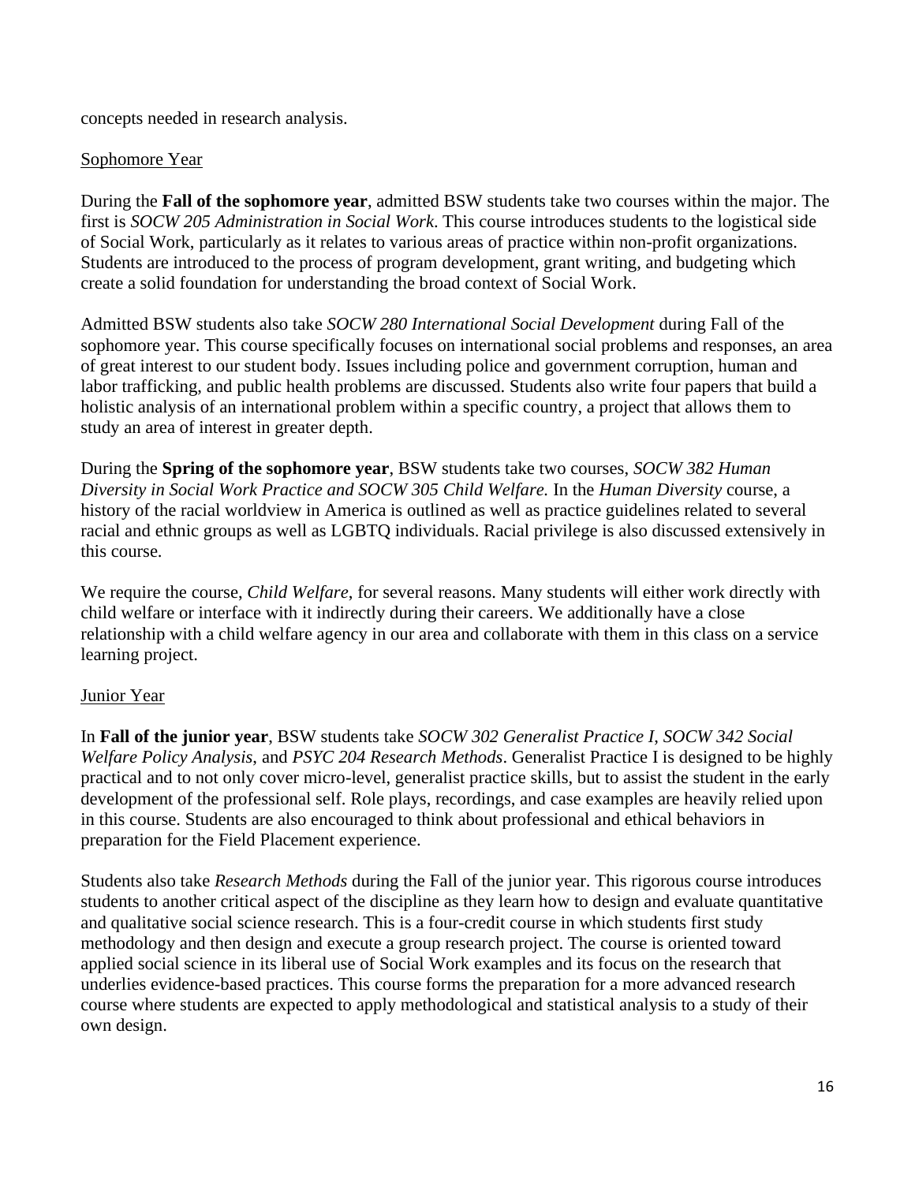concepts needed in research analysis.

<u>Sophomore Year</u>

During the **Fall of the sophomore year**, admitted BSW students take two courses within the major. The first is *SOCW 205 Administration in Social Work*. This course introduces students to the logistical side of Social Work, particularly as it relates to various areas of practice within non-profit organizations. Students are introduced to the process of program development, grant writing, and budgeting which create a solid foundation for understanding the broad context of Social Work.

Admitted BSW students also take *SOCW 280 International Social Development* during Fall of the sophomore year. This course specifically focuses on international social problems and responses, an area of great interest to our student body. Issues including police and government corruption, human and labor trafficking, and public health problems are discussed. Students also write four papers that build a holistic analysis of an international problem within a specific country, a project that allows them to study an area of interest in greater depth.

During the **Spring of the sophomore year**, BSW students take two courses, *SOCW 382 Human Diversity in Social Work Practice and SOCW 305 Child Welfare.* In the *Human Diversity* course, a history of the racial worldview in America is outlined as well as practice guidelines related to several racial and ethnic groups as well as LGBTQ individuals. Racial privilege is also discussed extensively in this course.

We require the course, *Child Welfare*, for several reasons. Many students will either work directly with child welfare or interface with it indirectly during their careers. We additionally have a close relationship with a child welfare agency in our area and collaborate with them in this class on a service learning project.

<u>Junior Year</u>

In **Fall of the junior year**, BSW students take *SOCW 302 Generalist Practice I*, *SOCW 342 Social Welfare Policy Analysis*, and *PSYC 204 Research Methods*. Generalist Practice I is designed to be highly practical and to not only cover micro-level, generalist practice skills, but to assist the student in the early development of the professional self. Role plays, recordings, and case examples are heavily relied upon in this course. Students are also encouraged to think about professional and ethical behaviors in preparation for the Field Placement experience.

Students also take *Research Methods* during the Fall of the junior year. This rigorous course introduces students to another critical aspect of the discipline as they learn how to design and evaluate quantitative and qualitative social science research. This is a four-credit course in which students first study methodology and then design and execute a group research project. The course is oriented toward applied social science in its liberal use of Social Work examples and its focus on the research that underlies evidence-based practices. This course forms the preparation for a more advanced research course where students are expected to apply methodological and statistical analysis to a study of their own design.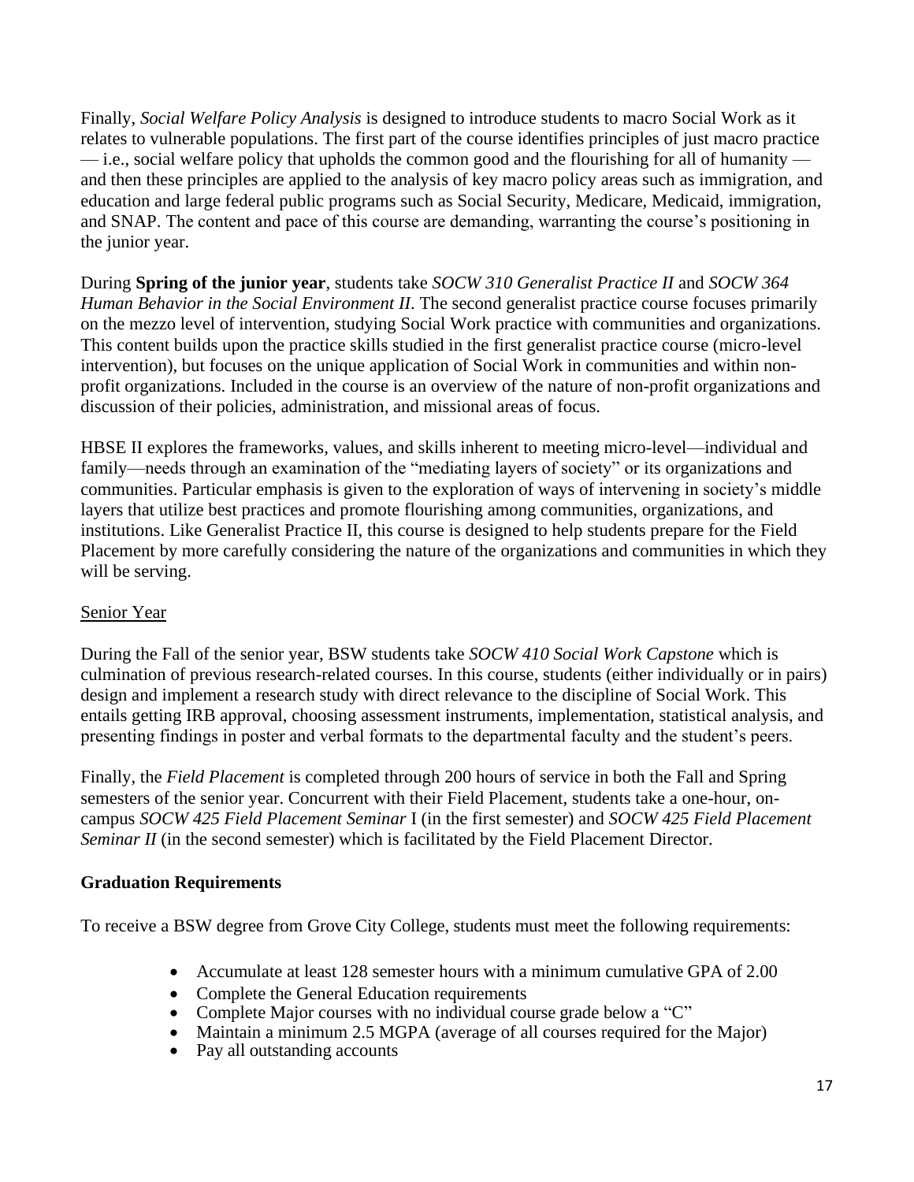Finally, *Social Welfare Policy Analysis* is designed to introduce students to macro Social Work as it relates to vulnerable populations. The first part of the course identifies principles of just macro practice — i.e., social welfare policy that upholds the common good and the flourishing for all of humanity — and then these principles are applied to the analysis of key macro policy areas such as immigration, and education and large federal public programs such as Social Security, Medicare, Medicaid, immigration, and SNAP. The content and pace of this course are demanding, warranting the course's positioning in the junior year.

During **Spring of the junior year**, students take *SOCW 310 Generalist Practice II* and *SOCW 364 Human Behavior in the Social Environment II*. The second generalist practice course focuses primarily on the mezzo level of intervention, studying Social Work practice with communities and organizations. This content builds upon the practice skills studied in the first generalist practice course (micro-level intervention), but focuses on the unique application of Social Work in communities and within non-profit organizations. Included in the course is an overview of the nature of non-profit organizations and discussion of their policies, administration, and missional areas of focus.

HBSE II explores the frameworks, values, and skills inherent to meeting micro-level—individual and family—needs through an examination of the "mediating layers of society" or its organizations and communities. Particular emphasis is given to the exploration of ways of intervening in society's middle layers that utilize best practices and promote flourishing among communities, organizations, and institutions. Like Generalist Practice II, this course is designed to help students prepare for the Field Placement by more carefully considering the nature of the organizations and communities in which they will be serving.

<u>Senior Year</u>

During the Fall of the senior year, BSW students take *SOCW 410 Social Work Capstone* which is culmination of previous research-related courses. In this course, students (either individually or in pairs) design and implement a research study with direct relevance to the discipline of Social Work. This entails getting IRB approval, choosing assessment instruments, implementation, statistical analysis, and presenting findings in poster and verbal formats to the departmental faculty and the student's peers.

Finally, the *Field Placement* is completed through 200 hours of service in both the Fall and Spring semesters of the senior year. Concurrent with their Field Placement, students take a one-hour, on-campus *SOCW 425 Field Placement Seminar* I (in the first semester) and *SOCW 425 Field Placement Seminar II* (in the second semester) which is facilitated by the Field Placement Director.

### Graduation Requirements

To receive a BSW degree from Grove City College, students must meet the following requirements:

- Accumulate at least 128 semester hours with a minimum cumulative GPA of 2.00
- Complete the General Education requirements
- Complete Major courses with no individual course grade below a "C"
- Maintain a minimum 2.5 MGPA (average of all courses required for the Major)
- Pay all outstanding accounts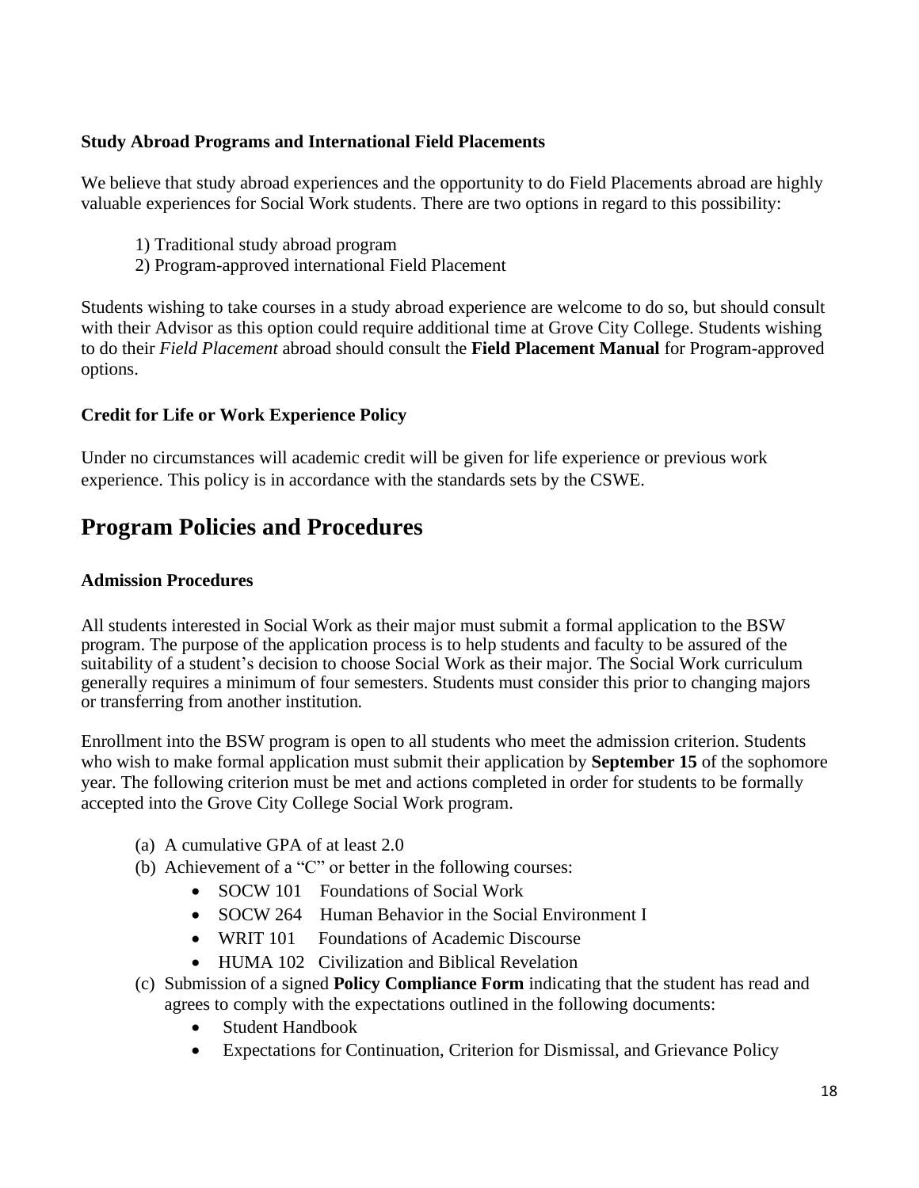### Study Abroad Programs and International Field Placements

We believe that study abroad experiences and the opportunity to do Field Placements abroad are highly valuable experiences for Social Work students. There are two options in regard to this possibility:

1) Traditional study abroad program
2) Program-approved international Field Placement

Students wishing to take courses in a study abroad experience are welcome to do so, but should consult with their Advisor as this option could require additional time at Grove City College. Students wishing to do their *Field Placement* abroad should consult the **Field Placement Manual** for Program-approved options.

### Credit for Life or Work Experience Policy

Under no circumstances will academic credit will be given for life experience or previous work experience. This policy is in accordance with the standards sets by the CSWE.

## Program Policies and Procedures

### Admission Procedures

All students interested in Social Work as their major must submit a formal application to the BSW program. The purpose of the application process is to help students and faculty to be assured of the suitability of a student's decision to choose Social Work as their major. The Social Work curriculum generally requires a minimum of four semesters. Students must consider this prior to changing majors or transferring from another institution.

Enrollment into the BSW program is open to all students who meet the admission criterion. Students who wish to make formal application must submit their application by **September 15** of the sophomore year. The following criterion must be met and actions completed in order for students to be formally accepted into the Grove City College Social Work program.

(a) A cumulative GPA of at least 2.0
(b) Achievement of a "C" or better in the following courses:
- SOCW 101 Foundations of Social Work
- SOCW 264 Human Behavior in the Social Environment I
- WRIT 101 Foundations of Academic Discourse
- HUMA 102 Civilization and Biblical Revelation

(c) Submission of a signed **Policy Compliance Form** indicating that the student has read and agrees to comply with the expectations outlined in the following documents:
- Student Handbook
- Expectations for Continuation, Criterion for Dismissal, and Grievance Policy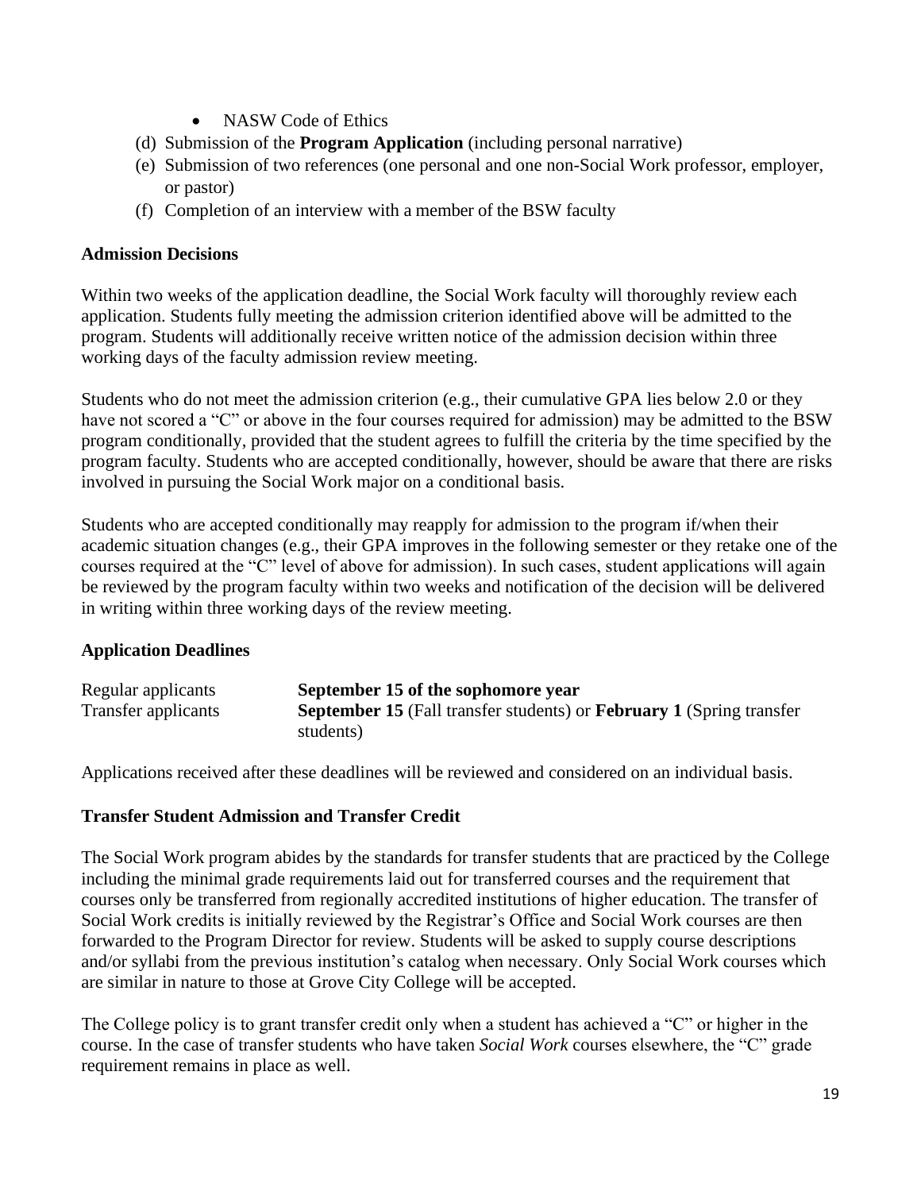- NASW Code of Ethics

(d) Submission of the **Program Application** (including personal narrative)

(e) Submission of two references (one personal and one non-Social Work professor, employer, or pastor)

(f) Completion of an interview with a member of the BSW faculty

**Admission Decisions**

Within two weeks of the application deadline, the Social Work faculty will thoroughly review each application. Students fully meeting the admission criterion identified above will be admitted to the program. Students will additionally receive written notice of the admission decision within three working days of the faculty admission review meeting.

Students who do not meet the admission criterion (e.g., their cumulative GPA lies below 2.0 or they have not scored a "C" or above in the four courses required for admission) may be admitted to the BSW program conditionally, provided that the student agrees to fulfill the criteria by the time specified by the program faculty. Students who are accepted conditionally, however, should be aware that there are risks involved in pursuing the Social Work major on a conditional basis.

Students who are accepted conditionally may reapply for admission to the program if/when their academic situation changes (e.g., their GPA improves in the following semester or they retake one of the courses required at the "C" level of above for admission). In such cases, student applications will again be reviewed by the program faculty within two weeks and notification of the decision will be delivered in writing within three working days of the review meeting.

**Application Deadlines**

| | |
|---|---|
| Regular applicants | **September 15 of the sophomore year** |
| Transfer applicants | **September 15** (Fall transfer students) or **February 1** (Spring transfer students) |

Applications received after these deadlines will be reviewed and considered on an individual basis.

**Transfer Student Admission and Transfer Credit**

The Social Work program abides by the standards for transfer students that are practiced by the College including the minimal grade requirements laid out for transferred courses and the requirement that courses only be transferred from regionally accredited institutions of higher education. The transfer of Social Work credits is initially reviewed by the Registrar's Office and Social Work courses are then forwarded to the Program Director for review. Students will be asked to supply course descriptions and/or syllabi from the previous institution's catalog when necessary. Only Social Work courses which are similar in nature to those at Grove City College will be accepted.

The College policy is to grant transfer credit only when a student has achieved a "C" or higher in the course. In the case of transfer students who have taken *Social Work* courses elsewhere, the "C" grade requirement remains in place as well.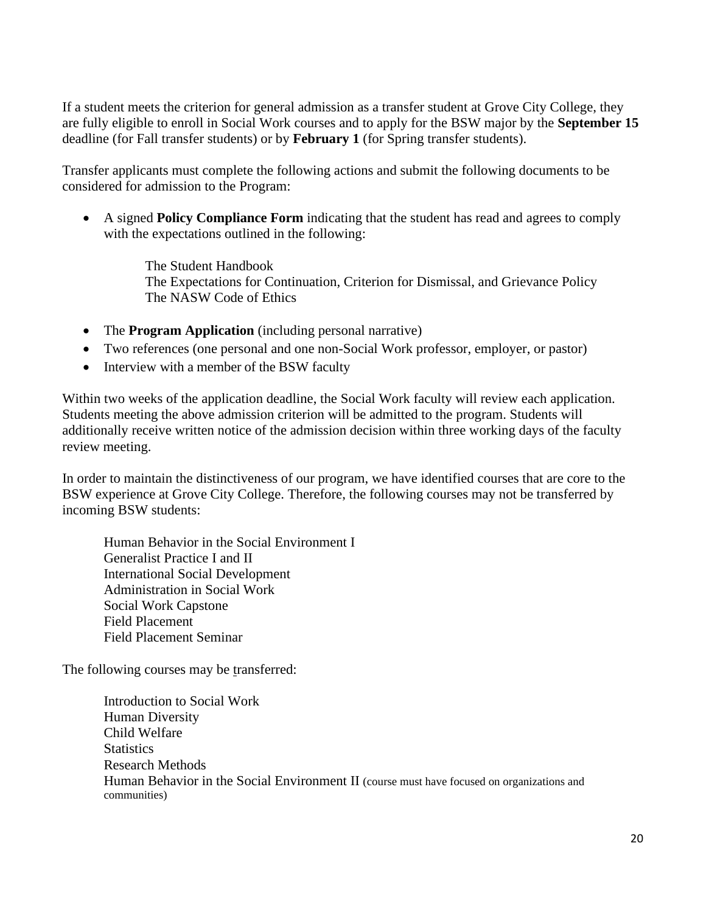If a student meets the criterion for general admission as a transfer student at Grove City College, they are fully eligible to enroll in Social Work courses and to apply for the BSW major by the **September 15** deadline (for Fall transfer students) or by **February 1** (for Spring transfer students).

Transfer applicants must complete the following actions and submit the following documents to be considered for admission to the Program:

- A signed **Policy Compliance Form** indicating that the student has read and agrees to comply with the expectations outlined in the following:

  The Student Handbook
  The Expectations for Continuation, Criterion for Dismissal, and Grievance Policy
  The NASW Code of Ethics

- The **Program Application** (including personal narrative)
- Two references (one personal and one non-Social Work professor, employer, or pastor)
- Interview with a member of the BSW faculty

Within two weeks of the application deadline, the Social Work faculty will review each application. Students meeting the above admission criterion will be admitted to the program. Students will additionally receive written notice of the admission decision within three working days of the faculty review meeting.

In order to maintain the distinctiveness of our program, we have identified courses that are core to the BSW experience at Grove City College. Therefore, the following courses may not be transferred by incoming BSW students:

Human Behavior in the Social Environment I
Generalist Practice I and II
International Social Development
Administration in Social Work
Social Work Capstone
Field Placement
Field Placement Seminar

The following courses may be transferred:

Introduction to Social Work
Human Diversity
Child Welfare
Statistics
Research Methods
Human Behavior in the Social Environment II (course must have focused on organizations and communities)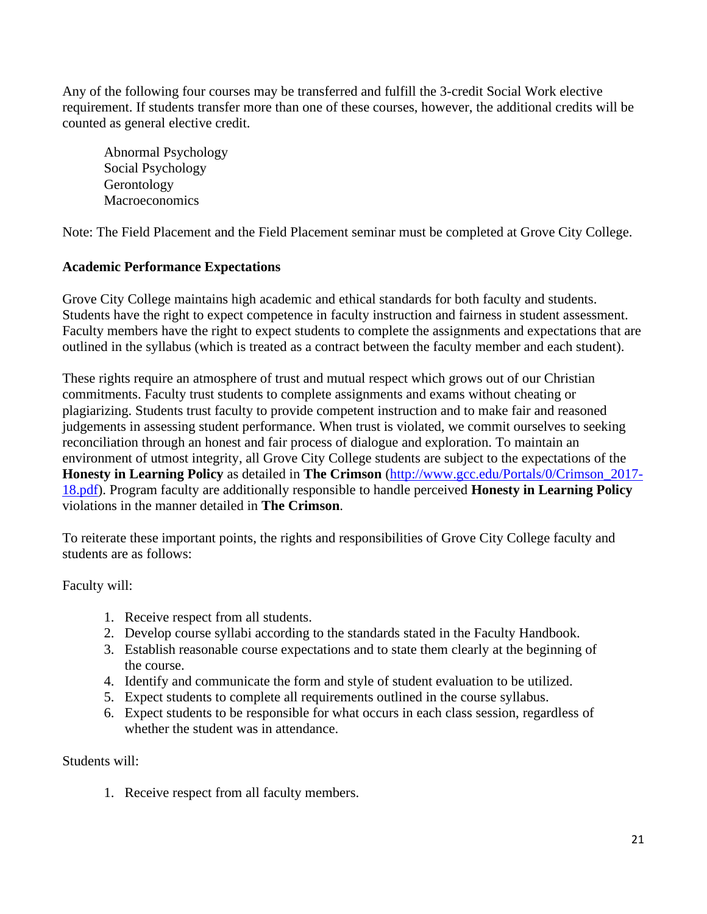Any of the following four courses may be transferred and fulfill the 3-credit Social Work elective requirement. If students transfer more than one of these courses, however, the additional credits will be counted as general elective credit.

Abnormal Psychology
Social Psychology
Gerontology
Macroeconomics

Note: The Field Placement and the Field Placement seminar must be completed at Grove City College.

**Academic Performance Expectations**

Grove City College maintains high academic and ethical standards for both faculty and students. Students have the right to expect competence in faculty instruction and fairness in student assessment. Faculty members have the right to expect students to complete the assignments and expectations that are outlined in the syllabus (which is treated as a contract between the faculty member and each student).

These rights require an atmosphere of trust and mutual respect which grows out of our Christian commitments. Faculty trust students to complete assignments and exams without cheating or plagiarizing. Students trust faculty to provide competent instruction and to make fair and reasoned judgements in assessing student performance. When trust is violated, we commit ourselves to seeking reconciliation through an honest and fair process of dialogue and exploration. To maintain an environment of utmost integrity, all Grove City College students are subject to the expectations of the **Honesty in Learning Policy** as detailed in **The Crimson** ([http://www.gcc.edu/Portals/0/Crimson_2017-18.pdf](http://www.gcc.edu/Portals/0/Crimson_2017-18.pdf)). Program faculty are additionally responsible to handle perceived **Honesty in Learning Policy** violations in the manner detailed in **The Crimson**.

To reiterate these important points, the rights and responsibilities of Grove City College faculty and students are as follows:

Faculty will:

1. Receive respect from all students.
2. Develop course syllabi according to the standards stated in the Faculty Handbook.
3. Establish reasonable course expectations and to state them clearly at the beginning of the course.
4. Identify and communicate the form and style of student evaluation to be utilized.
5. Expect students to complete all requirements outlined in the course syllabus.
6. Expect students to be responsible for what occurs in each class session, regardless of whether the student was in attendance.

Students will:

1. Receive respect from all faculty members.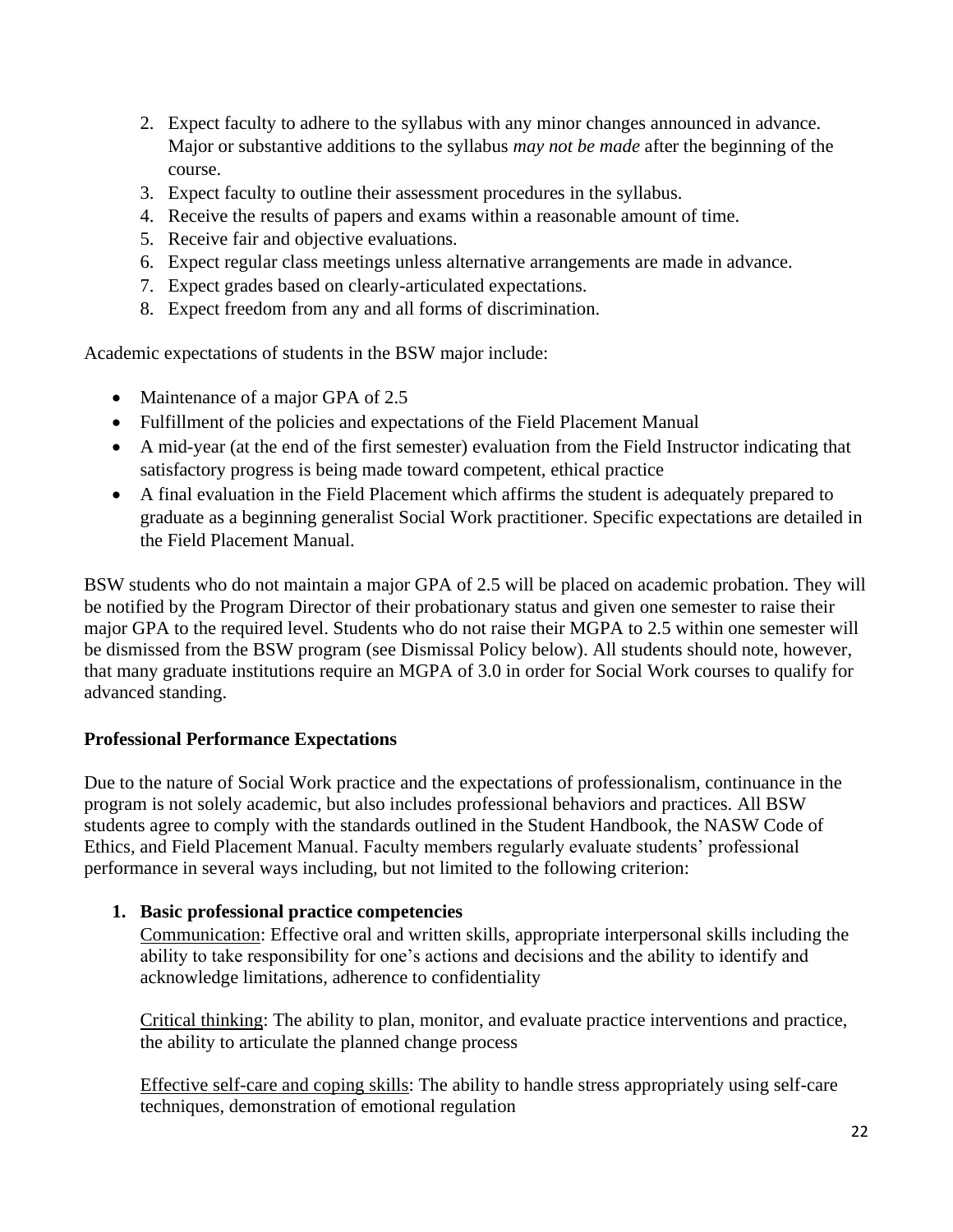2. Expect faculty to adhere to the syllabus with any minor changes announced in advance. Major or substantive additions to the syllabus *may not be made* after the beginning of the course.
3. Expect faculty to outline their assessment procedures in the syllabus.
4. Receive the results of papers and exams within a reasonable amount of time.
5. Receive fair and objective evaluations.
6. Expect regular class meetings unless alternative arrangements are made in advance.
7. Expect grades based on clearly-articulated expectations.
8. Expect freedom from any and all forms of discrimination.

Academic expectations of students in the BSW major include:

- Maintenance of a major GPA of 2.5
- Fulfillment of the policies and expectations of the Field Placement Manual
- A mid-year (at the end of the first semester) evaluation from the Field Instructor indicating that satisfactory progress is being made toward competent, ethical practice
- A final evaluation in the Field Placement which affirms the student is adequately prepared to graduate as a beginning generalist Social Work practitioner. Specific expectations are detailed in the Field Placement Manual.

BSW students who do not maintain a major GPA of 2.5 will be placed on academic probation. They will be notified by the Program Director of their probationary status and given one semester to raise their major GPA to the required level. Students who do not raise their MGPA to 2.5 within one semester will be dismissed from the BSW program (see Dismissal Policy below). All students should note, however, that many graduate institutions require an MGPA of 3.0 in order for Social Work courses to qualify for advanced standing.

**Professional Performance Expectations**

Due to the nature of Social Work practice and the expectations of professionalism, continuance in the program is not solely academic, but also includes professional behaviors and practices. All BSW students agree to comply with the standards outlined in the Student Handbook, the NASW Code of Ethics, and Field Placement Manual. Faculty members regularly evaluate students' professional performance in several ways including, but not limited to the following criterion:

1. **Basic professional practice competencies**

   Communication: Effective oral and written skills, appropriate interpersonal skills including the ability to take responsibility for one's actions and decisions and the ability to identify and acknowledge limitations, adherence to confidentiality

   Critical thinking: The ability to plan, monitor, and evaluate practice interventions and practice, the ability to articulate the planned change process

   Effective self-care and coping skills: The ability to handle stress appropriately using self-care techniques, demonstration of emotional regulation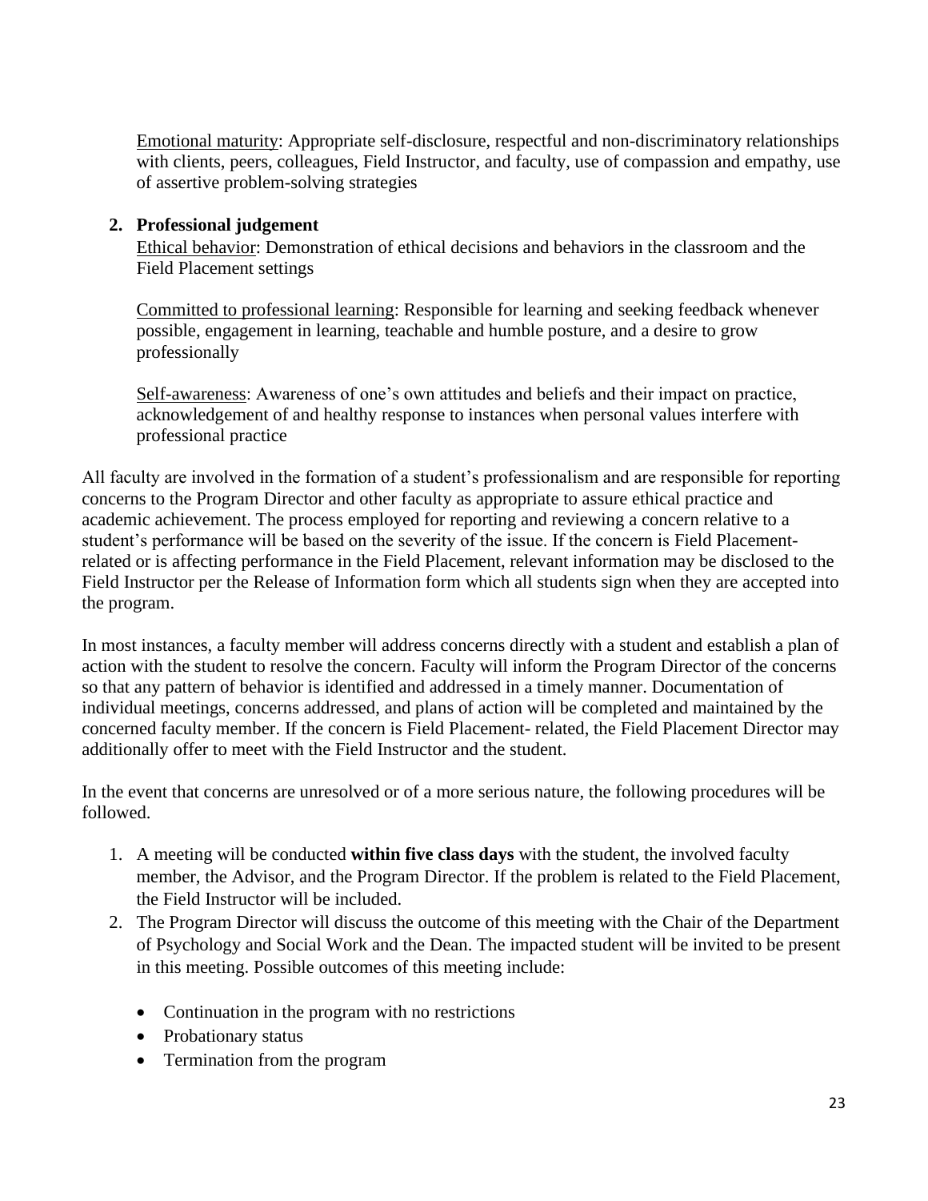Emotional maturity: Appropriate self-disclosure, respectful and non-discriminatory relationships with clients, peers, colleagues, Field Instructor, and faculty, use of compassion and empathy, use of assertive problem-solving strategies

2. **Professional judgement**

   Ethical behavior: Demonstration of ethical decisions and behaviors in the classroom and the Field Placement settings

   Committed to professional learning: Responsible for learning and seeking feedback whenever possible, engagement in learning, teachable and humble posture, and a desire to grow professionally

   Self-awareness: Awareness of one's own attitudes and beliefs and their impact on practice, acknowledgement of and healthy response to instances when personal values interfere with professional practice

All faculty are involved in the formation of a student's professionalism and are responsible for reporting concerns to the Program Director and other faculty as appropriate to assure ethical practice and academic achievement. The process employed for reporting and reviewing a concern relative to a student's performance will be based on the severity of the issue. If the concern is Field Placement-related or is affecting performance in the Field Placement, relevant information may be disclosed to the Field Instructor per the Release of Information form which all students sign when they are accepted into the program.

In most instances, a faculty member will address concerns directly with a student and establish a plan of action with the student to resolve the concern. Faculty will inform the Program Director of the concerns so that any pattern of behavior is identified and addressed in a timely manner. Documentation of individual meetings, concerns addressed, and plans of action will be completed and maintained by the concerned faculty member. If the concern is Field Placement- related, the Field Placement Director may additionally offer to meet with the Field Instructor and the student.

In the event that concerns are unresolved or of a more serious nature, the following procedures will be followed.

1. A meeting will be conducted **within five class days** with the student, the involved faculty member, the Advisor, and the Program Director. If the problem is related to the Field Placement, the Field Instructor will be included.
2. The Program Director will discuss the outcome of this meeting with the Chair of the Department of Psychology and Social Work and the Dean. The impacted student will be invited to be present in this meeting. Possible outcomes of this meeting include:
   - Continuation in the program with no restrictions
   - Probationary status
   - Termination from the program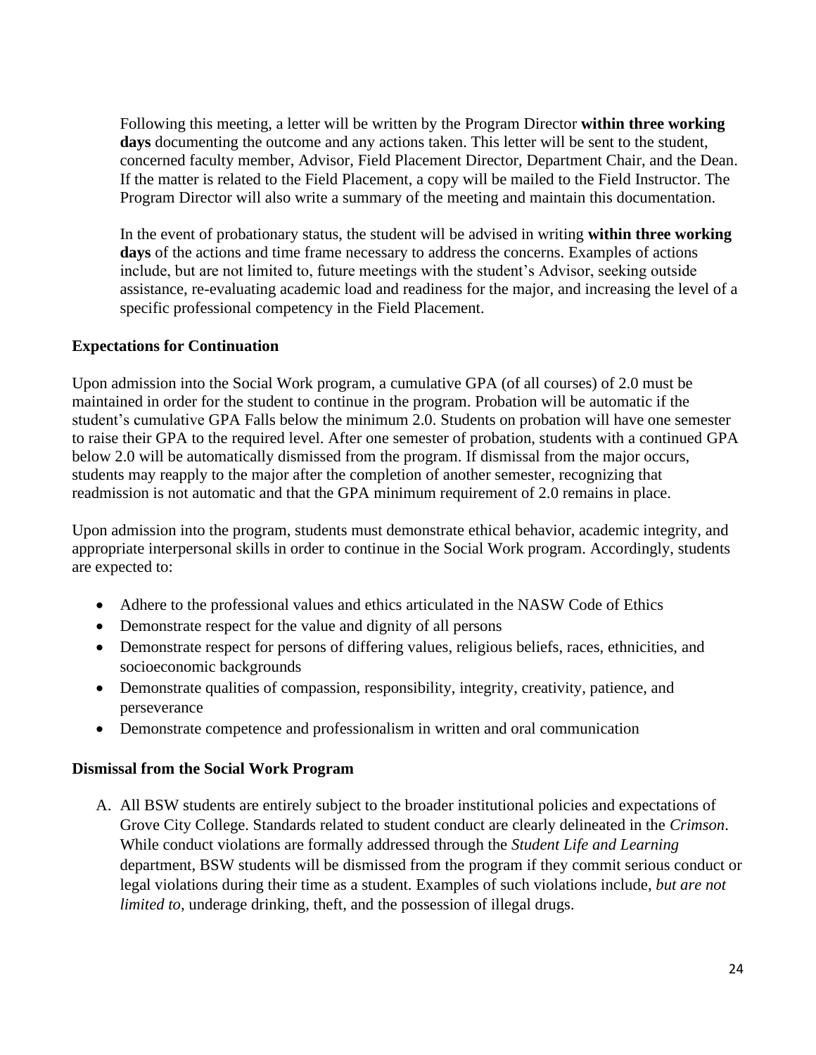Following this meeting, a letter will be written by the Program Director **within three working days** documenting the outcome and any actions taken. This letter will be sent to the student, concerned faculty member, Advisor, Field Placement Director, Department Chair, and the Dean. If the matter is related to the Field Placement, a copy will be mailed to the Field Instructor. The Program Director will also write a summary of the meeting and maintain this documentation.

In the event of probationary status, the student will be advised in writing **within three working days** of the actions and time frame necessary to address the concerns. Examples of actions include, but are not limited to, future meetings with the student's Advisor, seeking outside assistance, re-evaluating academic load and readiness for the major, and increasing the level of a specific professional competency in the Field Placement.

**Expectations for Continuation**

Upon admission into the Social Work program, a cumulative GPA (of all courses) of 2.0 must be maintained in order for the student to continue in the program. Probation will be automatic if the student's cumulative GPA Falls below the minimum 2.0. Students on probation will have one semester to raise their GPA to the required level. After one semester of probation, students with a continued GPA below 2.0 will be automatically dismissed from the program. If dismissal from the major occurs, students may reapply to the major after the completion of another semester, recognizing that readmission is not automatic and that the GPA minimum requirement of 2.0 remains in place.

Upon admission into the program, students must demonstrate ethical behavior, academic integrity, and appropriate interpersonal skills in order to continue in the Social Work program. Accordingly, students are expected to:

- Adhere to the professional values and ethics articulated in the NASW Code of Ethics
- Demonstrate respect for the value and dignity of all persons
- Demonstrate respect for persons of differing values, religious beliefs, races, ethnicities, and socioeconomic backgrounds
- Demonstrate qualities of compassion, responsibility, integrity, creativity, patience, and perseverance
- Demonstrate competence and professionalism in written and oral communication

**Dismissal from the Social Work Program**

A. All BSW students are entirely subject to the broader institutional policies and expectations of Grove City College. Standards related to student conduct are clearly delineated in the *Crimson*. While conduct violations are formally addressed through the *Student Life and Learning* department, BSW students will be dismissed from the program if they commit serious conduct or legal violations during their time as a student. Examples of such violations include, *but are not limited to*, underage drinking, theft, and the possession of illegal drugs.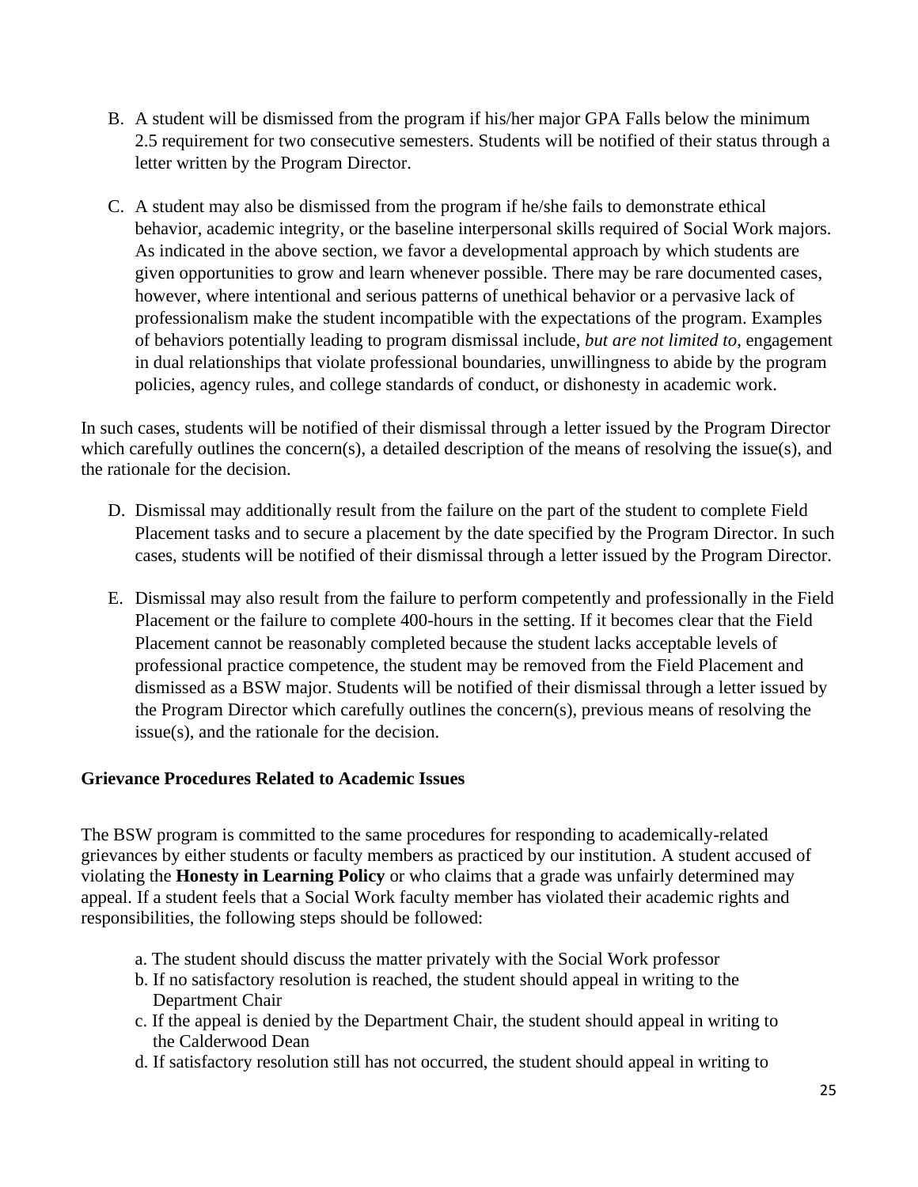B. A student will be dismissed from the program if his/her major GPA Falls below the minimum 2.5 requirement for two consecutive semesters. Students will be notified of their status through a letter written by the Program Director.

C. A student may also be dismissed from the program if he/she fails to demonstrate ethical behavior, academic integrity, or the baseline interpersonal skills required of Social Work majors. As indicated in the above section, we favor a developmental approach by which students are given opportunities to grow and learn whenever possible. There may be rare documented cases, however, where intentional and serious patterns of unethical behavior or a pervasive lack of professionalism make the student incompatible with the expectations of the program. Examples of behaviors potentially leading to program dismissal include, *but are not limited to*, engagement in dual relationships that violate professional boundaries, unwillingness to abide by the program policies, agency rules, and college standards of conduct, or dishonesty in academic work.

In such cases, students will be notified of their dismissal through a letter issued by the Program Director which carefully outlines the concern(s), a detailed description of the means of resolving the issue(s), and the rationale for the decision.

D. Dismissal may additionally result from the failure on the part of the student to complete Field Placement tasks and to secure a placement by the date specified by the Program Director. In such cases, students will be notified of their dismissal through a letter issued by the Program Director.

E. Dismissal may also result from the failure to perform competently and professionally in the Field Placement or the failure to complete 400-hours in the setting. If it becomes clear that the Field Placement cannot be reasonably completed because the student lacks acceptable levels of professional practice competence, the student may be removed from the Field Placement and dismissed as a BSW major. Students will be notified of their dismissal through a letter issued by the Program Director which carefully outlines the concern(s), previous means of resolving the issue(s), and the rationale for the decision.

**Grievance Procedures Related to Academic Issues**

The BSW program is committed to the same procedures for responding to academically-related grievances by either students or faculty members as practiced by our institution. A student accused of violating the **Honesty in Learning Policy** or who claims that a grade was unfairly determined may appeal. If a student feels that a Social Work faculty member has violated their academic rights and responsibilities, the following steps should be followed:

a. The student should discuss the matter privately with the Social Work professor
b. If no satisfactory resolution is reached, the student should appeal in writing to the Department Chair
c. If the appeal is denied by the Department Chair, the student should appeal in writing to the Calderwood Dean
d. If satisfactory resolution still has not occurred, the student should appeal in writing to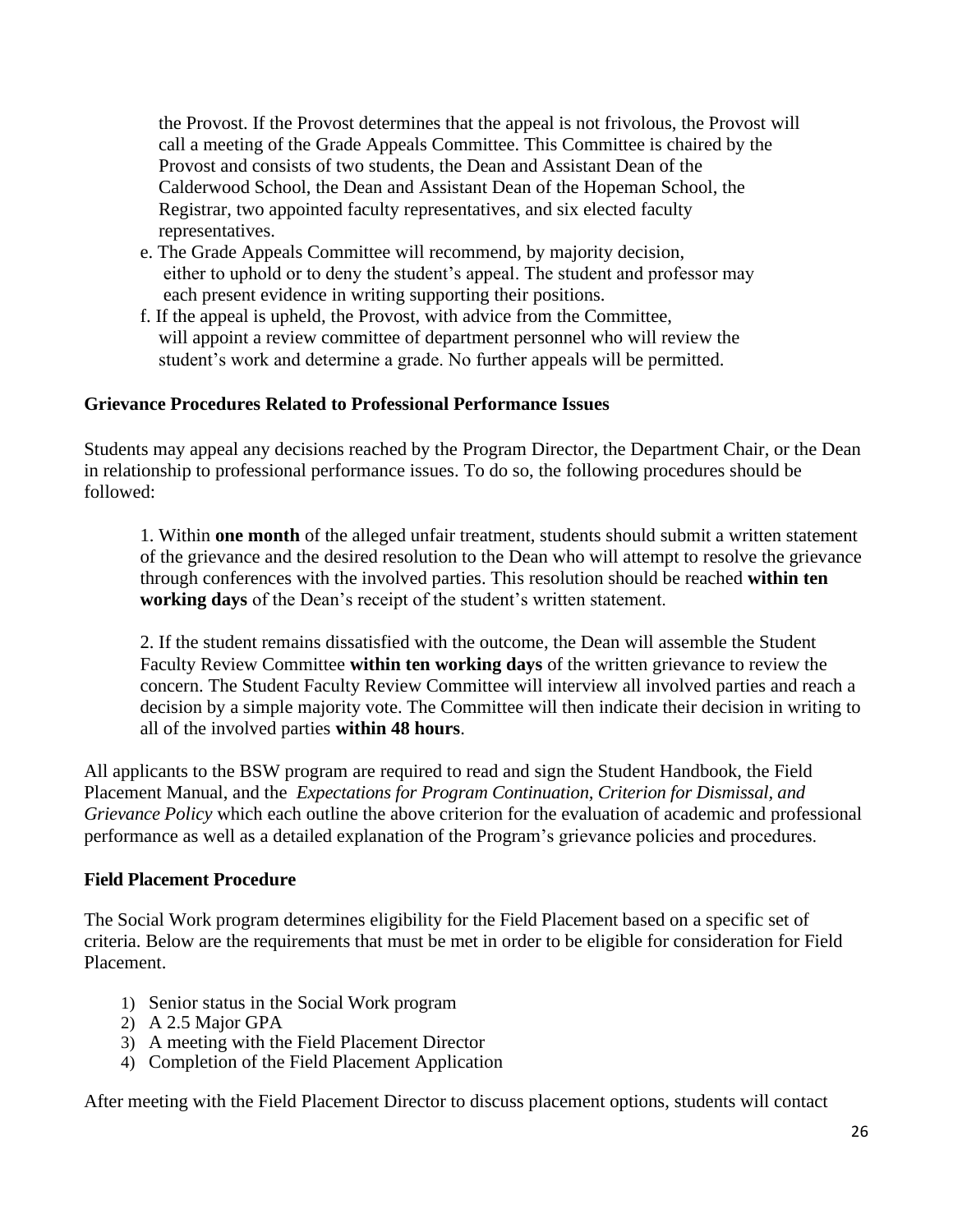the Provost. If the Provost determines that the appeal is not frivolous, the Provost will call a meeting of the Grade Appeals Committee. This Committee is chaired by the Provost and consists of two students, the Dean and Assistant Dean of the Calderwood School, the Dean and Assistant Dean of the Hopeman School, the Registrar, two appointed faculty representatives, and six elected faculty representatives.

e. The Grade Appeals Committee will recommend, by majority decision, either to uphold or to deny the student's appeal. The student and professor may each present evidence in writing supporting their positions.

f. If the appeal is upheld, the Provost, with advice from the Committee, will appoint a review committee of department personnel who will review the student's work and determine a grade. No further appeals will be permitted.

**Grievance Procedures Related to Professional Performance Issues**

Students may appeal any decisions reached by the Program Director, the Department Chair, or the Dean in relationship to professional performance issues. To do so, the following procedures should be followed:

1. Within **one month** of the alleged unfair treatment, students should submit a written statement of the grievance and the desired resolution to the Dean who will attempt to resolve the grievance through conferences with the involved parties. This resolution should be reached **within ten working days** of the Dean's receipt of the student's written statement.

2. If the student remains dissatisfied with the outcome, the Dean will assemble the Student Faculty Review Committee **within ten working days** of the written grievance to review the concern. The Student Faculty Review Committee will interview all involved parties and reach a decision by a simple majority vote. The Committee will then indicate their decision in writing to all of the involved parties **within 48 hours**.

All applicants to the BSW program are required to read and sign the Student Handbook, the Field Placement Manual, and the *Expectations for Program Continuation, Criterion for Dismissal, and Grievance Policy* which each outline the above criterion for the evaluation of academic and professional performance as well as a detailed explanation of the Program's grievance policies and procedures.

**Field Placement Procedure**

The Social Work program determines eligibility for the Field Placement based on a specific set of criteria. Below are the requirements that must be met in order to be eligible for consideration for Field Placement.

1) Senior status in the Social Work program
2) A 2.5 Major GPA
3) A meeting with the Field Placement Director
4) Completion of the Field Placement Application

After meeting with the Field Placement Director to discuss placement options, students will contact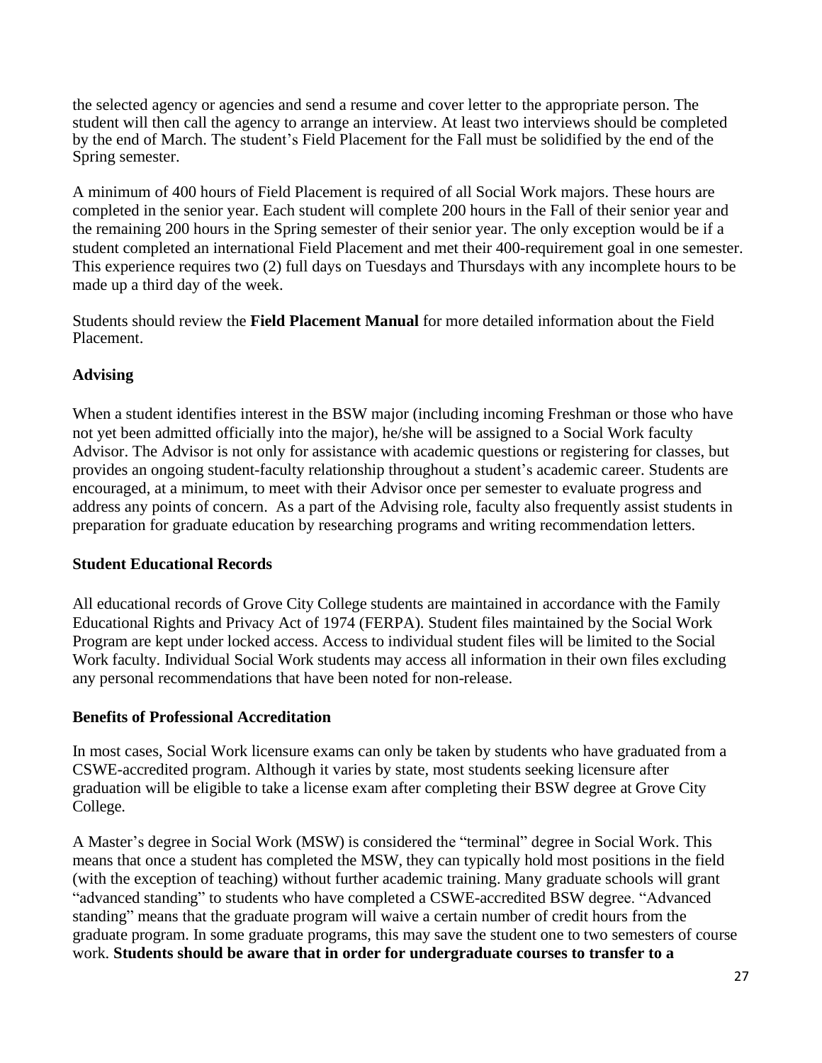the selected agency or agencies and send a resume and cover letter to the appropriate person. The student will then call the agency to arrange an interview. At least two interviews should be completed by the end of March. The student's Field Placement for the Fall must be solidified by the end of the Spring semester.

A minimum of 400 hours of Field Placement is required of all Social Work majors. These hours are completed in the senior year. Each student will complete 200 hours in the Fall of their senior year and the remaining 200 hours in the Spring semester of their senior year. The only exception would be if a student completed an international Field Placement and met their 400-requirement goal in one semester. This experience requires two (2) full days on Tuesdays and Thursdays with any incomplete hours to be made up a third day of the week.

Students should review the **Field Placement Manual** for more detailed information about the Field Placement.

### Advising

When a student identifies interest in the BSW major (including incoming Freshman or those who have not yet been admitted officially into the major), he/she will be assigned to a Social Work faculty Advisor. The Advisor is not only for assistance with academic questions or registering for classes, but provides an ongoing student-faculty relationship throughout a student's academic career. Students are encouraged, at a minimum, to meet with their Advisor once per semester to evaluate progress and address any points of concern. As a part of the Advising role, faculty also frequently assist students in preparation for graduate education by researching programs and writing recommendation letters.

### Student Educational Records

All educational records of Grove City College students are maintained in accordance with the Family Educational Rights and Privacy Act of 1974 (FERPA). Student files maintained by the Social Work Program are kept under locked access. Access to individual student files will be limited to the Social Work faculty. Individual Social Work students may access all information in their own files excluding any personal recommendations that have been noted for non-release.

### Benefits of Professional Accreditation

In most cases, Social Work licensure exams can only be taken by students who have graduated from a CSWE-accredited program. Although it varies by state, most students seeking licensure after graduation will be eligible to take a license exam after completing their BSW degree at Grove City College.

A Master's degree in Social Work (MSW) is considered the "terminal" degree in Social Work. This means that once a student has completed the MSW, they can typically hold most positions in the field (with the exception of teaching) without further academic training. Many graduate schools will grant "advanced standing" to students who have completed a CSWE-accredited BSW degree. "Advanced standing" means that the graduate program will waive a certain number of credit hours from the graduate program. In some graduate programs, this may save the student one to two semesters of course work. **Students should be aware that in order for undergraduate courses to transfer to a**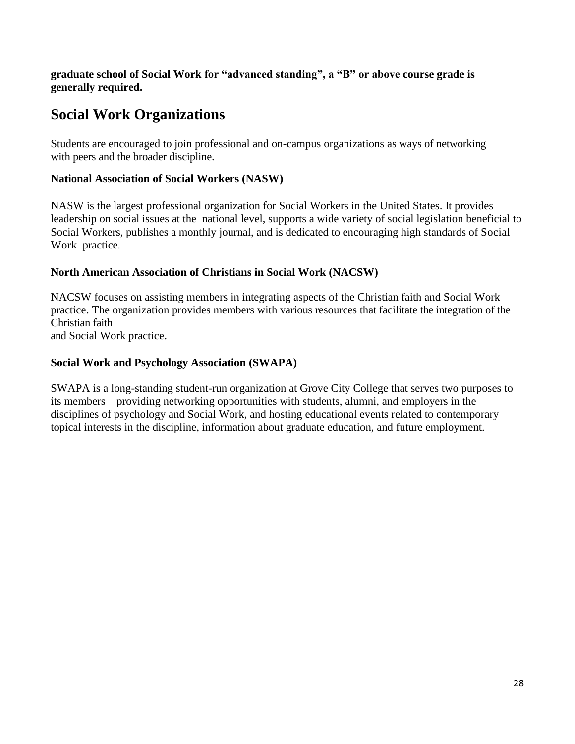**graduate school of Social Work for "advanced standing", a "B" or above course grade is generally required.**

## Social Work Organizations

Students are encouraged to join professional and on-campus organizations as ways of networking with peers and the broader discipline.

### National Association of Social Workers (NASW)

NASW is the largest professional organization for Social Workers in the United States. It provides leadership on social issues at the national level, supports a wide variety of social legislation beneficial to Social Workers, publishes a monthly journal, and is dedicated to encouraging high standards of Social Work practice.

### North American Association of Christians in Social Work (NACSW)

NACSW focuses on assisting members in integrating aspects of the Christian faith and Social Work practice. The organization provides members with various resources that facilitate the integration of the Christian faith and Social Work practice.

### Social Work and Psychology Association (SWAPA)

SWAPA is a long-standing student-run organization at Grove City College that serves two purposes to its members—providing networking opportunities with students, alumni, and employers in the disciplines of psychology and Social Work, and hosting educational events related to contemporary topical interests in the discipline, information about graduate education, and future employment.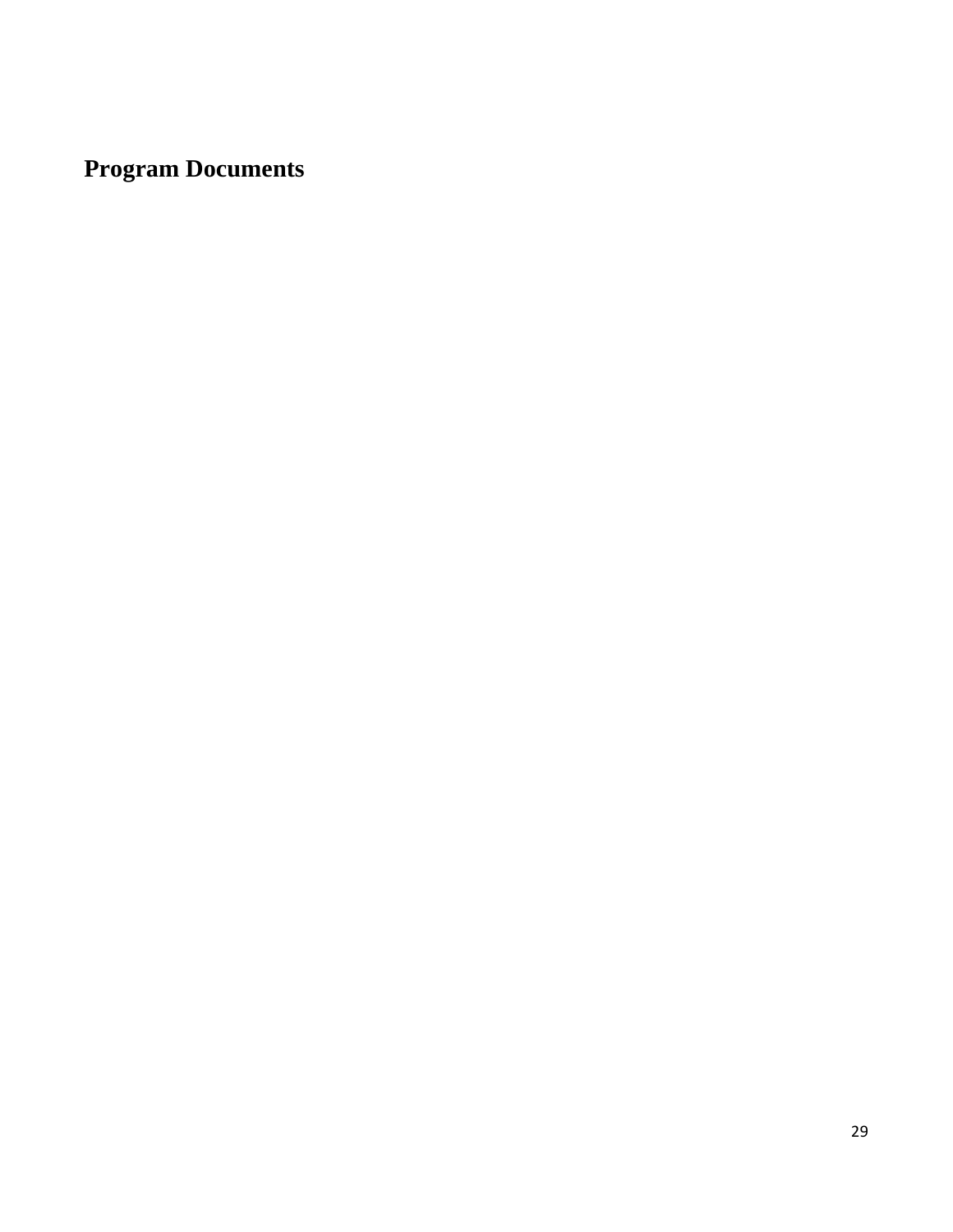# Program Documents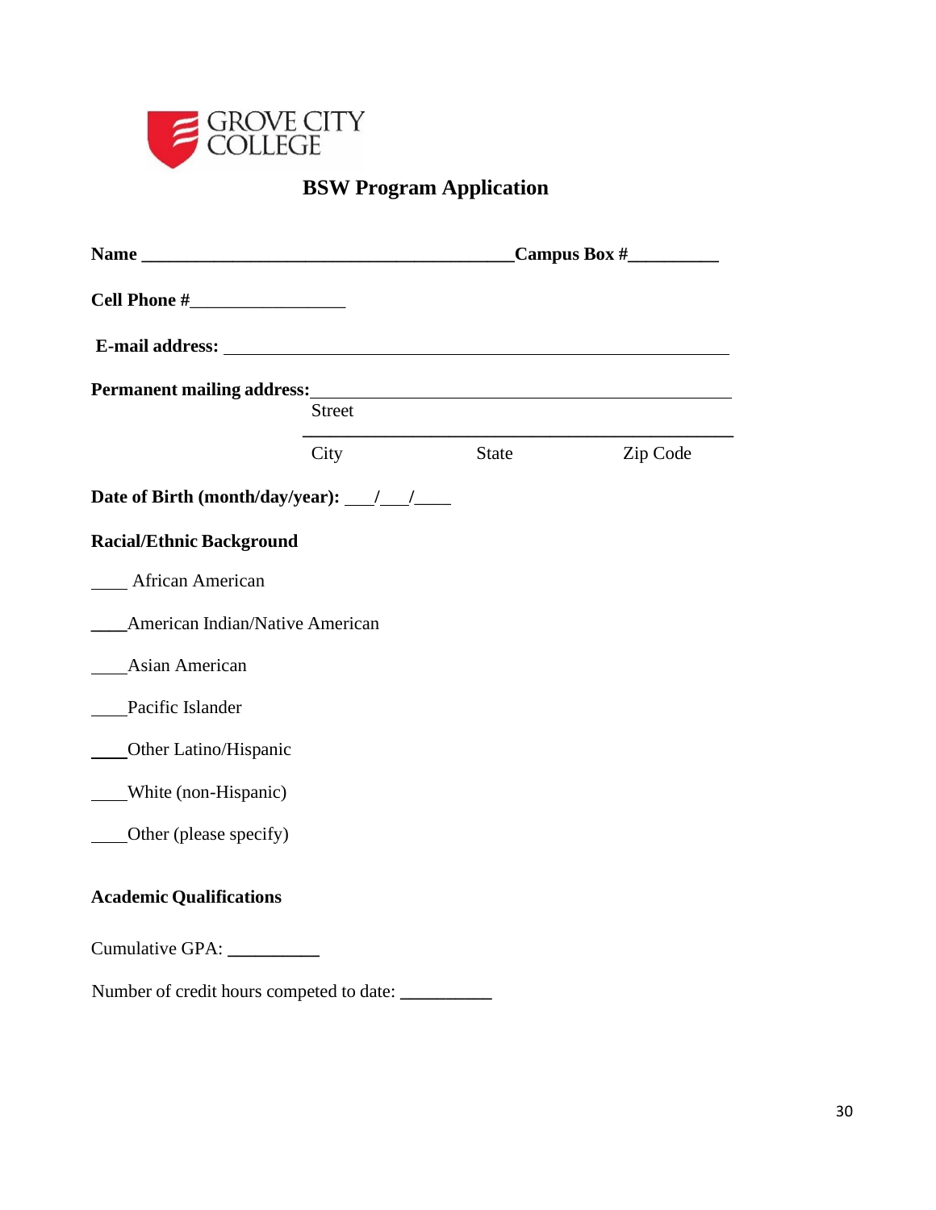GROVE CITY COLLEGE

# BSW Program Application

**Name** ________________________________________ **Campus Box #**__________

**Cell Phone #**_________________

**E-mail address:** ________________________________________________________

**Permanent mailing address:**_____________________________________________
Street

_____________________________________________
City State Zip Code

**Date of Birth (month/day/year):** ___/___/____

**Racial/Ethnic Background**

____ African American

____American Indian/Native American

____Asian American

____Pacific Islander

____Other Latino/Hispanic

____White (non-Hispanic)

____Other (please specify)

**Academic Qualifications**

Cumulative GPA: __________

Number of credit hours competed to date: __________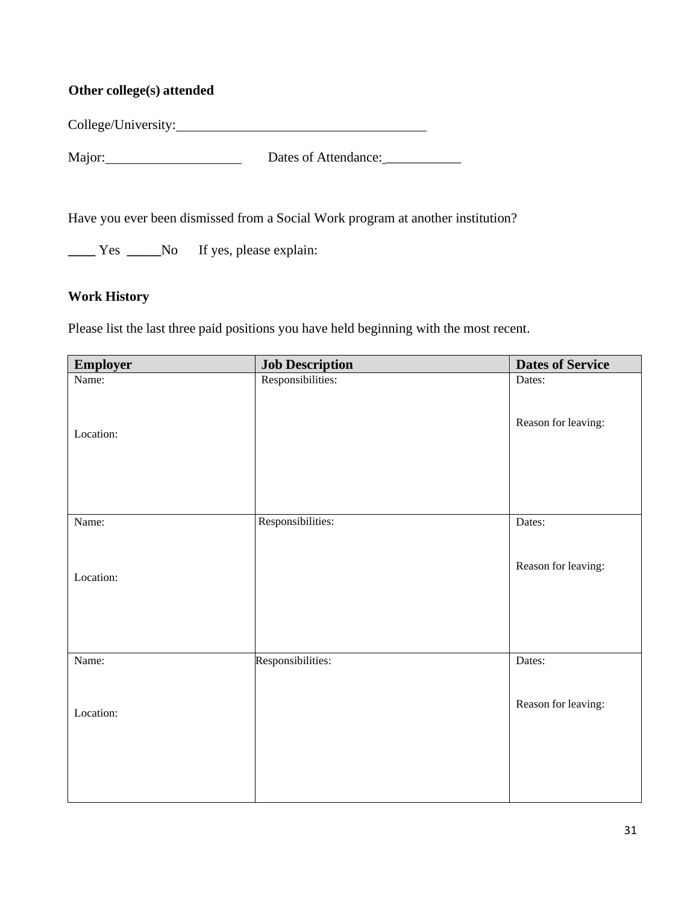**Other college(s) attended**

College/University:_____________________________________

Major:____________________ Dates of Attendance:___________

Have you ever been dismissed from a Social Work program at another institution?

____ Yes _____No If yes, please explain:

**Work History**

Please list the last three paid positions you have held beginning with the most recent.

| Employer | Job Description | Dates of Service |
|---|---|---|
| Name:<br><br>Location: | Responsibilities: | Dates:<br><br>Reason for leaving: |
| Name:<br><br>Location: | Responsibilities: | Dates:<br><br>Reason for leaving: |
| Name:<br><br>Location: | Responsibilities: | Dates:<br><br>Reason for leaving: |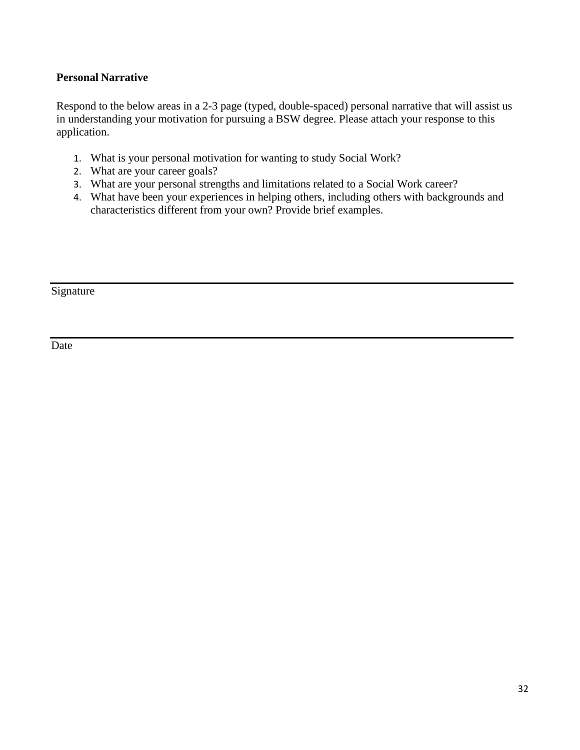**Personal Narrative**

Respond to the below areas in a 2-3 page (typed, double-spaced) personal narrative that will assist us in understanding your motivation for pursuing a BSW degree. Please attach your response to this application.

1. What is your personal motivation for wanting to study Social Work?
2. What are your career goals?
3. What are your personal strengths and limitations related to a Social Work career?
4. What have been your experiences in helping others, including others with backgrounds and characteristics different from your own? Provide brief examples.

\_\_\_\_\_\_\_\_\_\_\_\_\_\_\_\_\_\_\_\_\_\_\_\_\_\_\_\_\_\_\_\_\_\_\_\_\_\_\_\_\_\_\_\_\_\_\_\_\_\_\_\_\_\_\_\_\_\_\_\_

Signature

\_\_\_\_\_\_\_\_\_\_\_\_\_\_\_\_\_\_\_\_\_\_\_\_\_\_\_\_\_\_\_\_\_\_\_\_\_\_\_\_\_\_\_\_\_\_\_\_\_\_\_\_\_\_\_\_\_\_\_\_

Date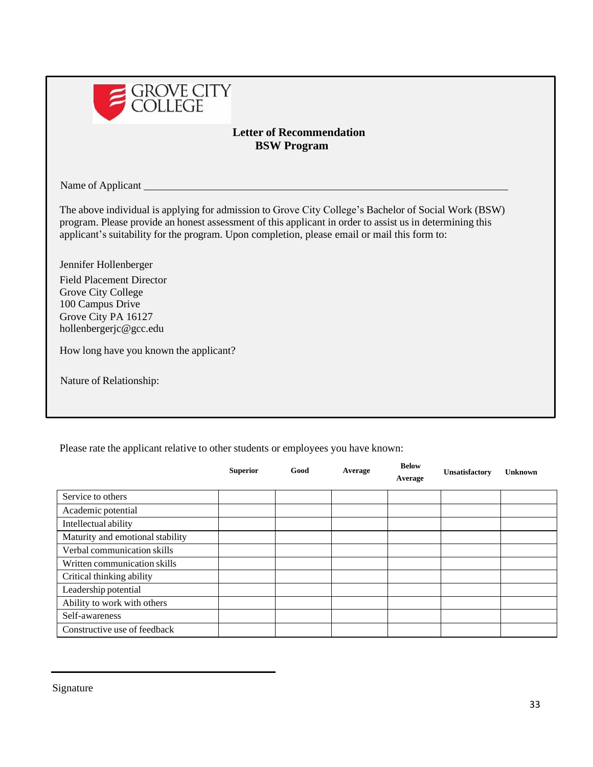GROVE CITY COLLEGE

## Letter of Recommendation
## BSW Program

Name of Applicant ____________________________________________

The above individual is applying for admission to Grove City College's Bachelor of Social Work (BSW) program. Please provide an honest assessment of this applicant in order to assist us in determining this applicant's suitability for the program. Upon completion, please email or mail this form to:

Jennifer Hollenberger
Field Placement Director
Grove City College
100 Campus Drive
Grove City PA 16127
hollenbergerjc@gcc.edu

How long have you known the applicant?

Nature of Relationship:

Please rate the applicant relative to other students or employees you have known:

| | Superior | Good | Average | Below Average | Unsatisfactory | Unknown |
|---|---|---|---|---|---|---|
| Service to others | | | | | | |
| Academic potential | | | | | | |
| Intellectual ability | | | | | | |
| Maturity and emotional stability | | | | | | |
| Verbal communication skills | | | | | | |
| Written communication skills | | | | | | |
| Critical thinking ability | | | | | | |
| Leadership potential | | | | | | |
| Ability to work with others | | | | | | |
| Self-awareness | | | | | | |
| Constructive use of feedback | | | | | | |

____________________________________________

Signature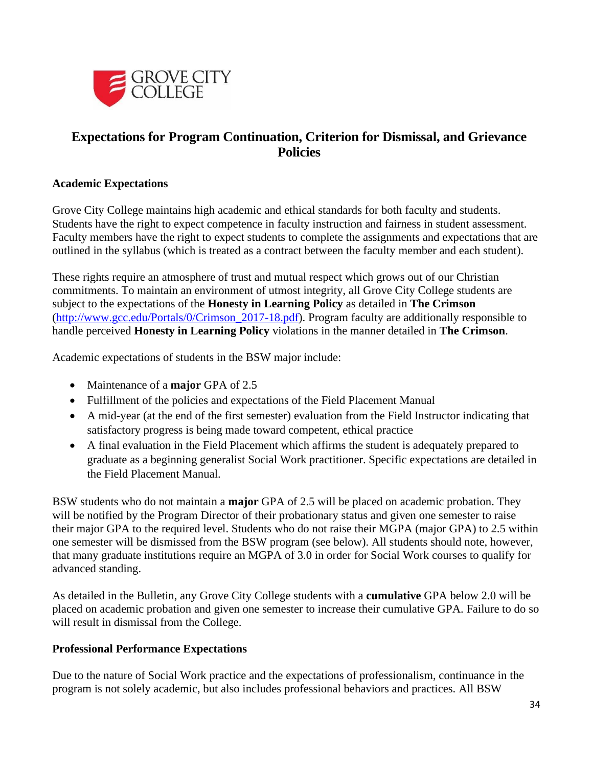GROVE CITY COLLEGE

## Expectations for Program Continuation, Criterion for Dismissal, and Grievance Policies

### Academic Expectations

Grove City College maintains high academic and ethical standards for both faculty and students. Students have the right to expect competence in faculty instruction and fairness in student assessment. Faculty members have the right to expect students to complete the assignments and expectations that are outlined in the syllabus (which is treated as a contract between the faculty member and each student).

These rights require an atmosphere of trust and mutual respect which grows out of our Christian commitments. To maintain an environment of utmost integrity, all Grove City College students are subject to the expectations of the **Honesty in Learning Policy** as detailed in **The Crimson** (http://www.gcc.edu/Portals/0/Crimson_2017-18.pdf). Program faculty are additionally responsible to handle perceived **Honesty in Learning Policy** violations in the manner detailed in **The Crimson**.

Academic expectations of students in the BSW major include:

- Maintenance of a **major** GPA of 2.5
- Fulfillment of the policies and expectations of the Field Placement Manual
- A mid-year (at the end of the first semester) evaluation from the Field Instructor indicating that satisfactory progress is being made toward competent, ethical practice
- A final evaluation in the Field Placement which affirms the student is adequately prepared to graduate as a beginning generalist Social Work practitioner. Specific expectations are detailed in the Field Placement Manual.

BSW students who do not maintain a **major** GPA of 2.5 will be placed on academic probation. They will be notified by the Program Director of their probationary status and given one semester to raise their major GPA to the required level. Students who do not raise their MGPA (major GPA) to 2.5 within one semester will be dismissed from the BSW program (see below). All students should note, however, that many graduate institutions require an MGPA of 3.0 in order for Social Work courses to qualify for advanced standing.

As detailed in the Bulletin, any Grove City College students with a **cumulative** GPA below 2.0 will be placed on academic probation and given one semester to increase their cumulative GPA. Failure to do so will result in dismissal from the College.

### Professional Performance Expectations

Due to the nature of Social Work practice and the expectations of professionalism, continuance in the program is not solely academic, but also includes professional behaviors and practices. All BSW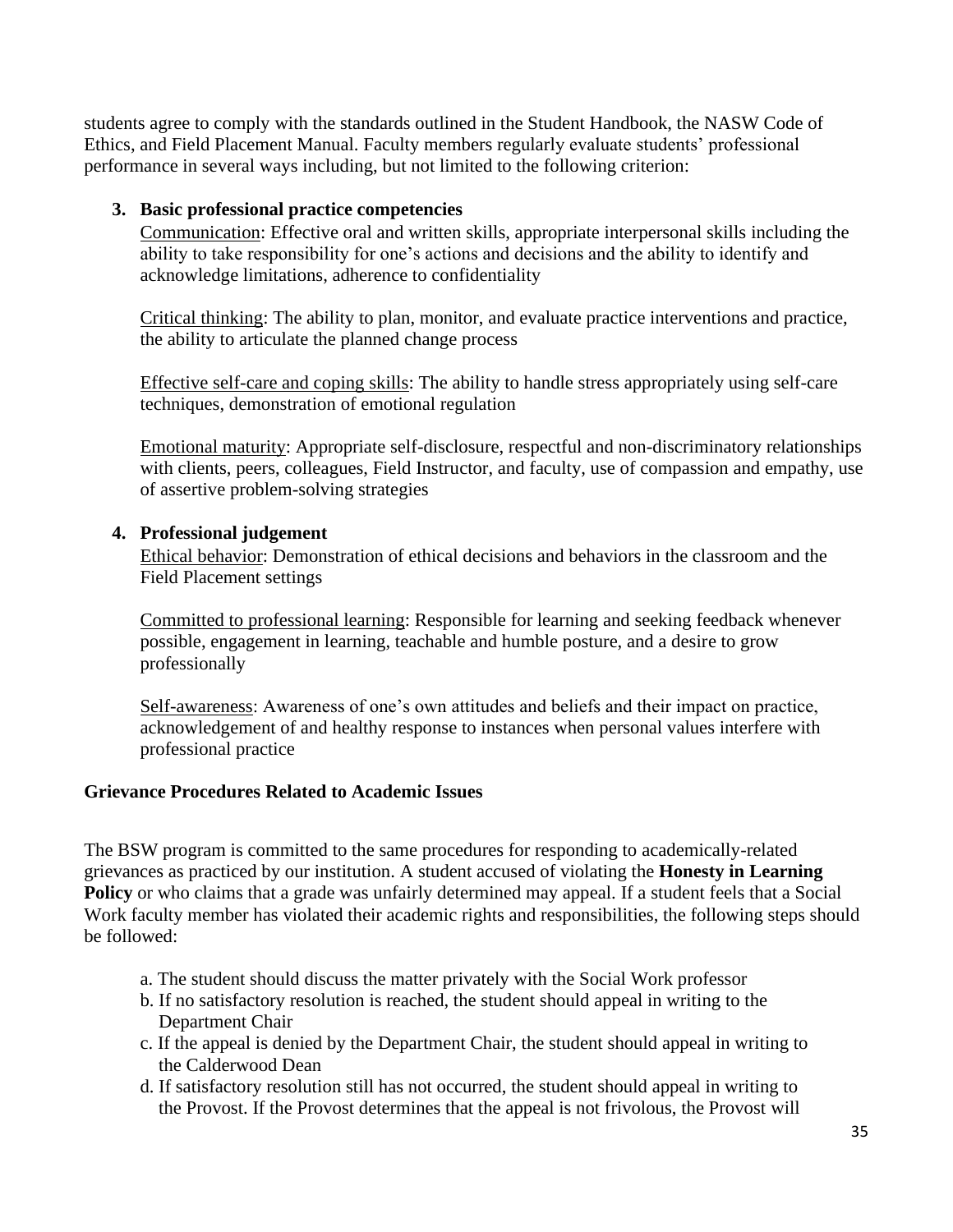students agree to comply with the standards outlined in the Student Handbook, the NASW Code of Ethics, and Field Placement Manual. Faculty members regularly evaluate students' professional performance in several ways including, but not limited to the following criterion:

3. **Basic professional practice competencies**

   Communication: Effective oral and written skills, appropriate interpersonal skills including the ability to take responsibility for one's actions and decisions and the ability to identify and acknowledge limitations, adherence to confidentiality

   Critical thinking: The ability to plan, monitor, and evaluate practice interventions and practice, the ability to articulate the planned change process

   Effective self-care and coping skills: The ability to handle stress appropriately using self-care techniques, demonstration of emotional regulation

   Emotional maturity: Appropriate self-disclosure, respectful and non-discriminatory relationships with clients, peers, colleagues, Field Instructor, and faculty, use of compassion and empathy, use of assertive problem-solving strategies

4. **Professional judgement**

   Ethical behavior: Demonstration of ethical decisions and behaviors in the classroom and the Field Placement settings

   Committed to professional learning: Responsible for learning and seeking feedback whenever possible, engagement in learning, teachable and humble posture, and a desire to grow professionally

   Self-awareness: Awareness of one's own attitudes and beliefs and their impact on practice, acknowledgement of and healthy response to instances when personal values interfere with professional practice

## Grievance Procedures Related to Academic Issues

The BSW program is committed to the same procedures for responding to academically-related grievances as practiced by our institution. A student accused of violating the **Honesty in Learning Policy** or who claims that a grade was unfairly determined may appeal. If a student feels that a Social Work faculty member has violated their academic rights and responsibilities, the following steps should be followed:

a. The student should discuss the matter privately with the Social Work professor

b. If no satisfactory resolution is reached, the student should appeal in writing to the Department Chair

c. If the appeal is denied by the Department Chair, the student should appeal in writing to the Calderwood Dean

d. If satisfactory resolution still has not occurred, the student should appeal in writing to the Provost. If the Provost determines that the appeal is not frivolous, the Provost will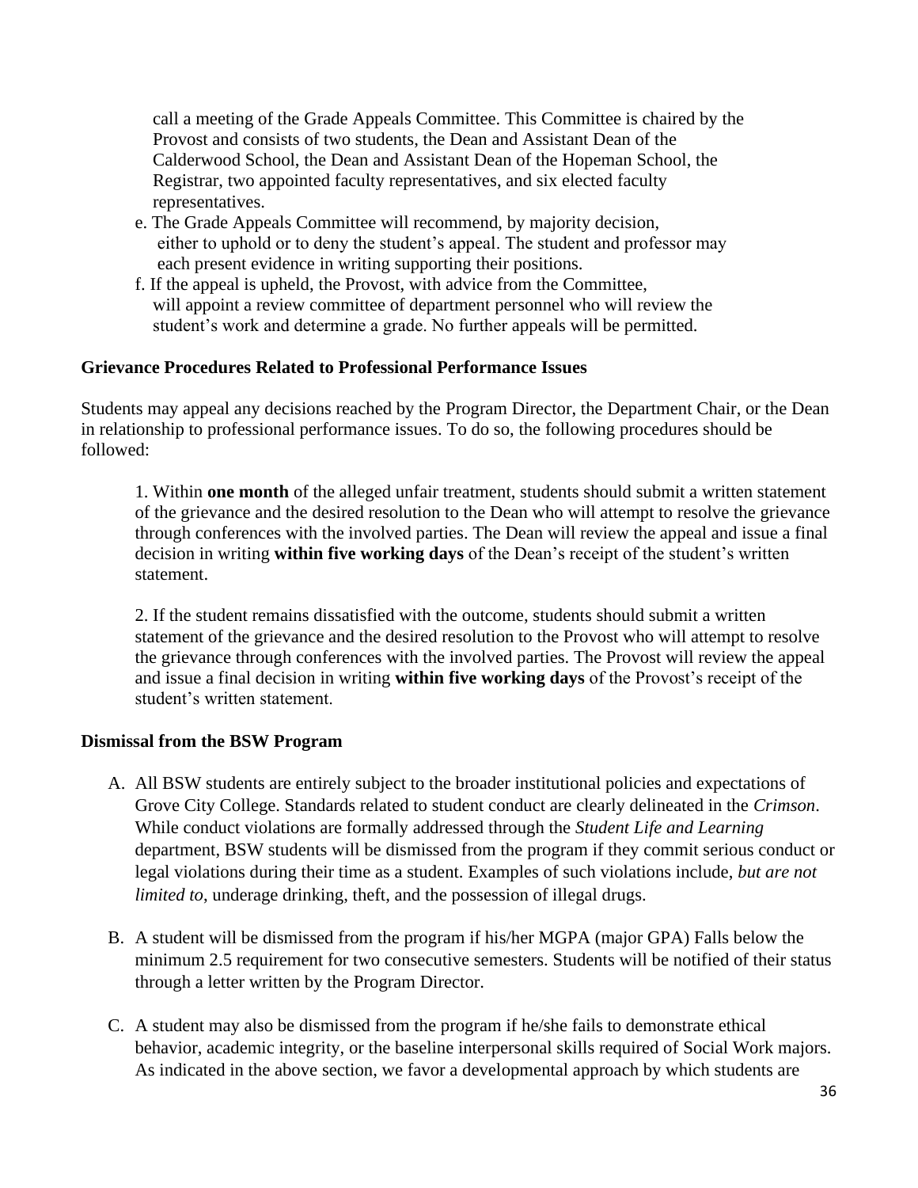call a meeting of the Grade Appeals Committee. This Committee is chaired by the Provost and consists of two students, the Dean and Assistant Dean of the Calderwood School, the Dean and Assistant Dean of the Hopeman School, the Registrar, two appointed faculty representatives, and six elected faculty representatives.

e. The Grade Appeals Committee will recommend, by majority decision, either to uphold or to deny the student's appeal. The student and professor may each present evidence in writing supporting their positions.

f. If the appeal is upheld, the Provost, with advice from the Committee, will appoint a review committee of department personnel who will review the student's work and determine a grade. No further appeals will be permitted.

**Grievance Procedures Related to Professional Performance Issues**

Students may appeal any decisions reached by the Program Director, the Department Chair, or the Dean in relationship to professional performance issues. To do so, the following procedures should be followed:

1. Within **one month** of the alleged unfair treatment, students should submit a written statement of the grievance and the desired resolution to the Dean who will attempt to resolve the grievance through conferences with the involved parties. The Dean will review the appeal and issue a final decision in writing **within five working days** of the Dean's receipt of the student's written statement.

2. If the student remains dissatisfied with the outcome, students should submit a written statement of the grievance and the desired resolution to the Provost who will attempt to resolve the grievance through conferences with the involved parties. The Provost will review the appeal and issue a final decision in writing **within five working days** of the Provost's receipt of the student's written statement.

**Dismissal from the BSW Program**

A. All BSW students are entirely subject to the broader institutional policies and expectations of Grove City College. Standards related to student conduct are clearly delineated in the *Crimson*. While conduct violations are formally addressed through the *Student Life and Learning* department, BSW students will be dismissed from the program if they commit serious conduct or legal violations during their time as a student. Examples of such violations include, *but are not limited to*, underage drinking, theft, and the possession of illegal drugs.

B. A student will be dismissed from the program if his/her MGPA (major GPA) Falls below the minimum 2.5 requirement for two consecutive semesters. Students will be notified of their status through a letter written by the Program Director.

C. A student may also be dismissed from the program if he/she fails to demonstrate ethical behavior, academic integrity, or the baseline interpersonal skills required of Social Work majors. As indicated in the above section, we favor a developmental approach by which students are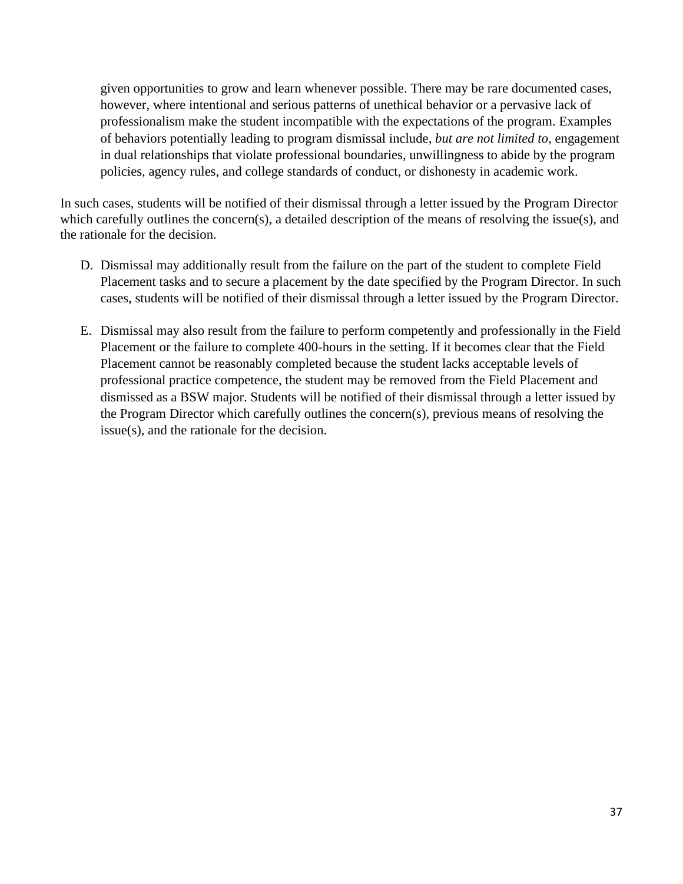given opportunities to grow and learn whenever possible. There may be rare documented cases, however, where intentional and serious patterns of unethical behavior or a pervasive lack of professionalism make the student incompatible with the expectations of the program. Examples of behaviors potentially leading to program dismissal include, *but are not limited to,* engagement in dual relationships that violate professional boundaries, unwillingness to abide by the program policies, agency rules, and college standards of conduct, or dishonesty in academic work.

In such cases, students will be notified of their dismissal through a letter issued by the Program Director which carefully outlines the concern(s), a detailed description of the means of resolving the issue(s), and the rationale for the decision.

D. Dismissal may additionally result from the failure on the part of the student to complete Field Placement tasks and to secure a placement by the date specified by the Program Director. In such cases, students will be notified of their dismissal through a letter issued by the Program Director.

E. Dismissal may also result from the failure to perform competently and professionally in the Field Placement or the failure to complete 400-hours in the setting. If it becomes clear that the Field Placement cannot be reasonably completed because the student lacks acceptable levels of professional practice competence, the student may be removed from the Field Placement and dismissed as a BSW major. Students will be notified of their dismissal through a letter issued by the Program Director which carefully outlines the concern(s), previous means of resolving the issue(s), and the rationale for the decision.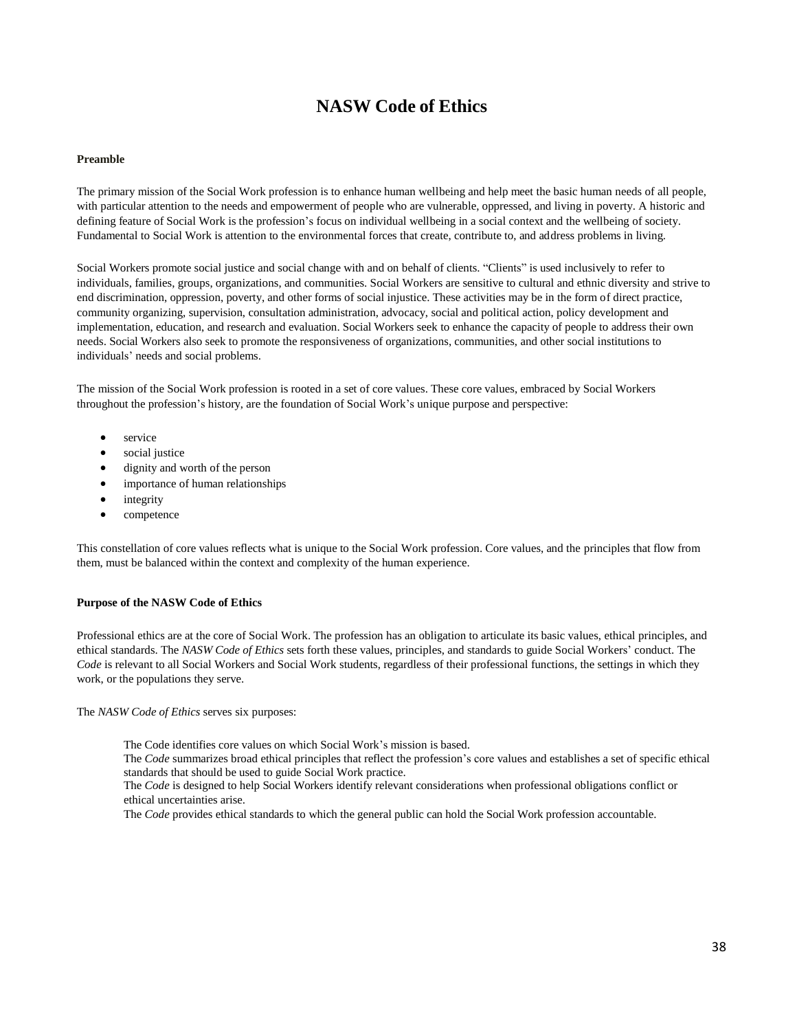# NASW Code of Ethics

**Preamble**

The primary mission of the Social Work profession is to enhance human wellbeing and help meet the basic human needs of all people, with particular attention to the needs and empowerment of people who are vulnerable, oppressed, and living in poverty. A historic and defining feature of Social Work is the profession's focus on individual wellbeing in a social context and the wellbeing of society. Fundamental to Social Work is attention to the environmental forces that create, contribute to, and address problems in living.

Social Workers promote social justice and social change with and on behalf of clients. "Clients" is used inclusively to refer to individuals, families, groups, organizations, and communities. Social Workers are sensitive to cultural and ethnic diversity and strive to end discrimination, oppression, poverty, and other forms of social injustice. These activities may be in the form of direct practice, community organizing, supervision, consultation administration, advocacy, social and political action, policy development and implementation, education, and research and evaluation. Social Workers seek to enhance the capacity of people to address their own needs. Social Workers also seek to promote the responsiveness of organizations, communities, and other social institutions to individuals' needs and social problems.

The mission of the Social Work profession is rooted in a set of core values. These core values, embraced by Social Workers throughout the profession's history, are the foundation of Social Work's unique purpose and perspective:

- service
- social justice
- dignity and worth of the person
- importance of human relationships
- integrity
- competence

This constellation of core values reflects what is unique to the Social Work profession. Core values, and the principles that flow from them, must be balanced within the context and complexity of the human experience.

**Purpose of the NASW Code of Ethics**

Professional ethics are at the core of Social Work. The profession has an obligation to articulate its basic values, ethical principles, and ethical standards. The *NASW Code of Ethics* sets forth these values, principles, and standards to guide Social Workers' conduct. The *Code* is relevant to all Social Workers and Social Work students, regardless of their professional functions, the settings in which they work, or the populations they serve.

The *NASW Code of Ethics* serves six purposes:

The Code identifies core values on which Social Work's mission is based.
The *Code* summarizes broad ethical principles that reflect the profession's core values and establishes a set of specific ethical standards that should be used to guide Social Work practice.
The *Code* is designed to help Social Workers identify relevant considerations when professional obligations conflict or ethical uncertainties arise.
The *Code* provides ethical standards to which the general public can hold the Social Work profession accountable.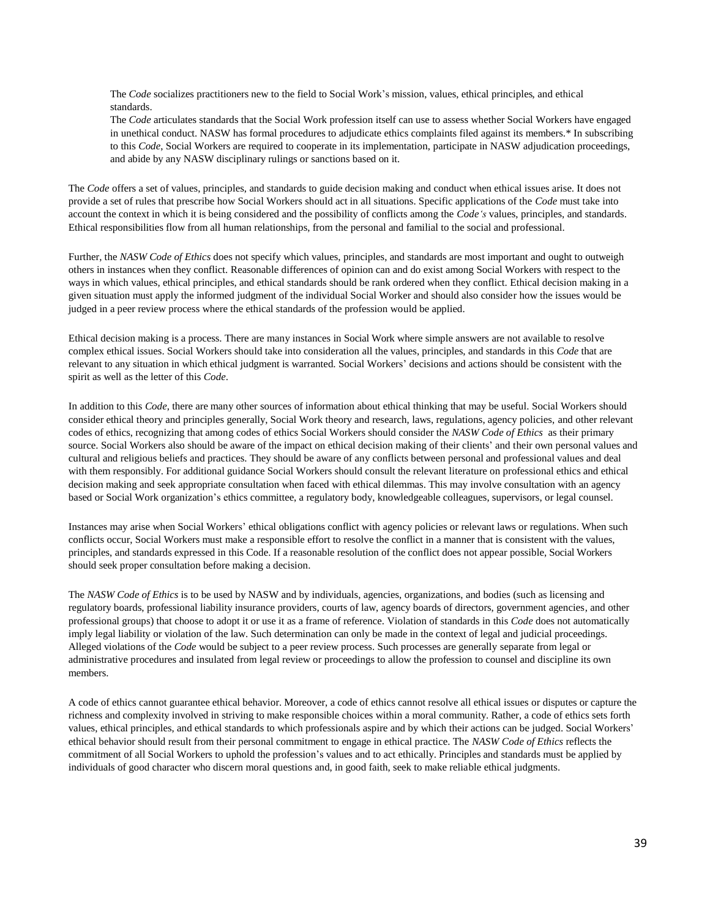The *Code* socializes practitioners new to the field to Social Work's mission, values, ethical principles, and ethical standards.

The *Code* articulates standards that the Social Work profession itself can use to assess whether Social Workers have engaged in unethical conduct. NASW has formal procedures to adjudicate ethics complaints filed against its members.* In subscribing to this *Code*, Social Workers are required to cooperate in its implementation, participate in NASW adjudication proceedings, and abide by any NASW disciplinary rulings or sanctions based on it.

The *Code* offers a set of values, principles, and standards to guide decision making and conduct when ethical issues arise. It does not provide a set of rules that prescribe how Social Workers should act in all situations. Specific applications of the *Code* must take into account the context in which it is being considered and the possibility of conflicts among the *Code's* values, principles, and standards. Ethical responsibilities flow from all human relationships, from the personal and familial to the social and professional.

Further, the *NASW Code of Ethics* does not specify which values, principles, and standards are most important and ought to outweigh others in instances when they conflict. Reasonable differences of opinion can and do exist among Social Workers with respect to the ways in which values, ethical principles, and ethical standards should be rank ordered when they conflict. Ethical decision making in a given situation must apply the informed judgment of the individual Social Worker and should also consider how the issues would be judged in a peer review process where the ethical standards of the profession would be applied.

Ethical decision making is a process. There are many instances in Social Work where simple answers are not available to resolve complex ethical issues. Social Workers should take into consideration all the values, principles, and standards in this *Code* that are relevant to any situation in which ethical judgment is warranted. Social Workers' decisions and actions should be consistent with the spirit as well as the letter of this *Code*.

In addition to this *Code*, there are many other sources of information about ethical thinking that may be useful. Social Workers should consider ethical theory and principles generally, Social Work theory and research, laws, regulations, agency policies, and other relevant codes of ethics, recognizing that among codes of ethics Social Workers should consider the *NASW Code of Ethics* as their primary source. Social Workers also should be aware of the impact on ethical decision making of their clients' and their own personal values and cultural and religious beliefs and practices. They should be aware of any conflicts between personal and professional values and deal with them responsibly. For additional guidance Social Workers should consult the relevant literature on professional ethics and ethical decision making and seek appropriate consultation when faced with ethical dilemmas. This may involve consultation with an agency based or Social Work organization's ethics committee, a regulatory body, knowledgeable colleagues, supervisors, or legal counsel.

Instances may arise when Social Workers' ethical obligations conflict with agency policies or relevant laws or regulations. When such conflicts occur, Social Workers must make a responsible effort to resolve the conflict in a manner that is consistent with the values, principles, and standards expressed in this Code. If a reasonable resolution of the conflict does not appear possible, Social Workers should seek proper consultation before making a decision.

The *NASW Code of Ethics* is to be used by NASW and by individuals, agencies, organizations, and bodies (such as licensing and regulatory boards, professional liability insurance providers, courts of law, agency boards of directors, government agencies, and other professional groups) that choose to adopt it or use it as a frame of reference. Violation of standards in this *Code* does not automatically imply legal liability or violation of the law. Such determination can only be made in the context of legal and judicial proceedings. Alleged violations of the *Code* would be subject to a peer review process. Such processes are generally separate from legal or administrative procedures and insulated from legal review or proceedings to allow the profession to counsel and discipline its own members.

A code of ethics cannot guarantee ethical behavior. Moreover, a code of ethics cannot resolve all ethical issues or disputes or capture the richness and complexity involved in striving to make responsible choices within a moral community. Rather, a code of ethics sets forth values, ethical principles, and ethical standards to which professionals aspire and by which their actions can be judged. Social Workers' ethical behavior should result from their personal commitment to engage in ethical practice. The *NASW Code of Ethics* reflects the commitment of all Social Workers to uphold the profession's values and to act ethically. Principles and standards must be applied by individuals of good character who discern moral questions and, in good faith, seek to make reliable ethical judgments.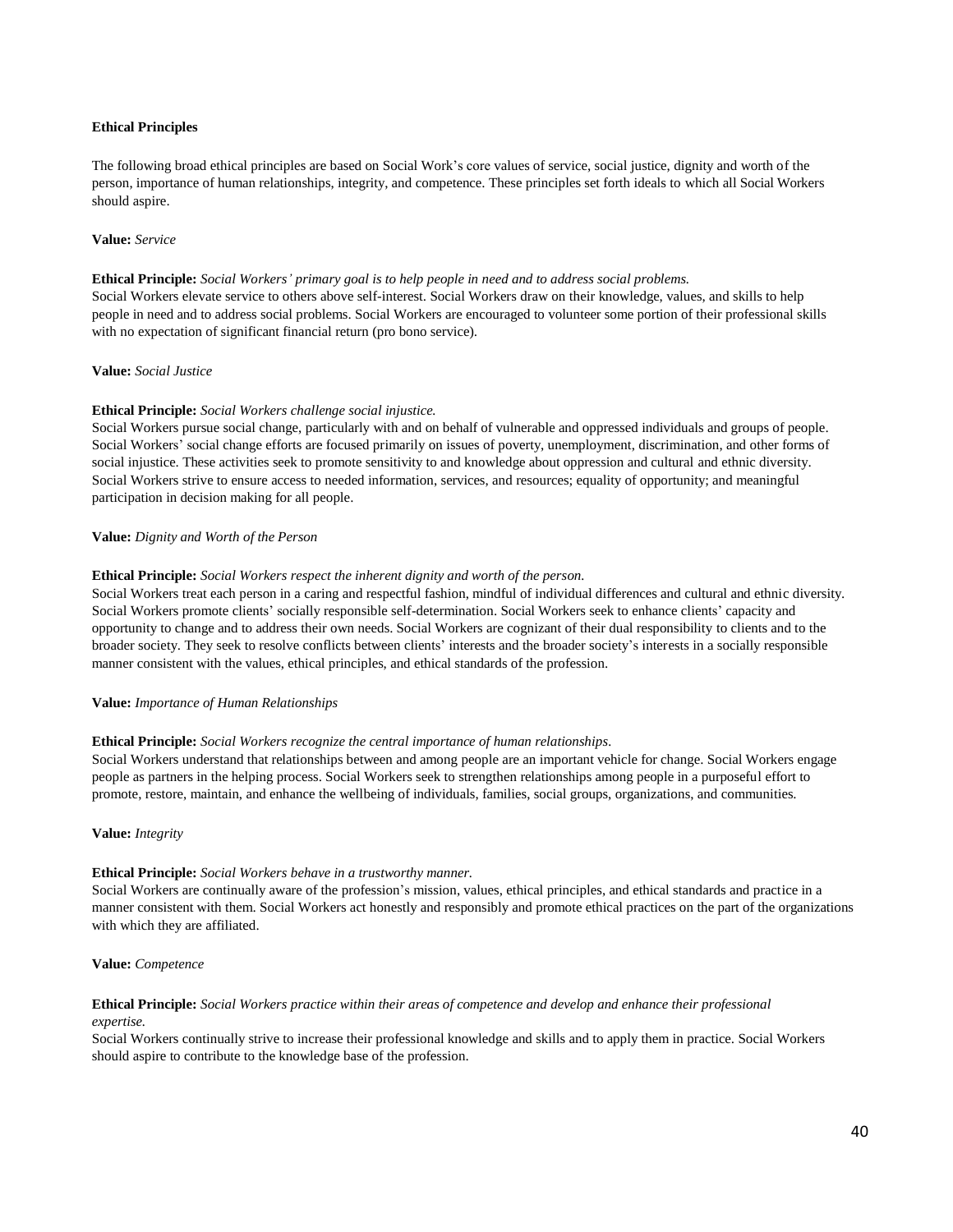**Ethical Principles**

The following broad ethical principles are based on Social Work's core values of service, social justice, dignity and worth of the person, importance of human relationships, integrity, and competence. These principles set forth ideals to which all Social Workers should aspire.

**Value:** *Service*

**Ethical Principle:** *Social Workers' primary goal is to help people in need and to address social problems.*
Social Workers elevate service to others above self-interest. Social Workers draw on their knowledge, values, and skills to help people in need and to address social problems. Social Workers are encouraged to volunteer some portion of their professional skills with no expectation of significant financial return (pro bono service).

**Value:** *Social Justice*

**Ethical Principle:** *Social Workers challenge social injustice.*
Social Workers pursue social change, particularly with and on behalf of vulnerable and oppressed individuals and groups of people. Social Workers' social change efforts are focused primarily on issues of poverty, unemployment, discrimination, and other forms of social injustice. These activities seek to promote sensitivity to and knowledge about oppression and cultural and ethnic diversity. Social Workers strive to ensure access to needed information, services, and resources; equality of opportunity; and meaningful participation in decision making for all people.

**Value:** *Dignity and Worth of the Person*

**Ethical Principle:** *Social Workers respect the inherent dignity and worth of the person.*
Social Workers treat each person in a caring and respectful fashion, mindful of individual differences and cultural and ethnic diversity. Social Workers promote clients' socially responsible self-determination. Social Workers seek to enhance clients' capacity and opportunity to change and to address their own needs. Social Workers are cognizant of their dual responsibility to clients and to the broader society. They seek to resolve conflicts between clients' interests and the broader society's interests in a socially responsible manner consistent with the values, ethical principles, and ethical standards of the profession.

**Value:** *Importance of Human Relationships*

**Ethical Principle:** *Social Workers recognize the central importance of human relationships.*
Social Workers understand that relationships between and among people are an important vehicle for change. Social Workers engage people as partners in the helping process. Social Workers seek to strengthen relationships among people in a purposeful effort to promote, restore, maintain, and enhance the wellbeing of individuals, families, social groups, organizations, and communities.

**Value:** *Integrity*

**Ethical Principle:** *Social Workers behave in a trustworthy manner.*
Social Workers are continually aware of the profession's mission, values, ethical principles, and ethical standards and practice in a manner consistent with them. Social Workers act honestly and responsibly and promote ethical practices on the part of the organizations with which they are affiliated.

**Value:** *Competence*

**Ethical Principle:** *Social Workers practice within their areas of competence and develop and enhance their professional expertise.*
Social Workers continually strive to increase their professional knowledge and skills and to apply them in practice. Social Workers should aspire to contribute to the knowledge base of the profession.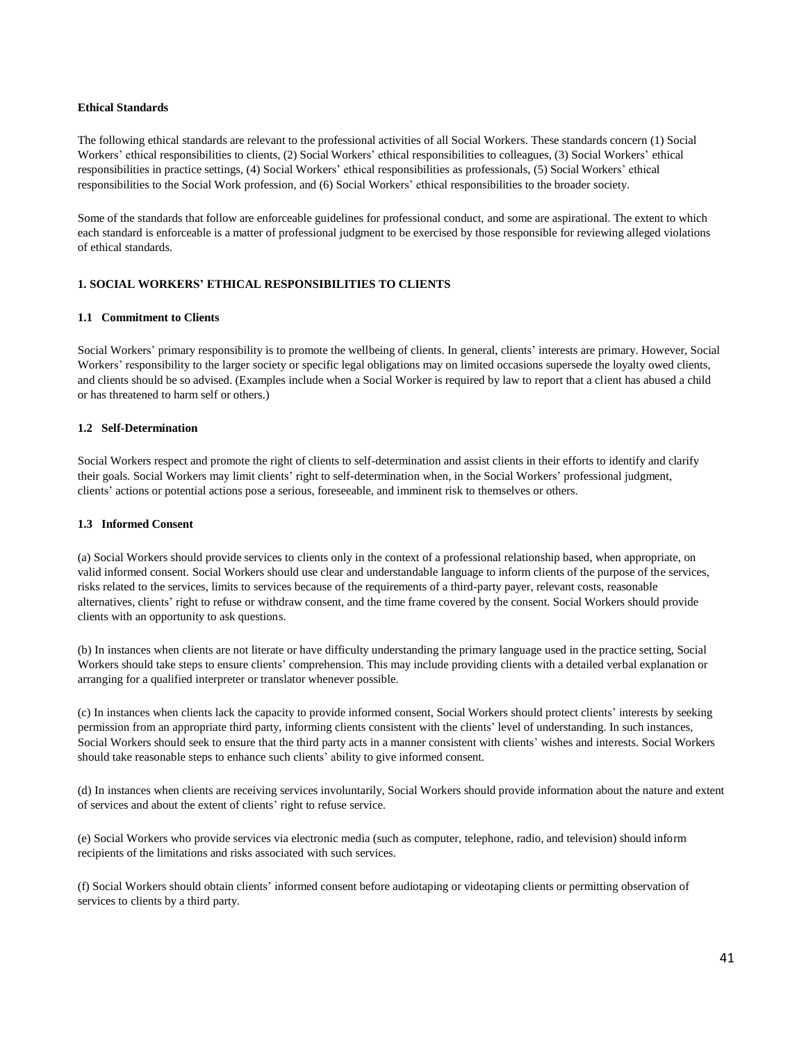**Ethical Standards**

The following ethical standards are relevant to the professional activities of all Social Workers. These standards concern (1) Social Workers' ethical responsibilities to clients, (2) Social Workers' ethical responsibilities to colleagues, (3) Social Workers' ethical responsibilities in practice settings, (4) Social Workers' ethical responsibilities as professionals, (5) Social Workers' ethical responsibilities to the Social Work profession, and (6) Social Workers' ethical responsibilities to the broader society.

Some of the standards that follow are enforceable guidelines for professional conduct, and some are aspirational. The extent to which each standard is enforceable is a matter of professional judgment to be exercised by those responsible for reviewing alleged violations of ethical standards.

**1. SOCIAL WORKERS' ETHICAL RESPONSIBILITIES TO CLIENTS**

**1.1 Commitment to Clients**

Social Workers' primary responsibility is to promote the wellbeing of clients. In general, clients' interests are primary. However, Social Workers' responsibility to the larger society or specific legal obligations may on limited occasions supersede the loyalty owed clients, and clients should be so advised. (Examples include when a Social Worker is required by law to report that a client has abused a child or has threatened to harm self or others.)

**1.2 Self-Determination**

Social Workers respect and promote the right of clients to self-determination and assist clients in their efforts to identify and clarify their goals. Social Workers may limit clients' right to self-determination when, in the Social Workers' professional judgment, clients' actions or potential actions pose a serious, foreseeable, and imminent risk to themselves or others.

**1.3 Informed Consent**

(a) Social Workers should provide services to clients only in the context of a professional relationship based, when appropriate, on valid informed consent. Social Workers should use clear and understandable language to inform clients of the purpose of the services, risks related to the services, limits to services because of the requirements of a third-party payer, relevant costs, reasonable alternatives, clients' right to refuse or withdraw consent, and the time frame covered by the consent. Social Workers should provide clients with an opportunity to ask questions.

(b) In instances when clients are not literate or have difficulty understanding the primary language used in the practice setting, Social Workers should take steps to ensure clients' comprehension. This may include providing clients with a detailed verbal explanation or arranging for a qualified interpreter or translator whenever possible.

(c) In instances when clients lack the capacity to provide informed consent, Social Workers should protect clients' interests by seeking permission from an appropriate third party, informing clients consistent with the clients' level of understanding. In such instances, Social Workers should seek to ensure that the third party acts in a manner consistent with clients' wishes and interests. Social Workers should take reasonable steps to enhance such clients' ability to give informed consent.

(d) In instances when clients are receiving services involuntarily, Social Workers should provide information about the nature and extent of services and about the extent of clients' right to refuse service.

(e) Social Workers who provide services via electronic media (such as computer, telephone, radio, and television) should inform recipients of the limitations and risks associated with such services.

(f) Social Workers should obtain clients' informed consent before audiotaping or videotaping clients or permitting observation of services to clients by a third party.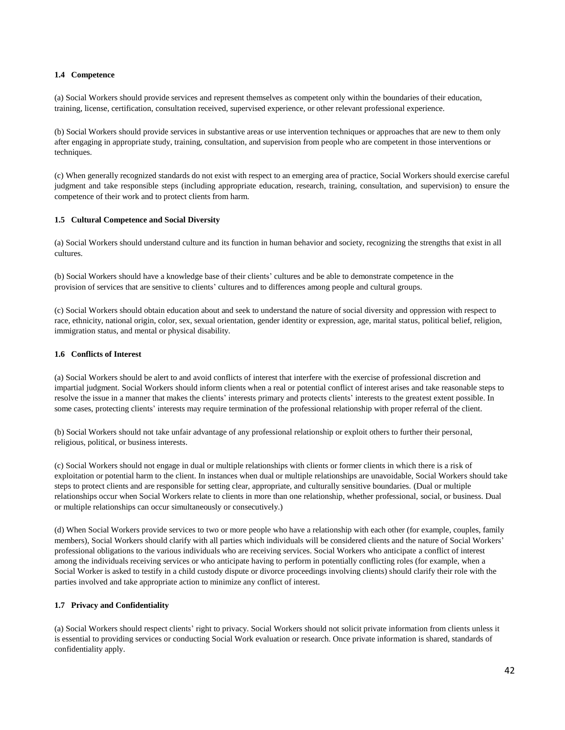### 1.4 Competence

(a) Social Workers should provide services and represent themselves as competent only within the boundaries of their education, training, license, certification, consultation received, supervised experience, or other relevant professional experience.

(b) Social Workers should provide services in substantive areas or use intervention techniques or approaches that are new to them only after engaging in appropriate study, training, consultation, and supervision from people who are competent in those interventions or techniques.

(c) When generally recognized standards do not exist with respect to an emerging area of practice, Social Workers should exercise careful judgment and take responsible steps (including appropriate education, research, training, consultation, and supervision) to ensure the competence of their work and to protect clients from harm.

### 1.5 Cultural Competence and Social Diversity

(a) Social Workers should understand culture and its function in human behavior and society, recognizing the strengths that exist in all cultures.

(b) Social Workers should have a knowledge base of their clients' cultures and be able to demonstrate competence in the provision of services that are sensitive to clients' cultures and to differences among people and cultural groups.

(c) Social Workers should obtain education about and seek to understand the nature of social diversity and oppression with respect to race, ethnicity, national origin, color, sex, sexual orientation, gender identity or expression, age, marital status, political belief, religion, immigration status, and mental or physical disability.

### 1.6 Conflicts of Interest

(a) Social Workers should be alert to and avoid conflicts of interest that interfere with the exercise of professional discretion and impartial judgment. Social Workers should inform clients when a real or potential conflict of interest arises and take reasonable steps to resolve the issue in a manner that makes the clients' interests primary and protects clients' interests to the greatest extent possible. In some cases, protecting clients' interests may require termination of the professional relationship with proper referral of the client.

(b) Social Workers should not take unfair advantage of any professional relationship or exploit others to further their personal, religious, political, or business interests.

(c) Social Workers should not engage in dual or multiple relationships with clients or former clients in which there is a risk of exploitation or potential harm to the client. In instances when dual or multiple relationships are unavoidable, Social Workers should take steps to protect clients and are responsible for setting clear, appropriate, and culturally sensitive boundaries. (Dual or multiple relationships occur when Social Workers relate to clients in more than one relationship, whether professional, social, or business. Dual or multiple relationships can occur simultaneously or consecutively.)

(d) When Social Workers provide services to two or more people who have a relationship with each other (for example, couples, family members), Social Workers should clarify with all parties which individuals will be considered clients and the nature of Social Workers' professional obligations to the various individuals who are receiving services. Social Workers who anticipate a conflict of interest among the individuals receiving services or who anticipate having to perform in potentially conflicting roles (for example, when a Social Worker is asked to testify in a child custody dispute or divorce proceedings involving clients) should clarify their role with the parties involved and take appropriate action to minimize any conflict of interest.

### 1.7 Privacy and Confidentiality

(a) Social Workers should respect clients' right to privacy. Social Workers should not solicit private information from clients unless it is essential to providing services or conducting Social Work evaluation or research. Once private information is shared, standards of confidentiality apply.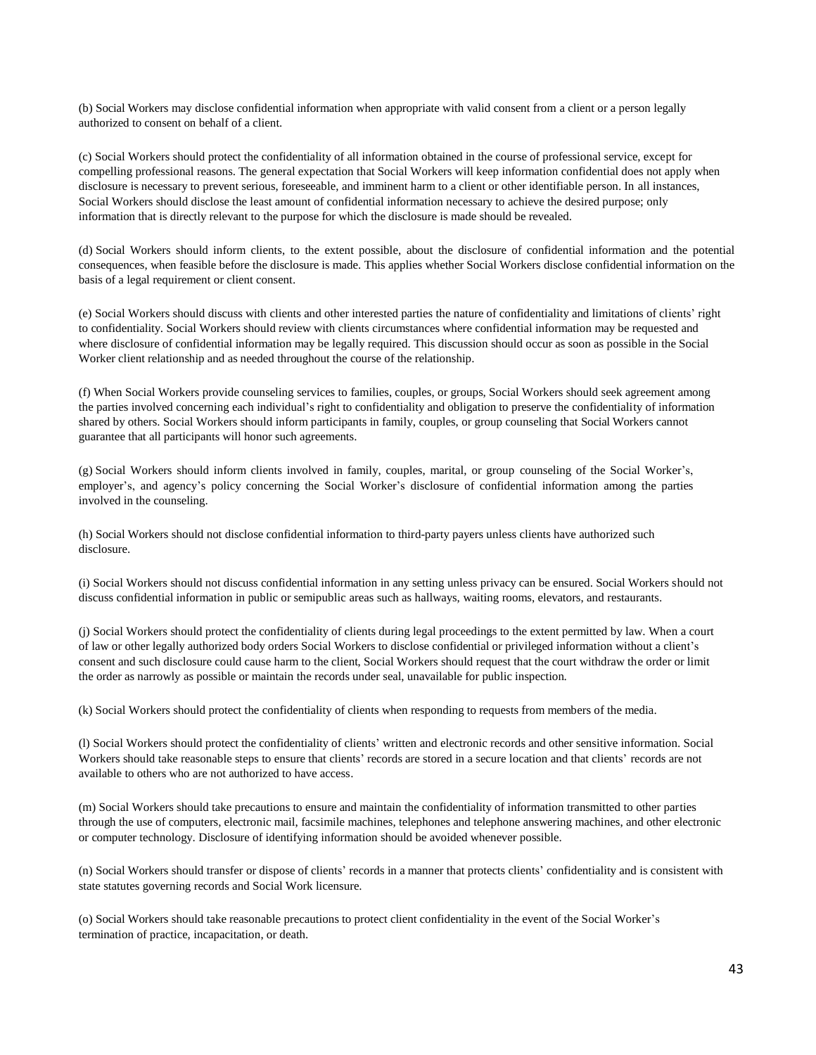(b) Social Workers may disclose confidential information when appropriate with valid consent from a client or a person legally authorized to consent on behalf of a client.

(c) Social Workers should protect the confidentiality of all information obtained in the course of professional service, except for compelling professional reasons. The general expectation that Social Workers will keep information confidential does not apply when disclosure is necessary to prevent serious, foreseeable, and imminent harm to a client or other identifiable person. In all instances, Social Workers should disclose the least amount of confidential information necessary to achieve the desired purpose; only information that is directly relevant to the purpose for which the disclosure is made should be revealed.

(d) Social Workers should inform clients, to the extent possible, about the disclosure of confidential information and the potential consequences, when feasible before the disclosure is made. This applies whether Social Workers disclose confidential information on the basis of a legal requirement or client consent.

(e) Social Workers should discuss with clients and other interested parties the nature of confidentiality and limitations of clients' right to confidentiality. Social Workers should review with clients circumstances where confidential information may be requested and where disclosure of confidential information may be legally required. This discussion should occur as soon as possible in the Social Worker client relationship and as needed throughout the course of the relationship.

(f) When Social Workers provide counseling services to families, couples, or groups, Social Workers should seek agreement among the parties involved concerning each individual's right to confidentiality and obligation to preserve the confidentiality of information shared by others. Social Workers should inform participants in family, couples, or group counseling that Social Workers cannot guarantee that all participants will honor such agreements.

(g) Social Workers should inform clients involved in family, couples, marital, or group counseling of the Social Worker's, employer's, and agency's policy concerning the Social Worker's disclosure of confidential information among the parties involved in the counseling.

(h) Social Workers should not disclose confidential information to third-party payers unless clients have authorized such disclosure.

(i) Social Workers should not discuss confidential information in any setting unless privacy can be ensured. Social Workers should not discuss confidential information in public or semipublic areas such as hallways, waiting rooms, elevators, and restaurants.

(j) Social Workers should protect the confidentiality of clients during legal proceedings to the extent permitted by law. When a court of law or other legally authorized body orders Social Workers to disclose confidential or privileged information without a client's consent and such disclosure could cause harm to the client, Social Workers should request that the court withdraw the order or limit the order as narrowly as possible or maintain the records under seal, unavailable for public inspection.

(k) Social Workers should protect the confidentiality of clients when responding to requests from members of the media.

(l) Social Workers should protect the confidentiality of clients' written and electronic records and other sensitive information. Social Workers should take reasonable steps to ensure that clients' records are stored in a secure location and that clients' records are not available to others who are not authorized to have access.

(m) Social Workers should take precautions to ensure and maintain the confidentiality of information transmitted to other parties through the use of computers, electronic mail, facsimile machines, telephones and telephone answering machines, and other electronic or computer technology. Disclosure of identifying information should be avoided whenever possible.

(n) Social Workers should transfer or dispose of clients' records in a manner that protects clients' confidentiality and is consistent with state statutes governing records and Social Work licensure.

(o) Social Workers should take reasonable precautions to protect client confidentiality in the event of the Social Worker's termination of practice, incapacitation, or death.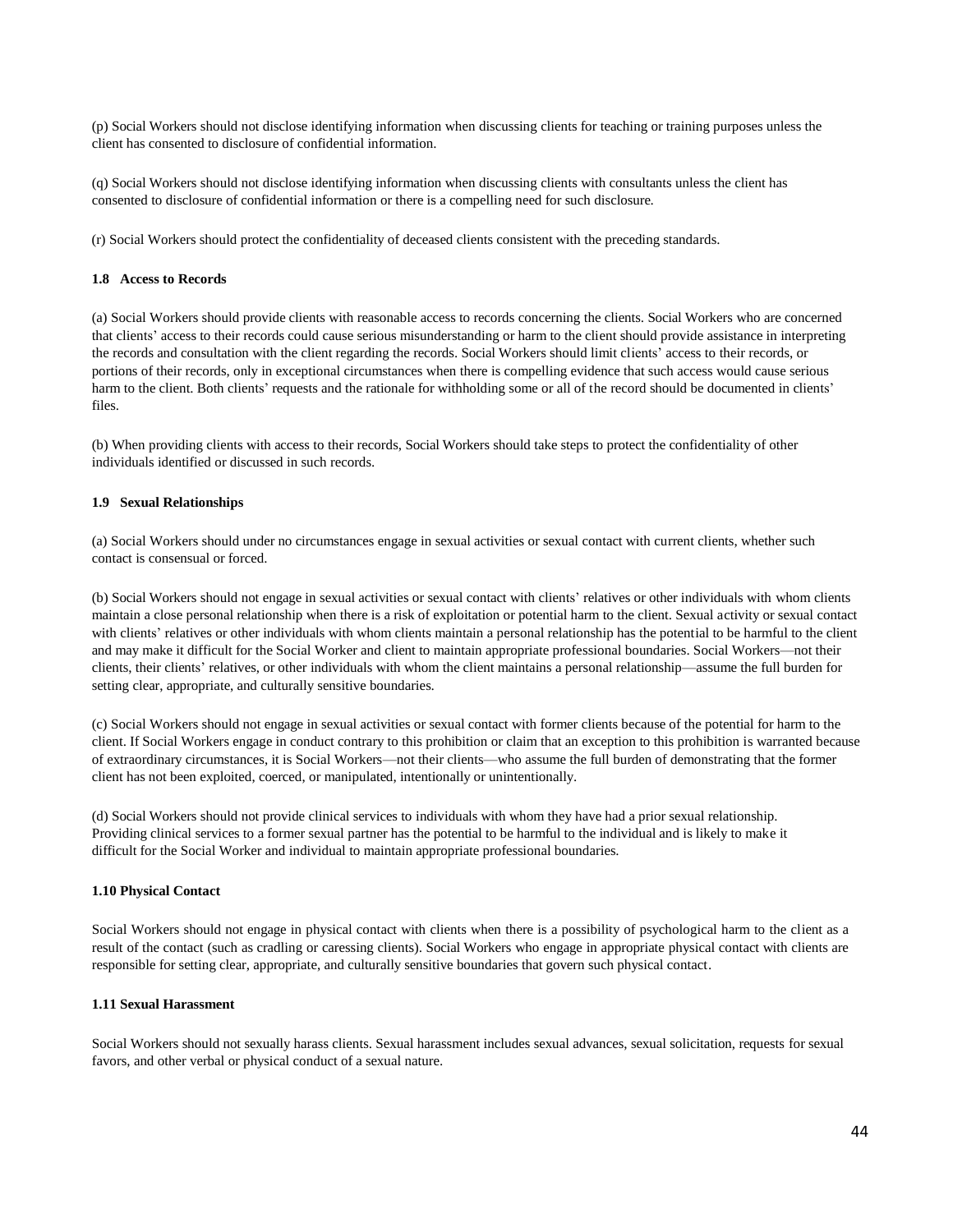(p) Social Workers should not disclose identifying information when discussing clients for teaching or training purposes unless the client has consented to disclosure of confidential information.

(q) Social Workers should not disclose identifying information when discussing clients with consultants unless the client has consented to disclosure of confidential information or there is a compelling need for such disclosure.

(r) Social Workers should protect the confidentiality of deceased clients consistent with the preceding standards.

**1.8 Access to Records**

(a) Social Workers should provide clients with reasonable access to records concerning the clients. Social Workers who are concerned that clients' access to their records could cause serious misunderstanding or harm to the client should provide assistance in interpreting the records and consultation with the client regarding the records. Social Workers should limit clients' access to their records, or portions of their records, only in exceptional circumstances when there is compelling evidence that such access would cause serious harm to the client. Both clients' requests and the rationale for withholding some or all of the record should be documented in clients' files.

(b) When providing clients with access to their records, Social Workers should take steps to protect the confidentiality of other individuals identified or discussed in such records.

**1.9 Sexual Relationships**

(a) Social Workers should under no circumstances engage in sexual activities or sexual contact with current clients, whether such contact is consensual or forced.

(b) Social Workers should not engage in sexual activities or sexual contact with clients' relatives or other individuals with whom clients maintain a close personal relationship when there is a risk of exploitation or potential harm to the client. Sexual activity or sexual contact with clients' relatives or other individuals with whom clients maintain a personal relationship has the potential to be harmful to the client and may make it difficult for the Social Worker and client to maintain appropriate professional boundaries. Social Workers—not their clients, their clients' relatives, or other individuals with whom the client maintains a personal relationship—assume the full burden for setting clear, appropriate, and culturally sensitive boundaries.

(c) Social Workers should not engage in sexual activities or sexual contact with former clients because of the potential for harm to the client. If Social Workers engage in conduct contrary to this prohibition or claim that an exception to this prohibition is warranted because of extraordinary circumstances, it is Social Workers—not their clients—who assume the full burden of demonstrating that the former client has not been exploited, coerced, or manipulated, intentionally or unintentionally.

(d) Social Workers should not provide clinical services to individuals with whom they have had a prior sexual relationship. Providing clinical services to a former sexual partner has the potential to be harmful to the individual and is likely to make it difficult for the Social Worker and individual to maintain appropriate professional boundaries.

**1.10 Physical Contact**

Social Workers should not engage in physical contact with clients when there is a possibility of psychological harm to the client as a result of the contact (such as cradling or caressing clients). Social Workers who engage in appropriate physical contact with clients are responsible for setting clear, appropriate, and culturally sensitive boundaries that govern such physical contact.

**1.11 Sexual Harassment**

Social Workers should not sexually harass clients. Sexual harassment includes sexual advances, sexual solicitation, requests for sexual favors, and other verbal or physical conduct of a sexual nature.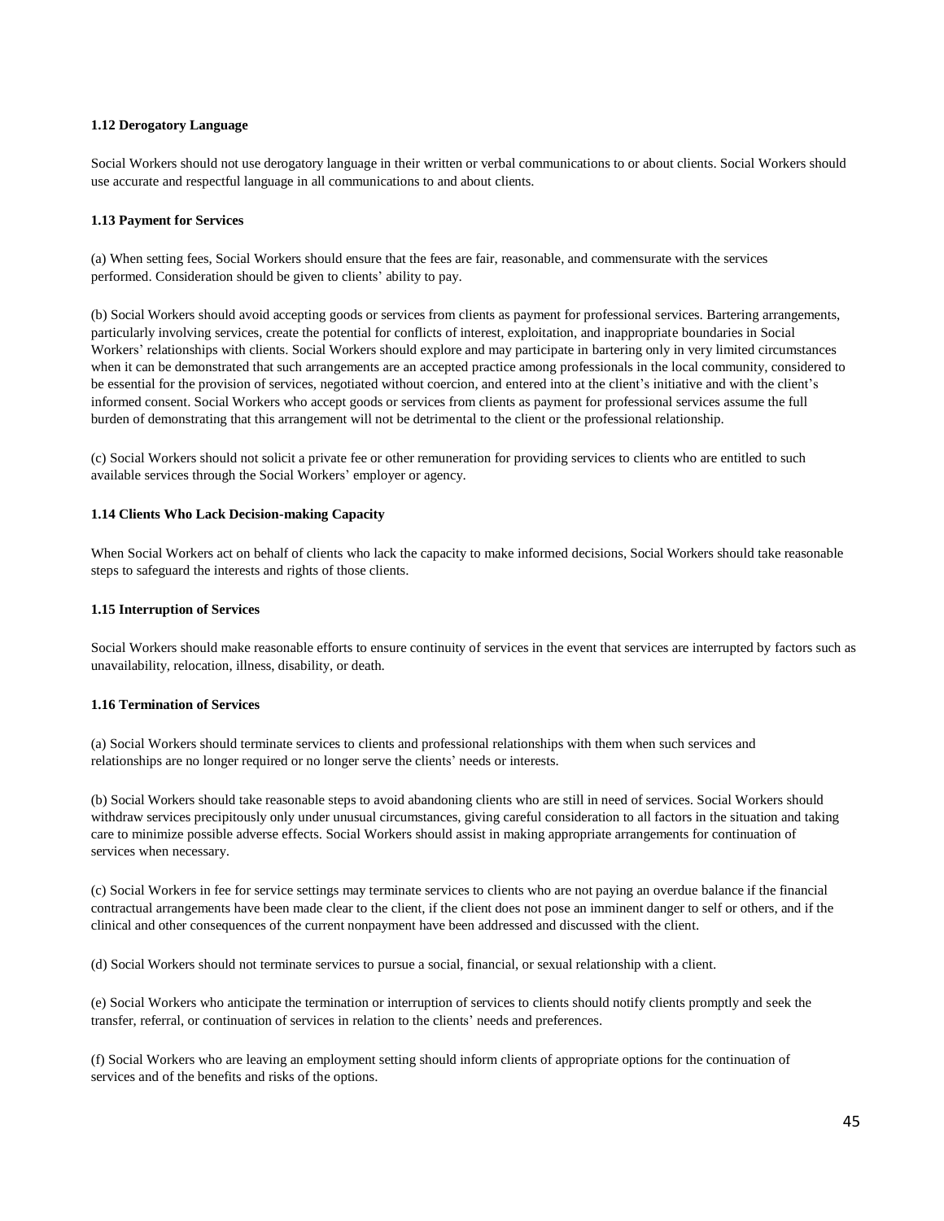**1.12 Derogatory Language**

Social Workers should not use derogatory language in their written or verbal communications to or about clients. Social Workers should use accurate and respectful language in all communications to and about clients.

**1.13 Payment for Services**

(a) When setting fees, Social Workers should ensure that the fees are fair, reasonable, and commensurate with the services performed. Consideration should be given to clients' ability to pay.

(b) Social Workers should avoid accepting goods or services from clients as payment for professional services. Bartering arrangements, particularly involving services, create the potential for conflicts of interest, exploitation, and inappropriate boundaries in Social Workers' relationships with clients. Social Workers should explore and may participate in bartering only in very limited circumstances when it can be demonstrated that such arrangements are an accepted practice among professionals in the local community, considered to be essential for the provision of services, negotiated without coercion, and entered into at the client's initiative and with the client's informed consent. Social Workers who accept goods or services from clients as payment for professional services assume the full burden of demonstrating that this arrangement will not be detrimental to the client or the professional relationship.

(c) Social Workers should not solicit a private fee or other remuneration for providing services to clients who are entitled to such available services through the Social Workers' employer or agency.

**1.14 Clients Who Lack Decision-making Capacity**

When Social Workers act on behalf of clients who lack the capacity to make informed decisions, Social Workers should take reasonable steps to safeguard the interests and rights of those clients.

**1.15 Interruption of Services**

Social Workers should make reasonable efforts to ensure continuity of services in the event that services are interrupted by factors such as unavailability, relocation, illness, disability, or death.

**1.16 Termination of Services**

(a) Social Workers should terminate services to clients and professional relationships with them when such services and relationships are no longer required or no longer serve the clients' needs or interests.

(b) Social Workers should take reasonable steps to avoid abandoning clients who are still in need of services. Social Workers should withdraw services precipitously only under unusual circumstances, giving careful consideration to all factors in the situation and taking care to minimize possible adverse effects. Social Workers should assist in making appropriate arrangements for continuation of services when necessary.

(c) Social Workers in fee for service settings may terminate services to clients who are not paying an overdue balance if the financial contractual arrangements have been made clear to the client, if the client does not pose an imminent danger to self or others, and if the clinical and other consequences of the current nonpayment have been addressed and discussed with the client.

(d) Social Workers should not terminate services to pursue a social, financial, or sexual relationship with a client.

(e) Social Workers who anticipate the termination or interruption of services to clients should notify clients promptly and seek the transfer, referral, or continuation of services in relation to the clients' needs and preferences.

(f) Social Workers who are leaving an employment setting should inform clients of appropriate options for the continuation of services and of the benefits and risks of the options.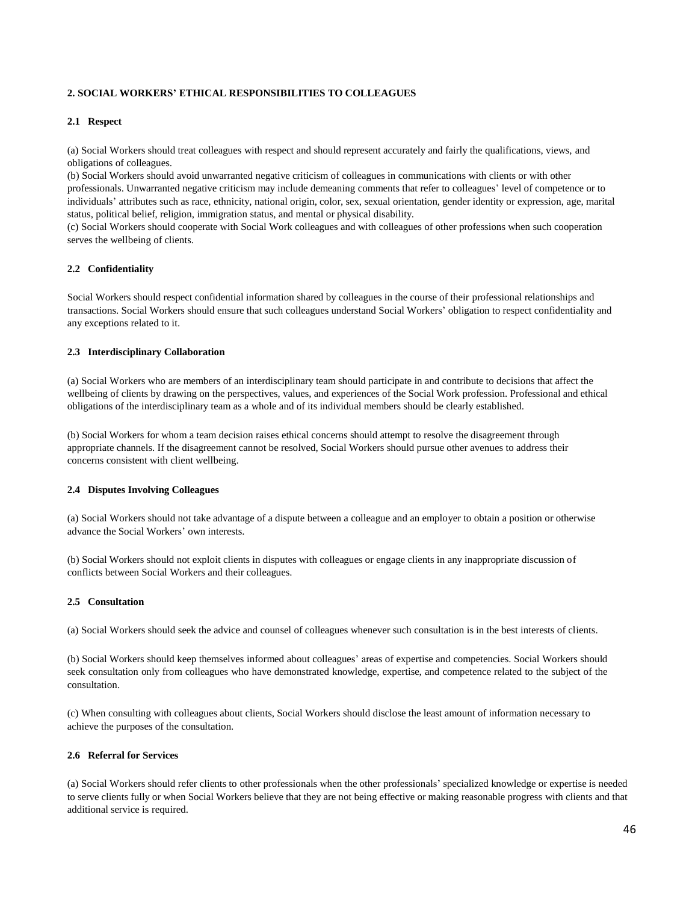## 2. SOCIAL WORKERS' ETHICAL RESPONSIBILITIES TO COLLEAGUES

### 2.1 Respect

(a) Social Workers should treat colleagues with respect and should represent accurately and fairly the qualifications, views, and obligations of colleagues.
(b) Social Workers should avoid unwarranted negative criticism of colleagues in communications with clients or with other professionals. Unwarranted negative criticism may include demeaning comments that refer to colleagues' level of competence or to individuals' attributes such as race, ethnicity, national origin, color, sex, sexual orientation, gender identity or expression, age, marital status, political belief, religion, immigration status, and mental or physical disability.
(c) Social Workers should cooperate with Social Work colleagues and with colleagues of other professions when such cooperation serves the wellbeing of clients.

### 2.2 Confidentiality

Social Workers should respect confidential information shared by colleagues in the course of their professional relationships and transactions. Social Workers should ensure that such colleagues understand Social Workers' obligation to respect confidentiality and any exceptions related to it.

### 2.3 Interdisciplinary Collaboration

(a) Social Workers who are members of an interdisciplinary team should participate in and contribute to decisions that affect the wellbeing of clients by drawing on the perspectives, values, and experiences of the Social Work profession. Professional and ethical obligations of the interdisciplinary team as a whole and of its individual members should be clearly established.

(b) Social Workers for whom a team decision raises ethical concerns should attempt to resolve the disagreement through appropriate channels. If the disagreement cannot be resolved, Social Workers should pursue other avenues to address their concerns consistent with client wellbeing.

### 2.4 Disputes Involving Colleagues

(a) Social Workers should not take advantage of a dispute between a colleague and an employer to obtain a position or otherwise advance the Social Workers' own interests.

(b) Social Workers should not exploit clients in disputes with colleagues or engage clients in any inappropriate discussion of conflicts between Social Workers and their colleagues.

### 2.5 Consultation

(a) Social Workers should seek the advice and counsel of colleagues whenever such consultation is in the best interests of clients.

(b) Social Workers should keep themselves informed about colleagues' areas of expertise and competencies. Social Workers should seek consultation only from colleagues who have demonstrated knowledge, expertise, and competence related to the subject of the consultation.

(c) When consulting with colleagues about clients, Social Workers should disclose the least amount of information necessary to achieve the purposes of the consultation.

### 2.6 Referral for Services

(a) Social Workers should refer clients to other professionals when the other professionals' specialized knowledge or expertise is needed to serve clients fully or when Social Workers believe that they are not being effective or making reasonable progress with clients and that additional service is required.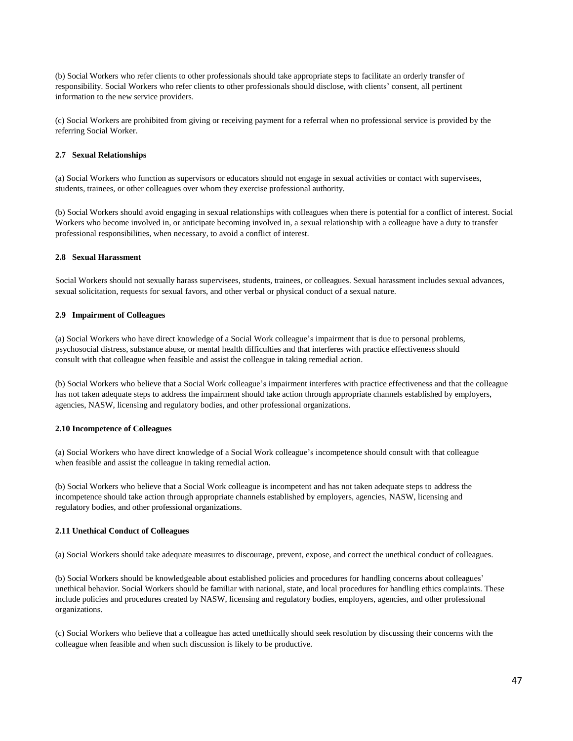(b) Social Workers who refer clients to other professionals should take appropriate steps to facilitate an orderly transfer of responsibility. Social Workers who refer clients to other professionals should disclose, with clients' consent, all pertinent information to the new service providers.

(c) Social Workers are prohibited from giving or receiving payment for a referral when no professional service is provided by the referring Social Worker.

### 2.7 Sexual Relationships

(a) Social Workers who function as supervisors or educators should not engage in sexual activities or contact with supervisees, students, trainees, or other colleagues over whom they exercise professional authority.

(b) Social Workers should avoid engaging in sexual relationships with colleagues when there is potential for a conflict of interest. Social Workers who become involved in, or anticipate becoming involved in, a sexual relationship with a colleague have a duty to transfer professional responsibilities, when necessary, to avoid a conflict of interest.

### 2.8 Sexual Harassment

Social Workers should not sexually harass supervisees, students, trainees, or colleagues. Sexual harassment includes sexual advances, sexual solicitation, requests for sexual favors, and other verbal or physical conduct of a sexual nature.

### 2.9 Impairment of Colleagues

(a) Social Workers who have direct knowledge of a Social Work colleague's impairment that is due to personal problems, psychosocial distress, substance abuse, or mental health difficulties and that interferes with practice effectiveness should consult with that colleague when feasible and assist the colleague in taking remedial action.

(b) Social Workers who believe that a Social Work colleague's impairment interferes with practice effectiveness and that the colleague has not taken adequate steps to address the impairment should take action through appropriate channels established by employers, agencies, NASW, licensing and regulatory bodies, and other professional organizations.

### 2.10 Incompetence of Colleagues

(a) Social Workers who have direct knowledge of a Social Work colleague's incompetence should consult with that colleague when feasible and assist the colleague in taking remedial action.

(b) Social Workers who believe that a Social Work colleague is incompetent and has not taken adequate steps to address the incompetence should take action through appropriate channels established by employers, agencies, NASW, licensing and regulatory bodies, and other professional organizations.

### 2.11 Unethical Conduct of Colleagues

(a) Social Workers should take adequate measures to discourage, prevent, expose, and correct the unethical conduct of colleagues.

(b) Social Workers should be knowledgeable about established policies and procedures for handling concerns about colleagues' unethical behavior. Social Workers should be familiar with national, state, and local procedures for handling ethics complaints. These include policies and procedures created by NASW, licensing and regulatory bodies, employers, agencies, and other professional organizations.

(c) Social Workers who believe that a colleague has acted unethically should seek resolution by discussing their concerns with the colleague when feasible and when such discussion is likely to be productive.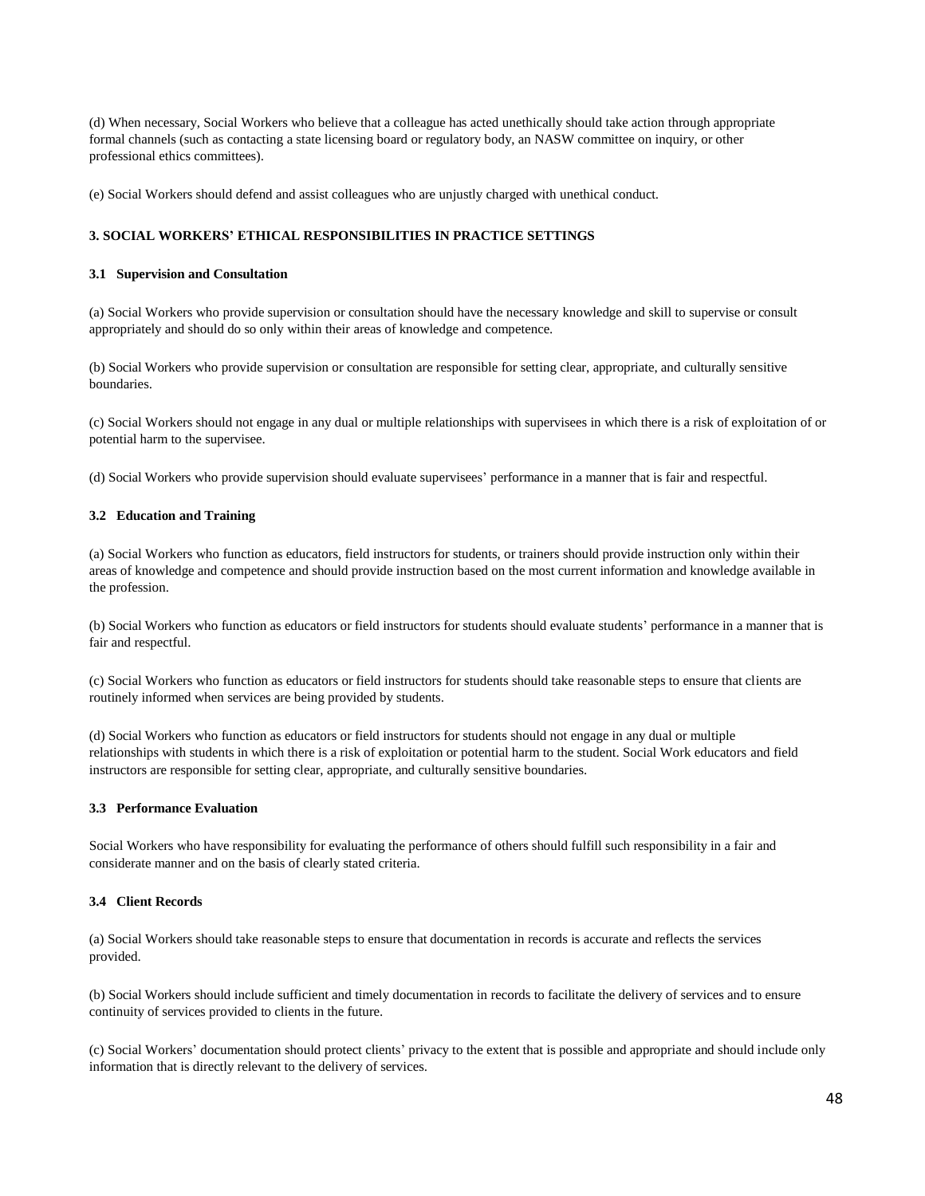(d) When necessary, Social Workers who believe that a colleague has acted unethically should take action through appropriate formal channels (such as contacting a state licensing board or regulatory body, an NASW committee on inquiry, or other professional ethics committees).

(e) Social Workers should defend and assist colleagues who are unjustly charged with unethical conduct.

## 3. SOCIAL WORKERS' ETHICAL RESPONSIBILITIES IN PRACTICE SETTINGS

### 3.1 Supervision and Consultation

(a) Social Workers who provide supervision or consultation should have the necessary knowledge and skill to supervise or consult appropriately and should do so only within their areas of knowledge and competence.

(b) Social Workers who provide supervision or consultation are responsible for setting clear, appropriate, and culturally sensitive boundaries.

(c) Social Workers should not engage in any dual or multiple relationships with supervisees in which there is a risk of exploitation of or potential harm to the supervisee.

(d) Social Workers who provide supervision should evaluate supervisees' performance in a manner that is fair and respectful.

### 3.2 Education and Training

(a) Social Workers who function as educators, field instructors for students, or trainers should provide instruction only within their areas of knowledge and competence and should provide instruction based on the most current information and knowledge available in the profession.

(b) Social Workers who function as educators or field instructors for students should evaluate students' performance in a manner that is fair and respectful.

(c) Social Workers who function as educators or field instructors for students should take reasonable steps to ensure that clients are routinely informed when services are being provided by students.

(d) Social Workers who function as educators or field instructors for students should not engage in any dual or multiple relationships with students in which there is a risk of exploitation or potential harm to the student. Social Work educators and field instructors are responsible for setting clear, appropriate, and culturally sensitive boundaries.

### 3.3 Performance Evaluation

Social Workers who have responsibility for evaluating the performance of others should fulfill such responsibility in a fair and considerate manner and on the basis of clearly stated criteria.

### 3.4 Client Records

(a) Social Workers should take reasonable steps to ensure that documentation in records is accurate and reflects the services provided.

(b) Social Workers should include sufficient and timely documentation in records to facilitate the delivery of services and to ensure continuity of services provided to clients in the future.

(c) Social Workers' documentation should protect clients' privacy to the extent that is possible and appropriate and should include only information that is directly relevant to the delivery of services.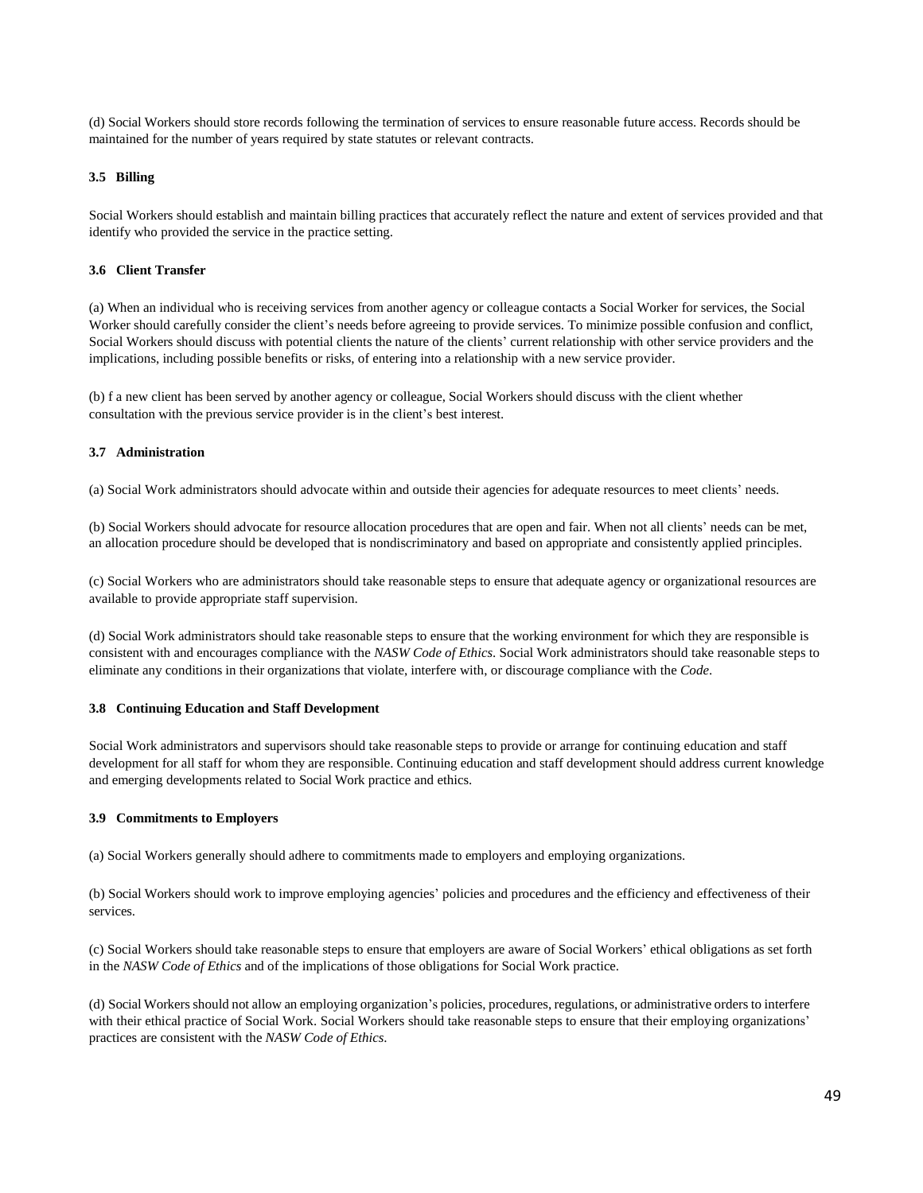(d) Social Workers should store records following the termination of services to ensure reasonable future access. Records should be maintained for the number of years required by state statutes or relevant contracts.

### 3.5 Billing

Social Workers should establish and maintain billing practices that accurately reflect the nature and extent of services provided and that identify who provided the service in the practice setting.

### 3.6 Client Transfer

(a) When an individual who is receiving services from another agency or colleague contacts a Social Worker for services, the Social Worker should carefully consider the client's needs before agreeing to provide services. To minimize possible confusion and conflict, Social Workers should discuss with potential clients the nature of the clients' current relationship with other service providers and the implications, including possible benefits or risks, of entering into a relationship with a new service provider.

(b) f a new client has been served by another agency or colleague, Social Workers should discuss with the client whether consultation with the previous service provider is in the client's best interest.

### 3.7 Administration

(a) Social Work administrators should advocate within and outside their agencies for adequate resources to meet clients' needs.

(b) Social Workers should advocate for resource allocation procedures that are open and fair. When not all clients' needs can be met, an allocation procedure should be developed that is nondiscriminatory and based on appropriate and consistently applied principles.

(c) Social Workers who are administrators should take reasonable steps to ensure that adequate agency or organizational resources are available to provide appropriate staff supervision.

(d) Social Work administrators should take reasonable steps to ensure that the working environment for which they are responsible is consistent with and encourages compliance with the *NASW Code of Ethics*. Social Work administrators should take reasonable steps to eliminate any conditions in their organizations that violate, interfere with, or discourage compliance with the *Code*.

### 3.8 Continuing Education and Staff Development

Social Work administrators and supervisors should take reasonable steps to provide or arrange for continuing education and staff development for all staff for whom they are responsible. Continuing education and staff development should address current knowledge and emerging developments related to Social Work practice and ethics.

### 3.9 Commitments to Employers

(a) Social Workers generally should adhere to commitments made to employers and employing organizations.

(b) Social Workers should work to improve employing agencies' policies and procedures and the efficiency and effectiveness of their services.

(c) Social Workers should take reasonable steps to ensure that employers are aware of Social Workers' ethical obligations as set forth in the *NASW Code of Ethics* and of the implications of those obligations for Social Work practice.

(d) Social Workers should not allow an employing organization's policies, procedures, regulations, or administrative orders to interfere with their ethical practice of Social Work. Social Workers should take reasonable steps to ensure that their employing organizations' practices are consistent with the *NASW Code of Ethics*.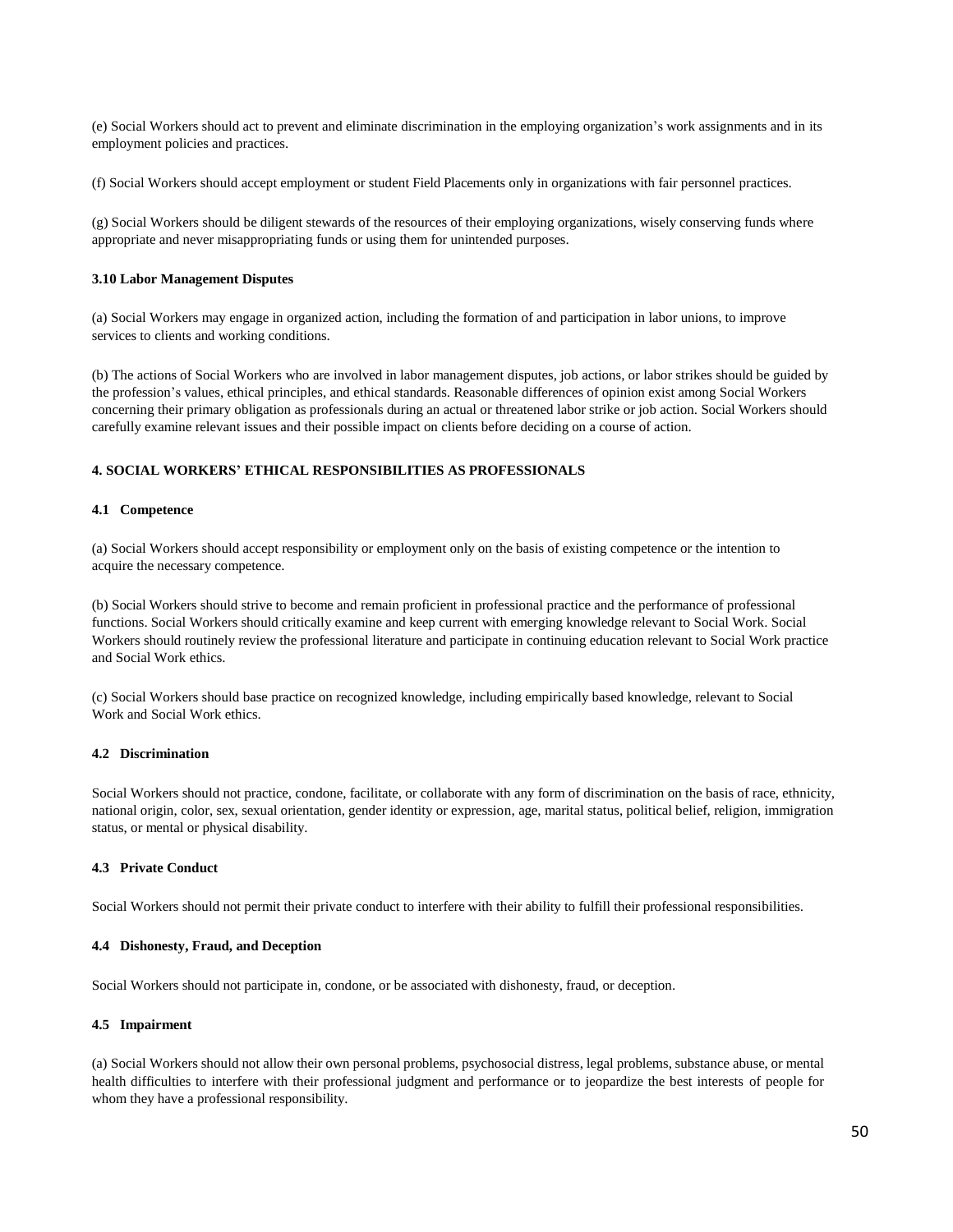(e) Social Workers should act to prevent and eliminate discrimination in the employing organization's work assignments and in its employment policies and practices.

(f) Social Workers should accept employment or student Field Placements only in organizations with fair personnel practices.

(g) Social Workers should be diligent stewards of the resources of their employing organizations, wisely conserving funds where appropriate and never misappropriating funds or using them for unintended purposes.

### 3.10 Labor Management Disputes

(a) Social Workers may engage in organized action, including the formation of and participation in labor unions, to improve services to clients and working conditions.

(b) The actions of Social Workers who are involved in labor management disputes, job actions, or labor strikes should be guided by the profession's values, ethical principles, and ethical standards. Reasonable differences of opinion exist among Social Workers concerning their primary obligation as professionals during an actual or threatened labor strike or job action. Social Workers should carefully examine relevant issues and their possible impact on clients before deciding on a course of action.

## 4. SOCIAL WORKERS' ETHICAL RESPONSIBILITIES AS PROFESSIONALS

### 4.1 Competence

(a) Social Workers should accept responsibility or employment only on the basis of existing competence or the intention to acquire the necessary competence.

(b) Social Workers should strive to become and remain proficient in professional practice and the performance of professional functions. Social Workers should critically examine and keep current with emerging knowledge relevant to Social Work. Social Workers should routinely review the professional literature and participate in continuing education relevant to Social Work practice and Social Work ethics.

(c) Social Workers should base practice on recognized knowledge, including empirically based knowledge, relevant to Social Work and Social Work ethics.

### 4.2 Discrimination

Social Workers should not practice, condone, facilitate, or collaborate with any form of discrimination on the basis of race, ethnicity, national origin, color, sex, sexual orientation, gender identity or expression, age, marital status, political belief, religion, immigration status, or mental or physical disability.

### 4.3 Private Conduct

Social Workers should not permit their private conduct to interfere with their ability to fulfill their professional responsibilities.

### 4.4 Dishonesty, Fraud, and Deception

Social Workers should not participate in, condone, or be associated with dishonesty, fraud, or deception.

### 4.5 Impairment

(a) Social Workers should not allow their own personal problems, psychosocial distress, legal problems, substance abuse, or mental health difficulties to interfere with their professional judgment and performance or to jeopardize the best interests of people for whom they have a professional responsibility.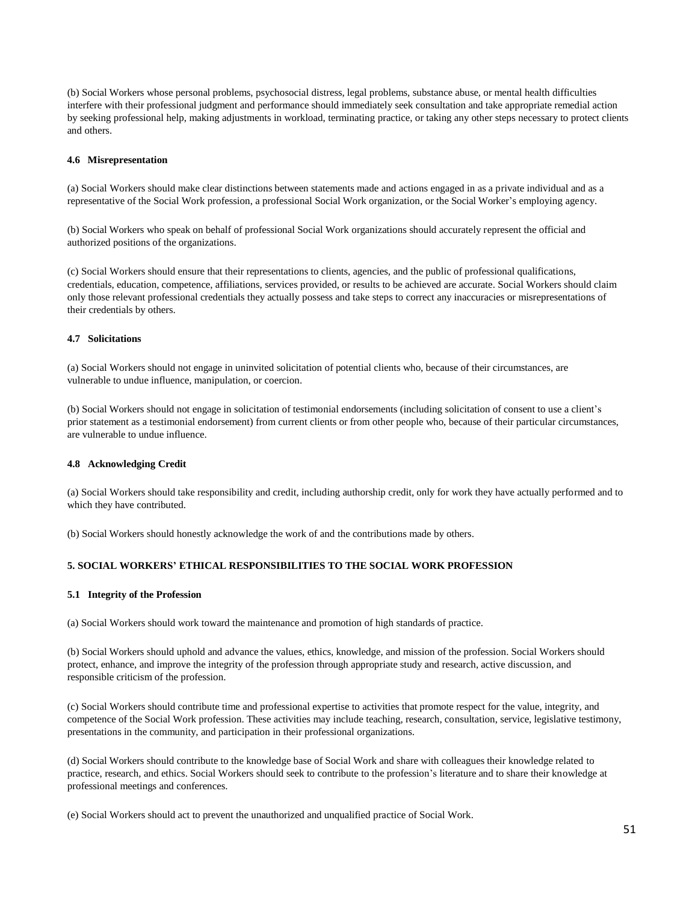(b) Social Workers whose personal problems, psychosocial distress, legal problems, substance abuse, or mental health difficulties interfere with their professional judgment and performance should immediately seek consultation and take appropriate remedial action by seeking professional help, making adjustments in workload, terminating practice, or taking any other steps necessary to protect clients and others.

#### 4.6 Misrepresentation

(a) Social Workers should make clear distinctions between statements made and actions engaged in as a private individual and as a representative of the Social Work profession, a professional Social Work organization, or the Social Worker's employing agency.

(b) Social Workers who speak on behalf of professional Social Work organizations should accurately represent the official and authorized positions of the organizations.

(c) Social Workers should ensure that their representations to clients, agencies, and the public of professional qualifications, credentials, education, competence, affiliations, services provided, or results to be achieved are accurate. Social Workers should claim only those relevant professional credentials they actually possess and take steps to correct any inaccuracies or misrepresentations of their credentials by others.

#### 4.7 Solicitations

(a) Social Workers should not engage in uninvited solicitation of potential clients who, because of their circumstances, are vulnerable to undue influence, manipulation, or coercion.

(b) Social Workers should not engage in solicitation of testimonial endorsements (including solicitation of consent to use a client's prior statement as a testimonial endorsement) from current clients or from other people who, because of their particular circumstances, are vulnerable to undue influence.

#### 4.8 Acknowledging Credit

(a) Social Workers should take responsibility and credit, including authorship credit, only for work they have actually performed and to which they have contributed.

(b) Social Workers should honestly acknowledge the work of and the contributions made by others.

### 5. SOCIAL WORKERS' ETHICAL RESPONSIBILITIES TO THE SOCIAL WORK PROFESSION

#### 5.1 Integrity of the Profession

(a) Social Workers should work toward the maintenance and promotion of high standards of practice.

(b) Social Workers should uphold and advance the values, ethics, knowledge, and mission of the profession. Social Workers should protect, enhance, and improve the integrity of the profession through appropriate study and research, active discussion, and responsible criticism of the profession.

(c) Social Workers should contribute time and professional expertise to activities that promote respect for the value, integrity, and competence of the Social Work profession. These activities may include teaching, research, consultation, service, legislative testimony, presentations in the community, and participation in their professional organizations.

(d) Social Workers should contribute to the knowledge base of Social Work and share with colleagues their knowledge related to practice, research, and ethics. Social Workers should seek to contribute to the profession's literature and to share their knowledge at professional meetings and conferences.

(e) Social Workers should act to prevent the unauthorized and unqualified practice of Social Work.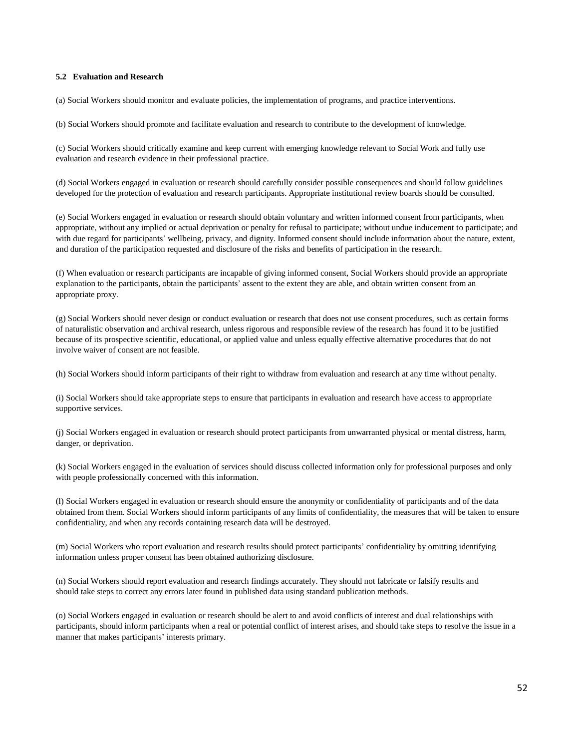### 5.2 Evaluation and Research

(a) Social Workers should monitor and evaluate policies, the implementation of programs, and practice interventions.

(b) Social Workers should promote and facilitate evaluation and research to contribute to the development of knowledge.

(c) Social Workers should critically examine and keep current with emerging knowledge relevant to Social Work and fully use evaluation and research evidence in their professional practice.

(d) Social Workers engaged in evaluation or research should carefully consider possible consequences and should follow guidelines developed for the protection of evaluation and research participants. Appropriate institutional review boards should be consulted.

(e) Social Workers engaged in evaluation or research should obtain voluntary and written informed consent from participants, when appropriate, without any implied or actual deprivation or penalty for refusal to participate; without undue inducement to participate; and with due regard for participants' wellbeing, privacy, and dignity. Informed consent should include information about the nature, extent, and duration of the participation requested and disclosure of the risks and benefits of participation in the research.

(f) When evaluation or research participants are incapable of giving informed consent, Social Workers should provide an appropriate explanation to the participants, obtain the participants' assent to the extent they are able, and obtain written consent from an appropriate proxy.

(g) Social Workers should never design or conduct evaluation or research that does not use consent procedures, such as certain forms of naturalistic observation and archival research, unless rigorous and responsible review of the research has found it to be justified because of its prospective scientific, educational, or applied value and unless equally effective alternative procedures that do not involve waiver of consent are not feasible.

(h) Social Workers should inform participants of their right to withdraw from evaluation and research at any time without penalty.

(i) Social Workers should take appropriate steps to ensure that participants in evaluation and research have access to appropriate supportive services.

(j) Social Workers engaged in evaluation or research should protect participants from unwarranted physical or mental distress, harm, danger, or deprivation.

(k) Social Workers engaged in the evaluation of services should discuss collected information only for professional purposes and only with people professionally concerned with this information.

(l) Social Workers engaged in evaluation or research should ensure the anonymity or confidentiality of participants and of the data obtained from them. Social Workers should inform participants of any limits of confidentiality, the measures that will be taken to ensure confidentiality, and when any records containing research data will be destroyed.

(m) Social Workers who report evaluation and research results should protect participants' confidentiality by omitting identifying information unless proper consent has been obtained authorizing disclosure.

(n) Social Workers should report evaluation and research findings accurately. They should not fabricate or falsify results and should take steps to correct any errors later found in published data using standard publication methods.

(o) Social Workers engaged in evaluation or research should be alert to and avoid conflicts of interest and dual relationships with participants, should inform participants when a real or potential conflict of interest arises, and should take steps to resolve the issue in a manner that makes participants' interests primary.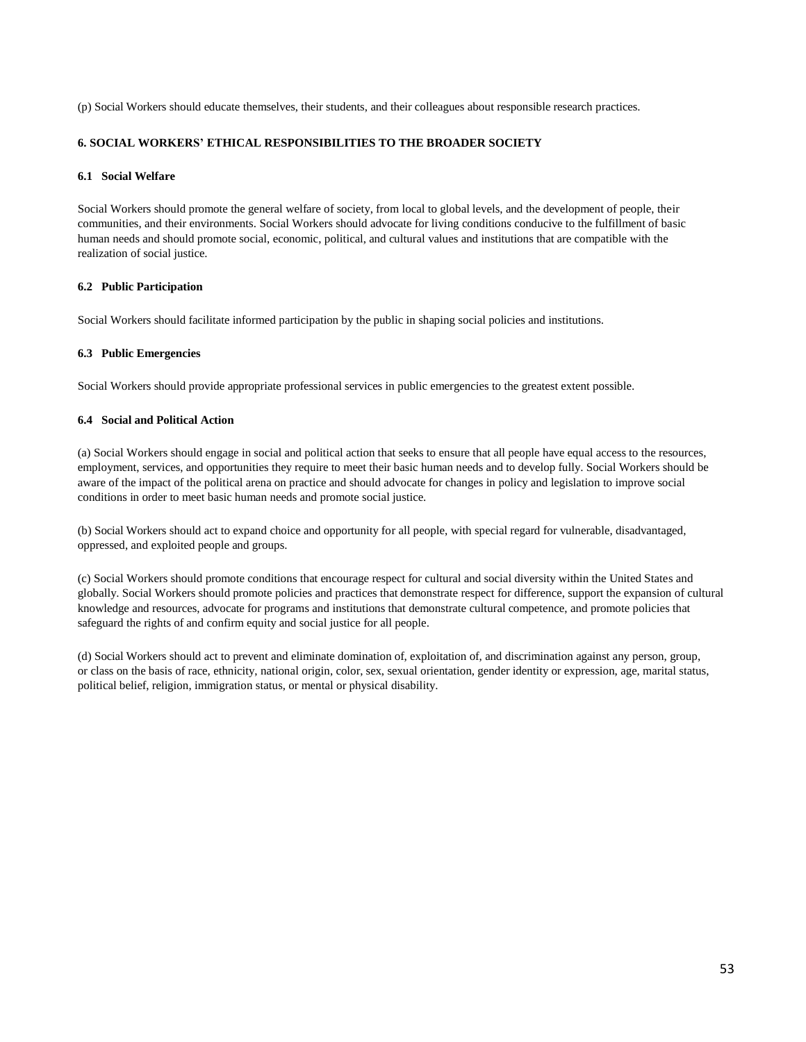(p) Social Workers should educate themselves, their students, and their colleagues about responsible research practices.

## 6. SOCIAL WORKERS' ETHICAL RESPONSIBILITIES TO THE BROADER SOCIETY

### 6.1 Social Welfare

Social Workers should promote the general welfare of society, from local to global levels, and the development of people, their communities, and their environments. Social Workers should advocate for living conditions conducive to the fulfillment of basic human needs and should promote social, economic, political, and cultural values and institutions that are compatible with the realization of social justice.

### 6.2 Public Participation

Social Workers should facilitate informed participation by the public in shaping social policies and institutions.

### 6.3 Public Emergencies

Social Workers should provide appropriate professional services in public emergencies to the greatest extent possible.

### 6.4 Social and Political Action

(a) Social Workers should engage in social and political action that seeks to ensure that all people have equal access to the resources, employment, services, and opportunities they require to meet their basic human needs and to develop fully. Social Workers should be aware of the impact of the political arena on practice and should advocate for changes in policy and legislation to improve social conditions in order to meet basic human needs and promote social justice.

(b) Social Workers should act to expand choice and opportunity for all people, with special regard for vulnerable, disadvantaged, oppressed, and exploited people and groups.

(c) Social Workers should promote conditions that encourage respect for cultural and social diversity within the United States and globally. Social Workers should promote policies and practices that demonstrate respect for difference, support the expansion of cultural knowledge and resources, advocate for programs and institutions that demonstrate cultural competence, and promote policies that safeguard the rights of and confirm equity and social justice for all people.

(d) Social Workers should act to prevent and eliminate domination of, exploitation of, and discrimination against any person, group, or class on the basis of race, ethnicity, national origin, color, sex, sexual orientation, gender identity or expression, age, marital status, political belief, religion, immigration status, or mental or physical disability.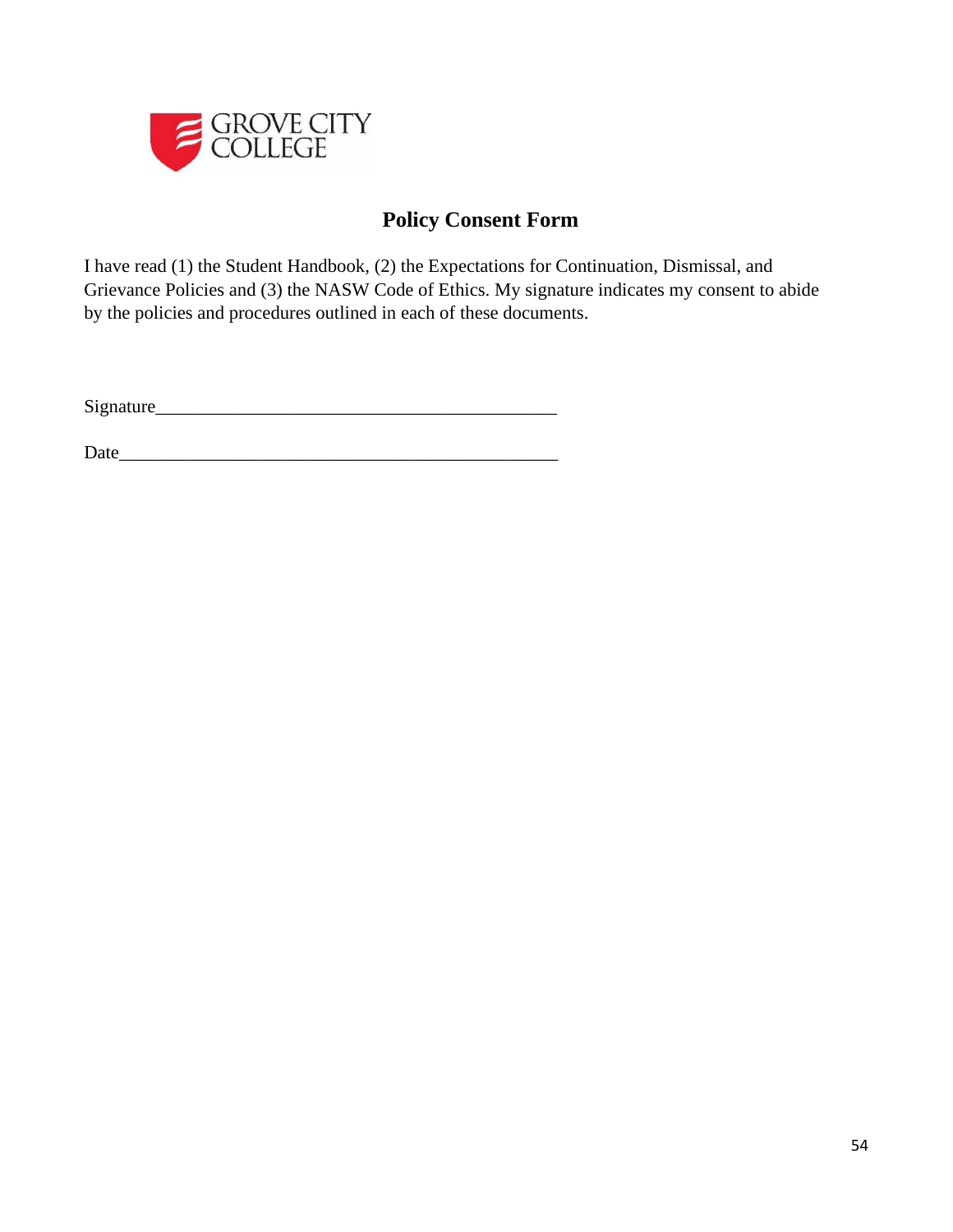GROVE CITY COLLEGE

## Policy Consent Form

I have read (1) the Student Handbook, (2) the Expectations for Continuation, Dismissal, and Grievance Policies and (3) the NASW Code of Ethics. My signature indicates my consent to abide by the policies and procedures outlined in each of these documents.

Signature_____________________________________________

Date_________________________________________________